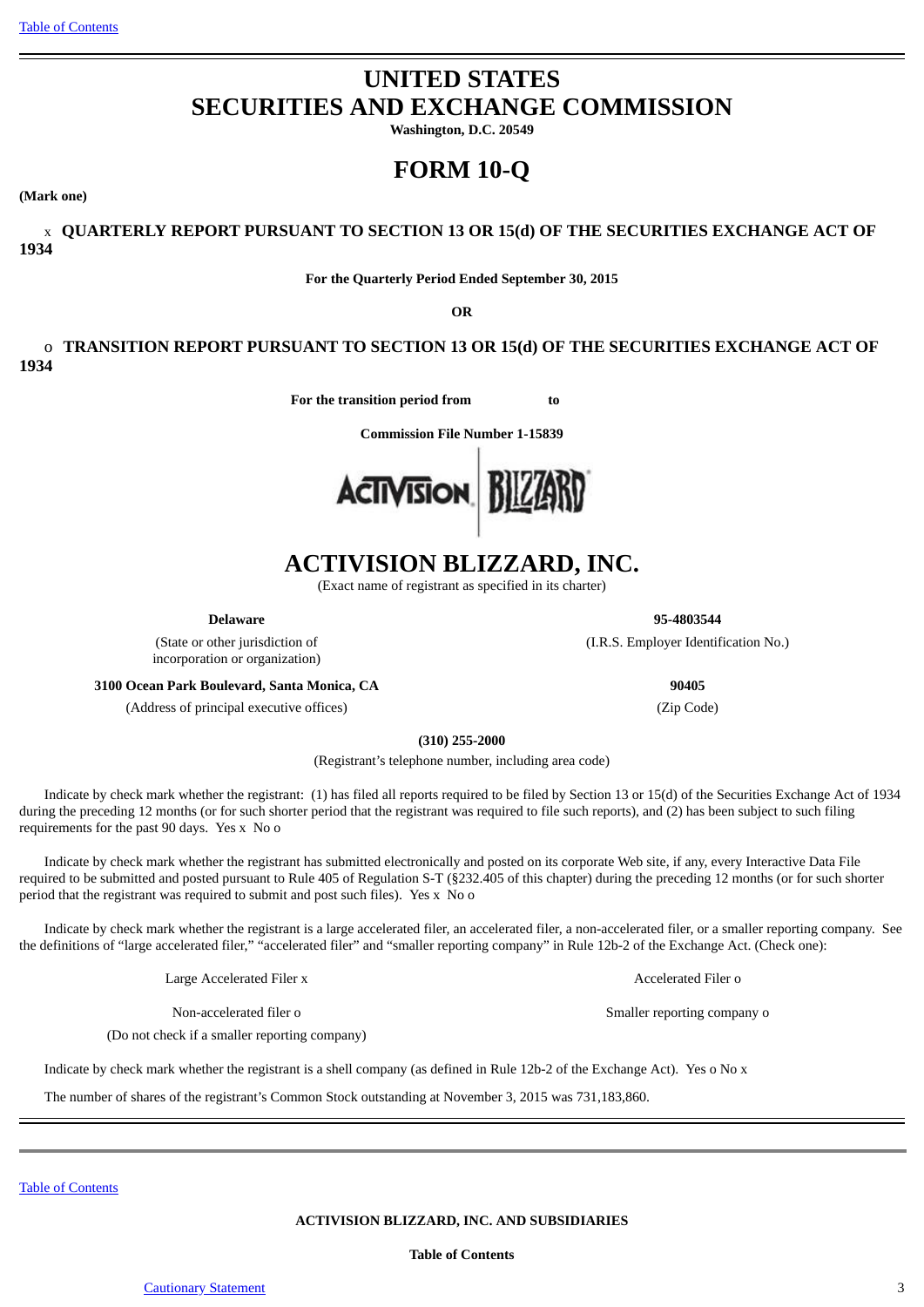# UNITED STATES
# SECURITIES AND EXCHANGE COMMISSION

**Washington, D.C. 20549**

# FORM 10-Q

**(Mark one)**

x **QUARTERLY REPORT PURSUANT TO SECTION 13 OR 15(d) OF THE SECURITIES EXCHANGE ACT OF 1934**

**For the Quarterly Period Ended September 30, 2015**

**OR**

o **TRANSITION REPORT PURSUANT TO SECTION 13 OR 15(d) OF THE SECURITIES EXCHANGE ACT OF 1934**

**For the transition period from to**

**Commission File Number 1-15839**

# ACTIVISION BLIZZARD, INC.

(Exact name of registrant as specified in its charter)

| **Delaware** | **95-4803544** |
|---|---|
| (State or other jurisdiction of incorporation or organization) | (I.R.S. Employer Identification No.) |
| **3100 Ocean Park Boulevard, Santa Monica, CA** | **90405** |
| (Address of principal executive offices) | (Zip Code) |

**(310) 255-2000**

(Registrant's telephone number, including area code)

Indicate by check mark whether the registrant: (1) has filed all reports required to be filed by Section 13 or 15(d) of the Securities Exchange Act of 1934 during the preceding 12 months (or for such shorter period that the registrant was required to file such reports), and (2) has been subject to such filing requirements for the past 90 days. Yes x No o

Indicate by check mark whether the registrant has submitted electronically and posted on its corporate Web site, if any, every Interactive Data File required to be submitted and posted pursuant to Rule 405 of Regulation S-T (§232.405 of this chapter) during the preceding 12 months (or for such shorter period that the registrant was required to submit and post such files). Yes x No o

Indicate by check mark whether the registrant is a large accelerated filer, an accelerated filer, a non-accelerated filer, or a smaller reporting company. See the definitions of "large accelerated filer," "accelerated filer" and "smaller reporting company" in Rule 12b-2 of the Exchange Act. (Check one):

| Large Accelerated Filer x | Accelerated Filer o |
|---|---|
| Non-accelerated filer o (Do not check if a smaller reporting company) | Smaller reporting company o |

Indicate by check mark whether the registrant is a shell company (as defined in Rule 12b-2 of the Exchange Act). Yes o No x

The number of shares of the registrant's Common Stock outstanding at November 3, 2015 was 731,183,860.

---

**ACTIVISION BLIZZARD, INC. AND SUBSIDIARIES**

**Table of Contents**

| | |
|---|---|
| Cautionary Statement | 3 |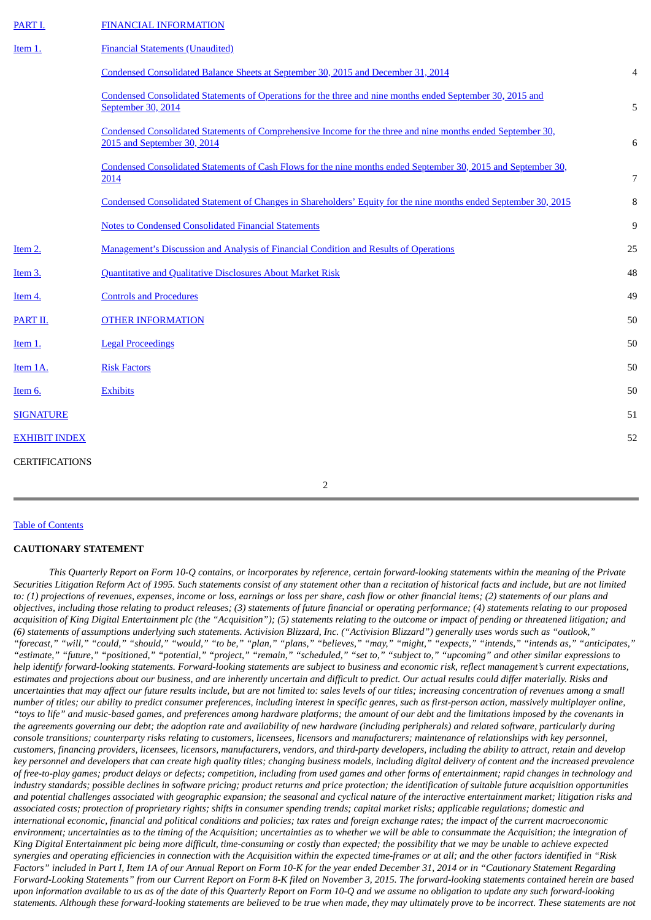| | | |
|---|---|---|
| PART I. | FINANCIAL INFORMATION | |
| Item 1. | Financial Statements (Unaudited) | |
| | Condensed Consolidated Balance Sheets at September 30, 2015 and December 31, 2014 | 4 |
| | Condensed Consolidated Statements of Operations for the three and nine months ended September 30, 2015 and September 30, 2014 | 5 |
| | Condensed Consolidated Statements of Comprehensive Income for the three and nine months ended September 30, 2015 and September 30, 2014 | 6 |
| | Condensed Consolidated Statements of Cash Flows for the nine months ended September 30, 2015 and September 30, 2014 | 7 |
| | Condensed Consolidated Statement of Changes in Shareholders' Equity for the nine months ended September 30, 2015 | 8 |
| | Notes to Condensed Consolidated Financial Statements | 9 |
| Item 2. | Management's Discussion and Analysis of Financial Condition and Results of Operations | 25 |
| Item 3. | Quantitative and Qualitative Disclosures About Market Risk | 48 |
| Item 4. | Controls and Procedures | 49 |
| PART II. | OTHER INFORMATION | 50 |
| Item 1. | Legal Proceedings | 50 |
| Item 1A. | Risk Factors | 50 |
| Item 6. | Exhibits | 50 |
| SIGNATURE | | 51 |
| EXHIBIT INDEX | | 52 |
| CERTIFICATIONS | | |

Table of Contents

**CAUTIONARY STATEMENT**

*This Quarterly Report on Form 10-Q contains, or incorporates by reference, certain forward-looking statements within the meaning of the Private Securities Litigation Reform Act of 1995. Such statements consist of any statement other than a recitation of historical facts and include, but are not limited to: (1) projections of revenues, expenses, income or loss, earnings or loss per share, cash flow or other financial items; (2) statements of our plans and objectives, including those relating to product releases; (3) statements of future financial or operating performance; (4) statements relating to our proposed acquisition of King Digital Entertainment plc (the "Acquisition"); (5) statements relating to the outcome or impact of pending or threatened litigation; and (6) statements of assumptions underlying such statements. Activision Blizzard, Inc. ("Activision Blizzard") generally uses words such as "outlook," "forecast," "will," "could," "should," "would," "to be," "plan," "plans," "believes," "may," "might," "expects," "intends," "intends as," "anticipates," "estimate," "future," "positioned," "potential," "project," "remain," "scheduled," "set to," "subject to," "upcoming" and other similar expressions to help identify forward-looking statements. Forward-looking statements are subject to business and economic risk, reflect management's current expectations, estimates and projections about our business, and are inherently uncertain and difficult to predict. Our actual results could differ materially. Risks and uncertainties that may affect our future results include, but are not limited to: sales levels of our titles; increasing concentration of revenues among a small number of titles; our ability to predict consumer preferences, including interest in specific genres, such as first-person action, massively multiplayer online, "toys to life" and music-based games, and preferences among hardware platforms; the amount of our debt and the limitations imposed by the covenants in the agreements governing our debt; the adoption rate and availability of new hardware (including peripherals) and related software, particularly during console transitions; counterparty risks relating to customers, licensees, licensors and manufacturers; maintenance of relationships with key personnel, customers, financing providers, licensees, licensors, manufacturers, vendors, and third-party developers, including the ability to attract, retain and develop key personnel and developers that can create high quality titles; changing business models, including digital delivery of content and the increased prevalence of free-to-play games; product delays or defects; competition, including from used games and other forms of entertainment; rapid changes in technology and industry standards; possible declines in software pricing; product returns and price protection; the identification of suitable future acquisition opportunities and potential challenges associated with geographic expansion; the seasonal and cyclical nature of the interactive entertainment market; litigation risks and associated costs; protection of proprietary rights; shifts in consumer spending trends; capital market risks; applicable regulations; domestic and international economic, financial and political conditions and policies; tax rates and foreign exchange rates; the impact of the current macroeconomic environment; uncertainties as to the timing of the Acquisition; uncertainties as to whether we will be able to consummate the Acquisition; the integration of King Digital Entertainment plc being more difficult, time-consuming or costly than expected; the possibility that we may be unable to achieve expected synergies and operating efficiencies in connection with the Acquisition within the expected time-frames or at all; and the other factors identified in "Risk Factors" included in Part I, Item 1A of our Annual Report on Form 10-K for the year ended December 31, 2014 or in "Cautionary Statement Regarding Forward-Looking Statements" from our Current Report on Form 8-K filed on November 3, 2015. The forward-looking statements contained herein are based upon information available to us as of the date of this Quarterly Report on Form 10-Q and we assume no obligation to update any such forward-looking statements. Although these forward-looking statements are believed to be true when made, they may ultimately prove to be incorrect. These statements are not*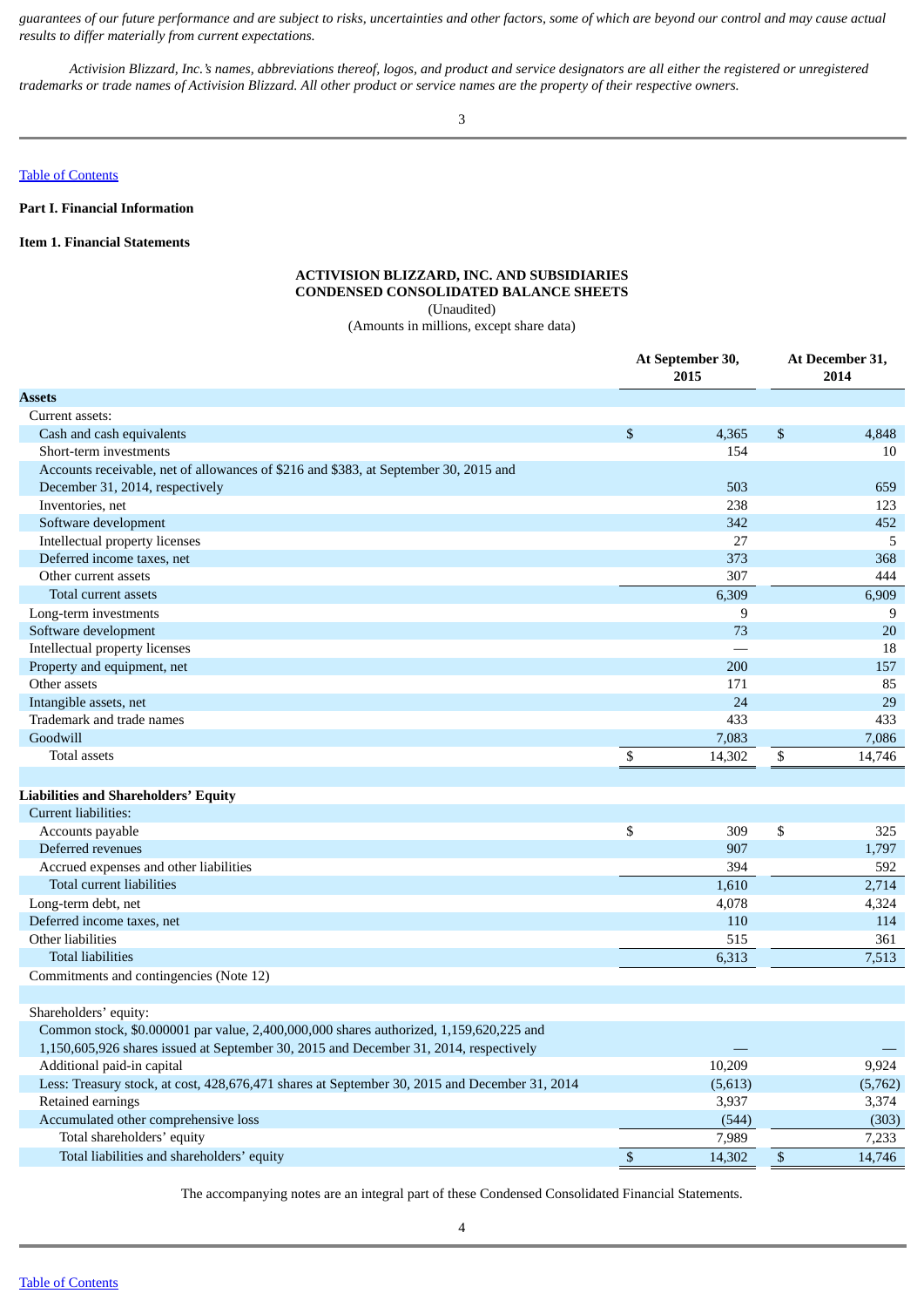*guarantees of our future performance and are subject to risks, uncertainties and other factors, some of which are beyond our control and may cause actual results to differ materially from current expectations.*

*Activision Blizzard, Inc.'s names, abbreviations thereof, logos, and product and service designators are all either the registered or unregistered trademarks or trade names of Activision Blizzard. All other product or service names are the property of their respective owners.*

Table of Contents

**Part I. Financial Information**

**Item 1. Financial Statements**

**ACTIVISION BLIZZARD, INC. AND SUBSIDIARIES**
**CONDENSED CONSOLIDATED BALANCE SHEETS**
(Unaudited)
(Amounts in millions, except share data)

| | At September 30, 2015 | At December 31, 2014 |
|---|---|---|
| **Assets** | | |
| Current assets: | | |
| Cash and cash equivalents | $ 4,365 | $ 4,848 |
| Short-term investments | 154 | 10 |
| Accounts receivable, net of allowances of $216 and $383, at September 30, 2015 and December 31, 2014, respectively | 503 | 659 |
| Inventories, net | 238 | 123 |
| Software development | 342 | 452 |
| Intellectual property licenses | 27 | 5 |
| Deferred income taxes, net | 373 | 368 |
| Other current assets | 307 | 444 |
| Total current assets | 6,309 | 6,909 |
| Long-term investments | 9 | 9 |
| Software development | 73 | 20 |
| Intellectual property licenses | — | 18 |
| Property and equipment, net | 200 | 157 |
| Other assets | 171 | 85 |
| Intangible assets, net | 24 | 29 |
| Trademark and trade names | 433 | 433 |
| Goodwill | 7,083 | 7,086 |
| Total assets | $ 14,302 | $ 14,746 |
| | | |
| **Liabilities and Shareholders' Equity** | | |
| Current liabilities: | | |
| Accounts payable | $ 309 | $ 325 |
| Deferred revenues | 907 | 1,797 |
| Accrued expenses and other liabilities | 394 | 592 |
| Total current liabilities | 1,610 | 2,714 |
| Long-term debt, net | 4,078 | 4,324 |
| Deferred income taxes, net | 110 | 114 |
| Other liabilities | 515 | 361 |
| Total liabilities | 6,313 | 7,513 |
| Commitments and contingencies (Note 12) | | |
| | | |
| Shareholders' equity: | | |
| Common stock, $0.000001 par value, 2,400,000,000 shares authorized, 1,159,620,225 and 1,150,605,926 shares issued at September 30, 2015 and December 31, 2014, respectively | — | — |
| Additional paid-in capital | 10,209 | 9,924 |
| Less: Treasury stock, at cost, 428,676,471 shares at September 30, 2015 and December 31, 2014 | (5,613) | (5,762) |
| Retained earnings | 3,937 | 3,374 |
| Accumulated other comprehensive loss | (544) | (303) |
| Total shareholders' equity | 7,989 | 7,233 |
| Total liabilities and shareholders' equity | $ 14,302 | $ 14,746 |

The accompanying notes are an integral part of these Condensed Consolidated Financial Statements.

Table of Contents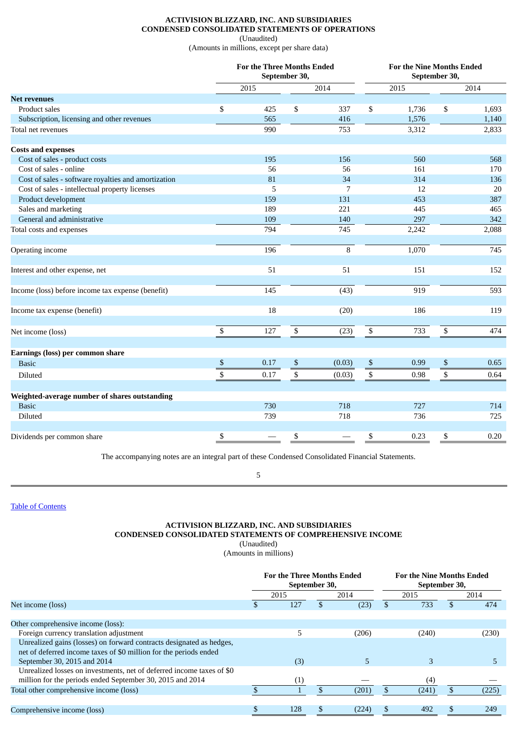**ACTIVISION BLIZZARD, INC. AND SUBSIDIARIES**
**CONDENSED CONSOLIDATED STATEMENTS OF OPERATIONS**
(Unaudited)
(Amounts in millions, except per share data)

| | For the Three Months Ended September 30, | | For the Nine Months Ended September 30, | |
|---|---|---|---|---|
| | 2015 | 2014 | 2015 | 2014 |
| **Net revenues** | | | | |
| Product sales | $ 425 | $ 337 | $ 1,736 | $ 1,693 |
| Subscription, licensing and other revenues | 565 | 416 | 1,576 | 1,140 |
| Total net revenues | 990 | 753 | 3,312 | 2,833 |
| | | | | |
| **Costs and expenses** | | | | |
| Cost of sales - product costs | 195 | 156 | 560 | 568 |
| Cost of sales - online | 56 | 56 | 161 | 170 |
| Cost of sales - software royalties and amortization | 81 | 34 | 314 | 136 |
| Cost of sales - intellectual property licenses | 5 | 7 | 12 | 20 |
| Product development | 159 | 131 | 453 | 387 |
| Sales and marketing | 189 | 221 | 445 | 465 |
| General and administrative | 109 | 140 | 297 | 342 |
| Total costs and expenses | 794 | 745 | 2,242 | 2,088 |
| | | | | |
| Operating income | 196 | 8 | 1,070 | 745 |
| | | | | |
| Interest and other expense, net | 51 | 51 | 151 | 152 |
| | | | | |
| Income (loss) before income tax expense (benefit) | 145 | (43) | 919 | 593 |
| | | | | |
| Income tax expense (benefit) | 18 | (20) | 186 | 119 |
| | | | | |
| Net income (loss) | $ 127 | $ (23) | $ 733 | $ 474 |
| | | | | |
| **Earnings (loss) per common share** | | | | |
| Basic | $ 0.17 | $ (0.03) | $ 0.99 | $ 0.65 |
| Diluted | $ 0.17 | $ (0.03) | $ 0.98 | $ 0.64 |
| | | | | |
| **Weighted-average number of shares outstanding** | | | | |
| Basic | 730 | 718 | 727 | 714 |
| Diluted | 739 | 718 | 736 | 725 |
| | | | | |
| Dividends per common share | $ — | $ — | $ 0.23 | $ 0.20 |

The accompanying notes are an integral part of these Condensed Consolidated Financial Statements.

Table of Contents

**ACTIVISION BLIZZARD, INC. AND SUBSIDIARIES**
**CONDENSED CONSOLIDATED STATEMENTS OF COMPREHENSIVE INCOME**
(Unaudited)
(Amounts in millions)

| | For the Three Months Ended September 30, | | For the Nine Months Ended September 30, | |
|---|---|---|---|---|
| | 2015 | 2014 | 2015 | 2014 |
| Net income (loss) | $ 127 | $ (23) | $ 733 | $ 474 |
| | | | | |
| Other comprehensive income (loss): | | | | |
| Foreign currency translation adjustment | 5 | (206) | (240) | (230) |
| Unrealized gains (losses) on forward contracts designated as hedges, net of deferred income taxes of $0 million for the periods ended September 30, 2015 and 2014 | (3) | 5 | 3 | 5 |
| Unrealized losses on investments, net of deferred income taxes of $0 million for the periods ended September 30, 2015 and 2014 | (1) | — | (4) | — |
| Total other comprehensive income (loss) | $ 1 | $ (201) | $ (241) | $ (225) |
| | | | | |
| Comprehensive income (loss) | $ 128 | $ (224) | $ 492 | $ 249 |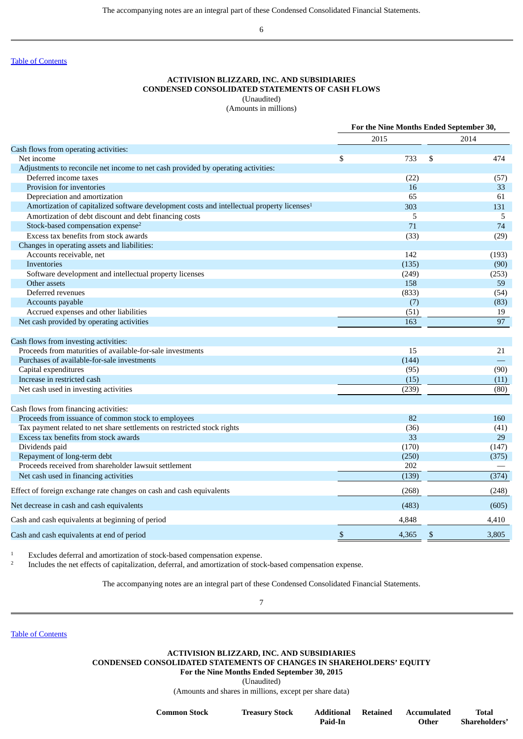The accompanying notes are an integral part of these Condensed Consolidated Financial Statements.

Table of Contents

**ACTIVISION BLIZZARD, INC. AND SUBSIDIARIES**
**CONDENSED CONSOLIDATED STATEMENTS OF CASH FLOWS**
(Unaudited)
(Amounts in millions)

| | For the Nine Months Ended September 30, | |
|---|---|---|
| | 2015 | 2014 |
| Cash flows from operating activities: | | |
| Net income | $ 733 | $ 474 |
| Adjustments to reconcile net income to net cash provided by operating activities: | | |
| Deferred income taxes | (22) | (57) |
| Provision for inventories | 16 | 33 |
| Depreciation and amortization | 65 | 61 |
| Amortization of capitalized software development costs and intellectual property licenses[1] | 303 | 131 |
| Amortization of debt discount and debt financing costs | 5 | 5 |
| Stock-based compensation expense[2] | 71 | 74 |
| Excess tax benefits from stock awards | (33) | (29) |
| Changes in operating assets and liabilities: | | |
| Accounts receivable, net | 142 | (193) |
| Inventories | (135) | (90) |
| Software development and intellectual property licenses | (249) | (253) |
| Other assets | 158 | 59 |
| Deferred revenues | (833) | (54) |
| Accounts payable | (7) | (83) |
| Accrued expenses and other liabilities | (51) | 19 |
| Net cash provided by operating activities | 163 | 97 |
| | | |
| Cash flows from investing activities: | | |
| Proceeds from maturities of available-for-sale investments | 15 | 21 |
| Purchases of available-for-sale investments | (144) | — |
| Capital expenditures | (95) | (90) |
| Increase in restricted cash | (15) | (11) |
| Net cash used in investing activities | (239) | (80) |
| | | |
| Cash flows from financing activities: | | |
| Proceeds from issuance of common stock to employees | 82 | 160 |
| Tax payment related to net share settlements on restricted stock rights | (36) | (41) |
| Excess tax benefits from stock awards | 33 | 29 |
| Dividends paid | (170) | (147) |
| Repayment of long-term debt | (250) | (375) |
| Proceeds received from shareholder lawsuit settlement | 202 | — |
| Net cash used in financing activities | (139) | (374) |
| Effect of foreign exchange rate changes on cash and cash equivalents | (268) | (248) |
| Net decrease in cash and cash equivalents | (483) | (605) |
| Cash and cash equivalents at beginning of period | 4,848 | 4,410 |
| Cash and cash equivalents at end of period | $ 4,365 | $ 3,805 |

[1] Excludes deferral and amortization of stock-based compensation expense.
[2] Includes the net effects of capitalization, deferral, and amortization of stock-based compensation expense.

The accompanying notes are an integral part of these Condensed Consolidated Financial Statements.

Table of Contents

**ACTIVISION BLIZZARD, INC. AND SUBSIDIARIES**
**CONDENSED CONSOLIDATED STATEMENTS OF CHANGES IN SHAREHOLDERS' EQUITY**
**For the Nine Months Ended September 30, 2015**
(Unaudited)
(Amounts and shares in millions, except per share data)

| Common Stock | Treasury Stock | Additional Paid-In | Retained | Accumulated Other | Total Shareholders' |
|---|---|---|---|---|---|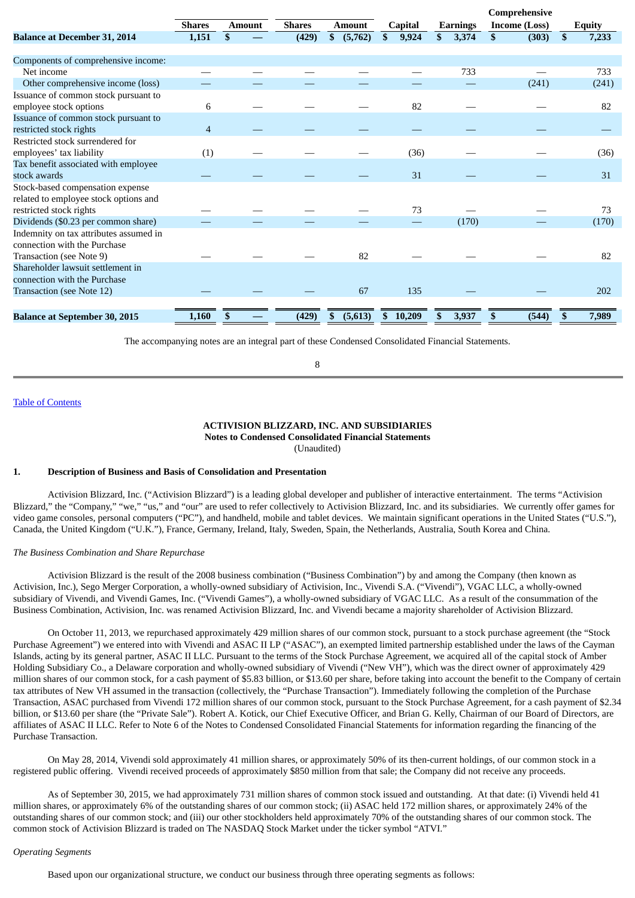| | Shares | Amount | Shares | Amount | Capital | Earnings | Comprehensive Income (Loss) | Equity |
|---|---|---|---|---|---|---|---|---|
| **Balance at December 31, 2014** | **1,151** | **$ —** | **(429)** | **$ (5,762)** | **$ 9,924** | **$ 3,374** | **$ (303)** | **$ 7,233** |
| Components of comprehensive income: | | | | | | | | |
| Net income | — | — | — | — | — | 733 | — | 733 |
| Other comprehensive income (loss) | — | — | — | — | — | — | (241) | (241) |
| Issuance of common stock pursuant to employee stock options | 6 | — | — | — | 82 | — | — | 82 |
| Issuance of common stock pursuant to restricted stock rights | 4 | — | — | — | — | — | — | — |
| Restricted stock surrendered for employees' tax liability | (1) | — | — | — | (36) | — | — | (36) |
| Tax benefit associated with employee stock awards | — | — | — | — | 31 | — | — | 31 |
| Stock-based compensation expense related to employee stock options and restricted stock rights | — | — | — | — | 73 | — | — | 73 |
| Dividends ($0.23 per common share) | — | — | — | — | — | (170) | — | (170) |
| Indemnity on tax attributes assumed in connection with the Purchase Transaction (see Note 9) | — | — | — | 82 | — | — | — | 82 |
| Shareholder lawsuit settlement in connection with the Purchase Transaction (see Note 12) | — | — | — | 67 | 135 | — | — | 202 |
| **Balance at September 30, 2015** | **1,160** | **$ —** | **(429)** | **$ (5,613)** | **$ 10,209** | **$ 3,937** | **$ (544)** | **$ 7,989** |

The accompanying notes are an integral part of these Condensed Consolidated Financial Statements.

Table of Contents

**ACTIVISION BLIZZARD, INC. AND SUBSIDIARIES**
**Notes to Condensed Consolidated Financial Statements**
(Unaudited)

## 1. Description of Business and Basis of Consolidation and Presentation

Activision Blizzard, Inc. ("Activision Blizzard") is a leading global developer and publisher of interactive entertainment. The terms "Activision Blizzard," the "Company," "we," "us," and "our" are used to refer collectively to Activision Blizzard, Inc. and its subsidiaries. We currently offer games for video game consoles, personal computers ("PC"), and handheld, mobile and tablet devices. We maintain significant operations in the United States ("U.S."), Canada, the United Kingdom ("U.K."), France, Germany, Ireland, Italy, Sweden, Spain, the Netherlands, Australia, South Korea and China.

*The Business Combination and Share Repurchase*

Activision Blizzard is the result of the 2008 business combination ("Business Combination") by and among the Company (then known as Activision, Inc.), Sego Merger Corporation, a wholly-owned subsidiary of Activision, Inc., Vivendi S.A. ("Vivendi"), VGAC LLC, a wholly-owned subsidiary of Vivendi, and Vivendi Games, Inc. ("Vivendi Games"), a wholly-owned subsidiary of VGAC LLC. As a result of the consummation of the Business Combination, Activision, Inc. was renamed Activision Blizzard, Inc. and Vivendi became a majority shareholder of Activision Blizzard.

On October 11, 2013, we repurchased approximately 429 million shares of our common stock, pursuant to a stock purchase agreement (the "Stock Purchase Agreement") we entered into with Vivendi and ASAC II LP ("ASAC"), an exempted limited partnership established under the laws of the Cayman Islands, acting by its general partner, ASAC II LLC. Pursuant to the terms of the Stock Purchase Agreement, we acquired all of the capital stock of Amber Holding Subsidiary Co., a Delaware corporation and wholly-owned subsidiary of Vivendi ("New VH"), which was the direct owner of approximately 429 million shares of our common stock, for a cash payment of $5.83 billion, or $13.60 per share, before taking into account the benefit to the Company of certain tax attributes of New VH assumed in the transaction (collectively, the "Purchase Transaction"). Immediately following the completion of the Purchase Transaction, ASAC purchased from Vivendi 172 million shares of our common stock, pursuant to the Stock Purchase Agreement, for a cash payment of $2.34 billion, or $13.60 per share (the "Private Sale"). Robert A. Kotick, our Chief Executive Officer, and Brian G. Kelly, Chairman of our Board of Directors, are affiliates of ASAC II LLC. Refer to Note 6 of the Notes to Condensed Consolidated Financial Statements for information regarding the financing of the Purchase Transaction.

On May 28, 2014, Vivendi sold approximately 41 million shares, or approximately 50% of its then-current holdings, of our common stock in a registered public offering. Vivendi received proceeds of approximately $850 million from that sale; the Company did not receive any proceeds.

As of September 30, 2015, we had approximately 731 million shares of common stock issued and outstanding. At that date: (i) Vivendi held 41 million shares, or approximately 6% of the outstanding shares of our common stock; (ii) ASAC held 172 million shares, or approximately 24% of the outstanding shares of our common stock; and (iii) our other stockholders held approximately 70% of the outstanding shares of our common stock. The common stock of Activision Blizzard is traded on The NASDAQ Stock Market under the ticker symbol "ATVI."

*Operating Segments*

Based upon our organizational structure, we conduct our business through three operating segments as follows: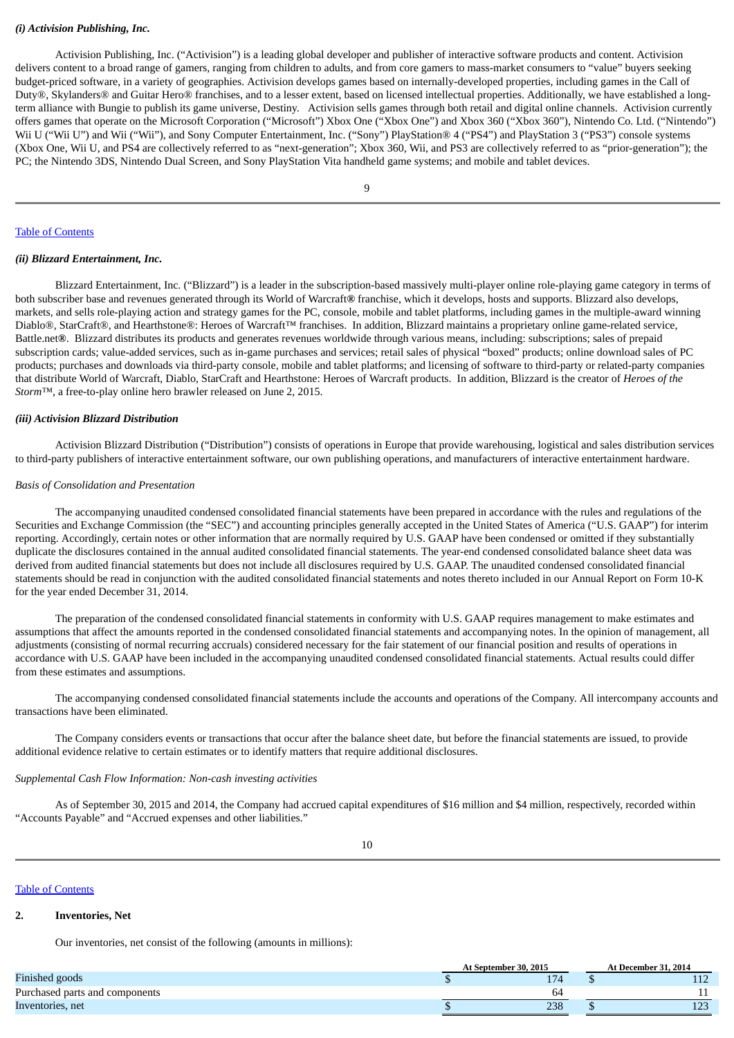*(i) Activision Publishing, Inc.*

Activision Publishing, Inc. (“Activision”) is a leading global developer and publisher of interactive software products and content. Activision delivers content to a broad range of gamers, ranging from children to adults, and from core gamers to mass-market consumers to “value” buyers seeking budget-priced software, in a variety of geographies. Activision develops games based on internally-developed properties, including games in the Call of Duty®, Skylanders® and Guitar Hero® franchises, and to a lesser extent, based on licensed intellectual properties. Additionally, we have established a long-term alliance with Bungie to publish its game universe, Destiny. Activision sells games through both retail and digital online channels. Activision currently offers games that operate on the Microsoft Corporation (“Microsoft”) Xbox One (“Xbox One”) and Xbox 360 (“Xbox 360”), Nintendo Co. Ltd. (“Nintendo”) Wii U (“Wii U”) and Wii (“Wii”), and Sony Computer Entertainment, Inc. (“Sony”) PlayStation® 4 (“PS4”) and PlayStation 3 (“PS3”) console systems (Xbox One, Wii U, and PS4 are collectively referred to as “next-generation”; Xbox 360, Wii, and PS3 are collectively referred to as “prior-generation”); the PC; the Nintendo 3DS, Nintendo Dual Screen, and Sony PlayStation Vita handheld game systems; and mobile and tablet devices.

*(ii) Blizzard Entertainment, Inc.*

Blizzard Entertainment, Inc. (“Blizzard”) is a leader in the subscription-based massively multi-player online role-playing game category in terms of both subscriber base and revenues generated through its World of Warcraft® franchise, which it develops, hosts and supports. Blizzard also develops, markets, and sells role-playing action and strategy games for the PC, console, mobile and tablet platforms, including games in the multiple-award winning Diablo®, StarCraft®, and Hearthstone®: Heroes of Warcraft™ franchises. In addition, Blizzard maintains a proprietary online game-related service, Battle.net®. Blizzard distributes its products and generates revenues worldwide through various means, including: subscriptions; sales of prepaid subscription cards; value-added services, such as in-game purchases and services; retail sales of physical “boxed” products; online download sales of PC products; purchases and downloads via third-party console, mobile and tablet platforms; and licensing of software to third-party or related-party companies that distribute World of Warcraft, Diablo, StarCraft and Hearthstone: Heroes of Warcraft products. In addition, Blizzard is the creator of *Heroes of the Storm*™, a free-to-play online hero brawler released on June 2, 2015.

*(iii) Activision Blizzard Distribution*

Activision Blizzard Distribution (“Distribution”) consists of operations in Europe that provide warehousing, logistical and sales distribution services to third-party publishers of interactive entertainment software, our own publishing operations, and manufacturers of interactive entertainment hardware.

*Basis of Consolidation and Presentation*

The accompanying unaudited condensed consolidated financial statements have been prepared in accordance with the rules and regulations of the Securities and Exchange Commission (the “SEC”) and accounting principles generally accepted in the United States of America (“U.S. GAAP”) for interim reporting. Accordingly, certain notes or other information that are normally required by U.S. GAAP have been condensed or omitted if they substantially duplicate the disclosures contained in the annual audited consolidated financial statements. The year-end condensed consolidated balance sheet data was derived from audited financial statements but does not include all disclosures required by U.S. GAAP. The unaudited condensed consolidated financial statements should be read in conjunction with the audited consolidated financial statements and notes thereto included in our Annual Report on Form 10-K for the year ended December 31, 2014.

The preparation of the condensed consolidated financial statements in conformity with U.S. GAAP requires management to make estimates and assumptions that affect the amounts reported in the condensed consolidated financial statements and accompanying notes. In the opinion of management, all adjustments (consisting of normal recurring accruals) considered necessary for the fair statement of our financial position and results of operations in accordance with U.S. GAAP have been included in the accompanying unaudited condensed consolidated financial statements. Actual results could differ from these estimates and assumptions.

The accompanying condensed consolidated financial statements include the accounts and operations of the Company. All intercompany accounts and transactions have been eliminated.

The Company considers events or transactions that occur after the balance sheet date, but before the financial statements are issued, to provide additional evidence relative to certain estimates or to identify matters that require additional disclosures.

*Supplemental Cash Flow Information: Non-cash investing activities*

As of September 30, 2015 and 2014, the Company had accrued capital expenditures of $16 million and $4 million, respectively, recorded within “Accounts Payable” and “Accrued expenses and other liabilities.”

## 2. Inventories, Net

Our inventories, net consist of the following (amounts in millions):

| | At September 30, 2015 | At December 31, 2014 |
|---|---|---|
| Finished goods | $ 174 | $ 112 |
| Purchased parts and components | 64 | 11 |
| Inventories, net | $ 238 | $ 123 |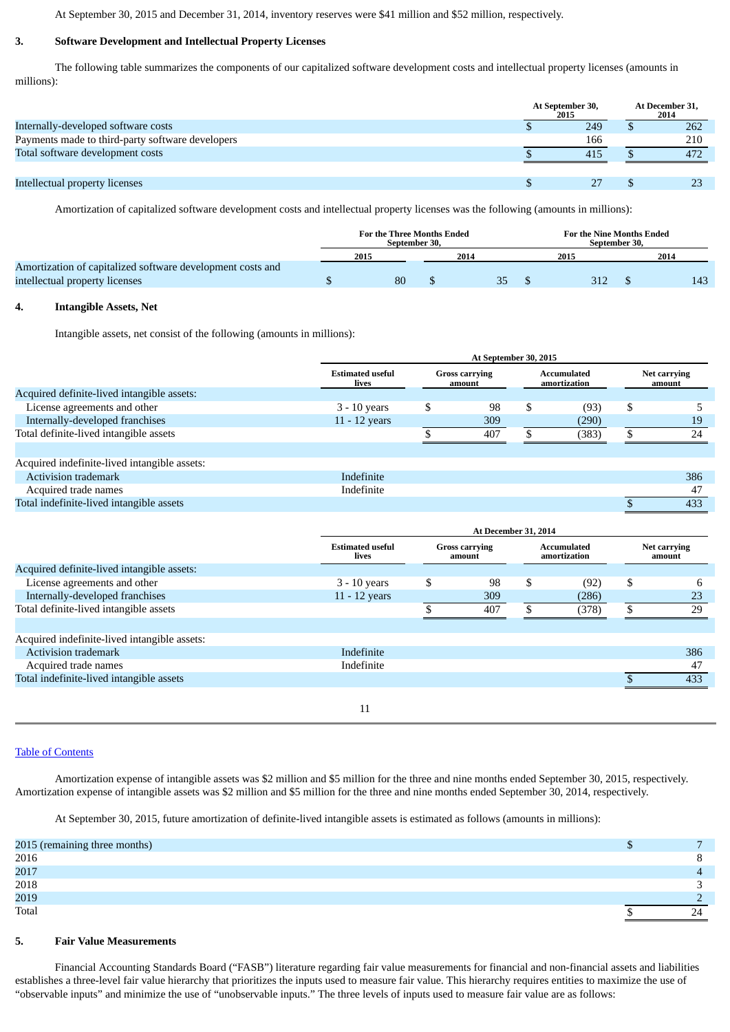At September 30, 2015 and December 31, 2014, inventory reserves were $41 million and $52 million, respectively.

### 3. Software Development and Intellectual Property Licenses

The following table summarizes the components of our capitalized software development costs and intellectual property licenses (amounts in millions):

| | At September 30, 2015 | At December 31, 2014 |
|---|---|---|
| Internally-developed software costs | $ 249 | $ 262 |
| Payments made to third-party software developers | 166 | 210 |
| Total software development costs | $ 415 | $ 472 |
| | | |
| Intellectual property licenses | $ 27 | $ 23 |

Amortization of capitalized software development costs and intellectual property licenses was the following (amounts in millions):

| | For the Three Months Ended September 30, | | For the Nine Months Ended September 30, | |
|---|---|---|---|---|
| | 2015 | 2014 | 2015 | 2014 |
| Amortization of capitalized software development costs and intellectual property licenses | $ 80 | $ 35 | $ 312 | $ 143 |

### 4. Intangible Assets, Net

Intangible assets, net consist of the following (amounts in millions):

| | At September 30, 2015 | | | |
|---|---|---|---|---|
| | Estimated useful lives | Gross carrying amount | Accumulated amortization | Net carrying amount |
| Acquired definite-lived intangible assets: | | | | |
| License agreements and other | 3 - 10 years | $ 98 | $ (93) | $ 5 |
| Internally-developed franchises | 11 - 12 years | 309 | (290) | 19 |
| Total definite-lived intangible assets | | $ 407 | $ (383) | $ 24 |
| | | | | |
| Acquired indefinite-lived intangible assets: | | | | |
| Activision trademark | Indefinite | | | 386 |
| Acquired trade names | Indefinite | | | 47 |
| Total indefinite-lived intangible assets | | | | $ 433 |

| | At December 31, 2014 | | | |
|---|---|---|---|---|
| | Estimated useful lives | Gross carrying amount | Accumulated amortization | Net carrying amount |
| Acquired definite-lived intangible assets: | | | | |
| License agreements and other | 3 - 10 years | $ 98 | $ (92) | $ 6 |
| Internally-developed franchises | 11 - 12 years | 309 | (286) | 23 |
| Total definite-lived intangible assets | | $ 407 | $ (378) | $ 29 |
| | | | | |
| Acquired indefinite-lived intangible assets: | | | | |
| Activision trademark | Indefinite | | | 386 |
| Acquired trade names | Indefinite | | | 47 |
| Total indefinite-lived intangible assets | | | | $ 433 |

Amortization expense of intangible assets was $2 million and $5 million for the three and nine months ended September 30, 2015, respectively. Amortization expense of intangible assets was $2 million and $5 million for the three and nine months ended September 30, 2014, respectively.

At September 30, 2015, future amortization of definite-lived intangible assets is estimated as follows (amounts in millions):

| | |
|---|---|
| 2015 (remaining three months) | $ 7 |
| 2016 | 8 |
| 2017 | 4 |
| 2018 | 3 |
| 2019 | 2 |
| Total | $ 24 |

### 5. Fair Value Measurements

Financial Accounting Standards Board ("FASB") literature regarding fair value measurements for financial and non-financial assets and liabilities establishes a three-level fair value hierarchy that prioritizes the inputs used to measure fair value. This hierarchy requires entities to maximize the use of "observable inputs" and minimize the use of "unobservable inputs." The three levels of inputs used to measure fair value are as follows: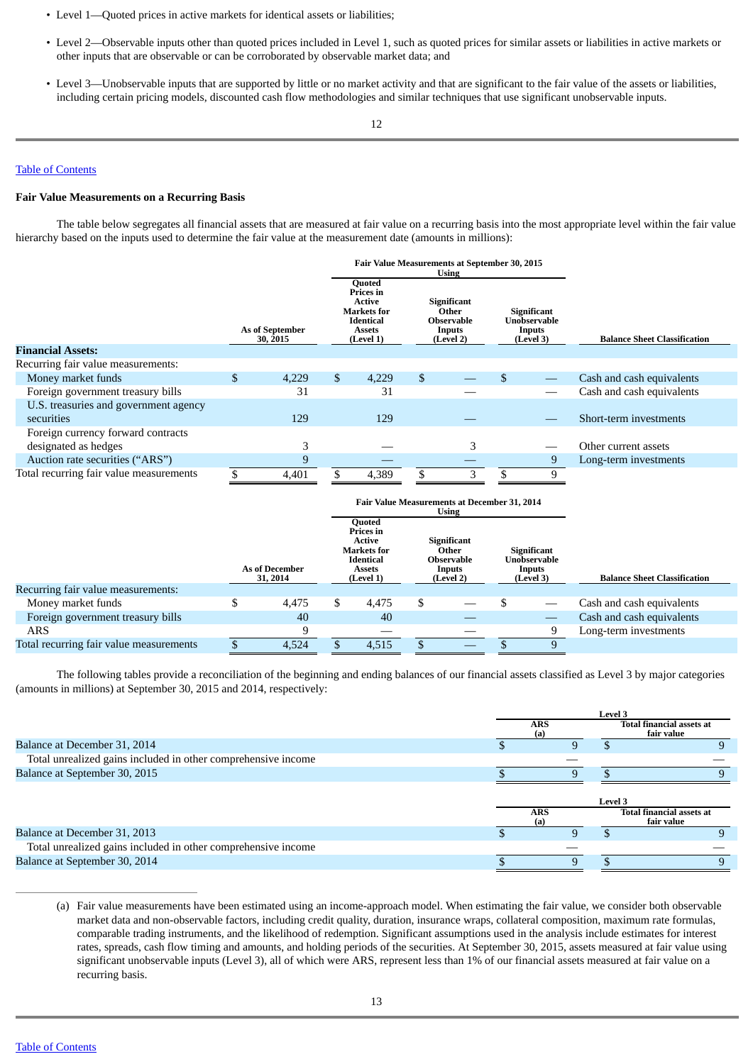- Level 1—Quoted prices in active markets for identical assets or liabilities;
- Level 2—Observable inputs other than quoted prices included in Level 1, such as quoted prices for similar assets or liabilities in active markets or other inputs that are observable or can be corroborated by observable market data; and
- Level 3—Unobservable inputs that are supported by little or no market activity and that are significant to the fair value of the assets or liabilities, including certain pricing models, discounted cash flow methodologies and similar techniques that use significant unobservable inputs.

Table of Contents

### Fair Value Measurements on a Recurring Basis

The table below segregates all financial assets that are measured at fair value on a recurring basis into the most appropriate level within the fair value hierarchy based on the inputs used to determine the fair value at the measurement date (amounts in millions):

| | | Fair Value Measurements at September 30, 2015 Using | | | |
|---|---|---|---|---|---|
| | As of September 30, 2015 | Quoted Prices in Active Markets for Identical Assets (Level 1) | Significant Other Observable Inputs (Level 2) | Significant Unobservable Inputs (Level 3) | Balance Sheet Classification |
| **Financial Assets:** | | | | | |
| Recurring fair value measurements: | | | | | |
| Money market funds | $ 4,229 | $ 4,229 | $ — | $ — | Cash and cash equivalents |
| Foreign government treasury bills | 31 | 31 | — | — | Cash and cash equivalents |
| U.S. treasuries and government agency securities | 129 | 129 | — | — | Short-term investments |
| Foreign currency forward contracts designated as hedges | 3 | — | 3 | — | Other current assets |
| Auction rate securities ("ARS") | 9 | — | — | 9 | Long-term investments |
| Total recurring fair value measurements | $ 4,401 | $ 4,389 | $ 3 | $ 9 | |

| | | Fair Value Measurements at December 31, 2014 Using | | | |
|---|---|---|---|---|---|
| | As of December 31, 2014 | Quoted Prices in Active Markets for Identical Assets (Level 1) | Significant Other Observable Inputs (Level 2) | Significant Unobservable Inputs (Level 3) | Balance Sheet Classification |
| Recurring fair value measurements: | | | | | |
| Money market funds | $ 4,475 | $ 4,475 | $ — | $ — | Cash and cash equivalents |
| Foreign government treasury bills | 40 | 40 | — | — | Cash and cash equivalents |
| ARS | 9 | — | — | 9 | Long-term investments |
| Total recurring fair value measurements | $ 4,524 | $ 4,515 | $ — | $ 9 | |

The following tables provide a reconciliation of the beginning and ending balances of our financial assets classified as Level 3 by major categories (amounts in millions) at September 30, 2015 and 2014, respectively:

| | Level 3 | |
|---|---|---|
| | ARS (a) | Total financial assets at fair value |
| Balance at December 31, 2014 | $ 9 | $ 9 |
| Total unrealized gains included in other comprehensive income | — | — |
| Balance at September 30, 2015 | $ 9 | $ 9 |

| | Level 3 | |
|---|---|---|
| | ARS (a) | Total financial assets at fair value |
| Balance at December 31, 2013 | $ 9 | $ 9 |
| Total unrealized gains included in other comprehensive income | — | — |
| Balance at September 30, 2014 | $ 9 | $ 9 |

(a) Fair value measurements have been estimated using an income-approach model. When estimating the fair value, we consider both observable market data and non-observable factors, including credit quality, duration, insurance wraps, collateral composition, maximum rate formulas, comparable trading instruments, and the likelihood of redemption. Significant assumptions used in the analysis include estimates for interest rates, spreads, cash flow timing and amounts, and holding periods of the securities. At September 30, 2015, assets measured at fair value using significant unobservable inputs (Level 3), all of which were ARS, represent less than 1% of our financial assets measured at fair value on a recurring basis.

Table of Contents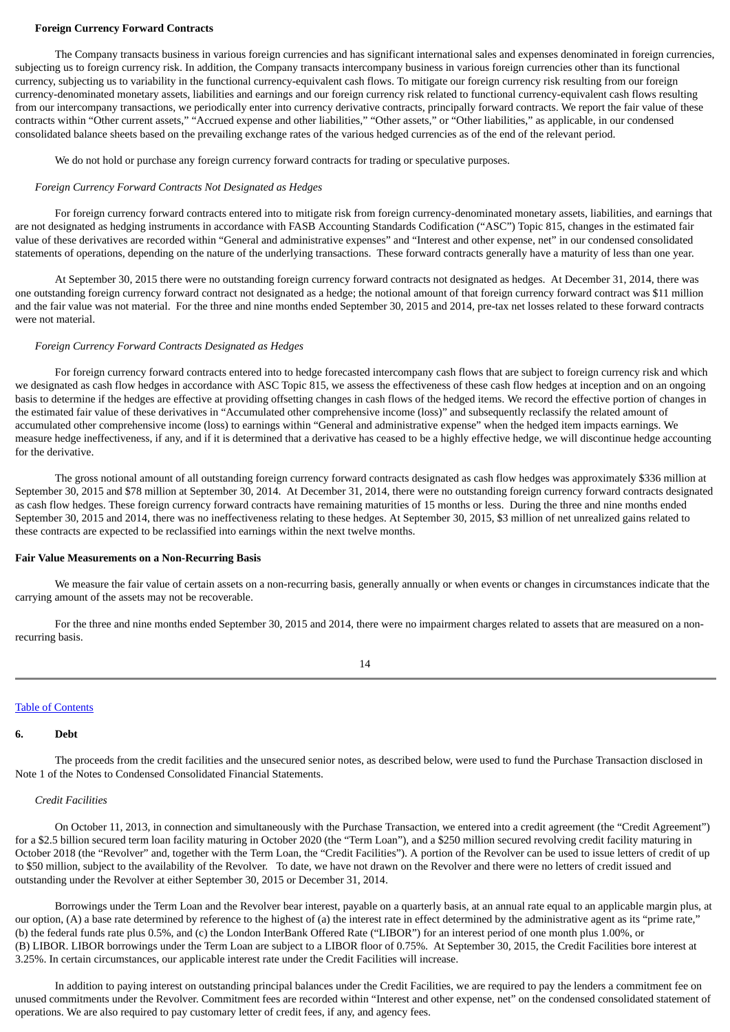**Foreign Currency Forward Contracts**

The Company transacts business in various foreign currencies and has significant international sales and expenses denominated in foreign currencies, subjecting us to foreign currency risk. In addition, the Company transacts intercompany business in various foreign currencies other than its functional currency, subjecting us to variability in the functional currency-equivalent cash flows. To mitigate our foreign currency risk resulting from our foreign currency-denominated monetary assets, liabilities and earnings and our foreign currency risk related to functional currency-equivalent cash flows resulting from our intercompany transactions, we periodically enter into currency derivative contracts, principally forward contracts. We report the fair value of these contracts within "Other current assets," "Accrued expense and other liabilities," "Other assets," or "Other liabilities," as applicable, in our condensed consolidated balance sheets based on the prevailing exchange rates of the various hedged currencies as of the end of the relevant period.

We do not hold or purchase any foreign currency forward contracts for trading or speculative purposes.

*Foreign Currency Forward Contracts Not Designated as Hedges*

For foreign currency forward contracts entered into to mitigate risk from foreign currency-denominated monetary assets, liabilities, and earnings that are not designated as hedging instruments in accordance with FASB Accounting Standards Codification ("ASC") Topic 815, changes in the estimated fair value of these derivatives are recorded within "General and administrative expenses" and "Interest and other expense, net" in our condensed consolidated statements of operations, depending on the nature of the underlying transactions. These forward contracts generally have a maturity of less than one year.

At September 30, 2015 there were no outstanding foreign currency forward contracts not designated as hedges. At December 31, 2014, there was one outstanding foreign currency forward contract not designated as a hedge; the notional amount of that foreign currency forward contract was $11 million and the fair value was not material. For the three and nine months ended September 30, 2015 and 2014, pre-tax net losses related to these forward contracts were not material.

*Foreign Currency Forward Contracts Designated as Hedges*

For foreign currency forward contracts entered into to hedge forecasted intercompany cash flows that are subject to foreign currency risk and which we designated as cash flow hedges in accordance with ASC Topic 815, we assess the effectiveness of these cash flow hedges at inception and on an ongoing basis to determine if the hedges are effective at providing offsetting changes in cash flows of the hedged items. We record the effective portion of changes in the estimated fair value of these derivatives in "Accumulated other comprehensive income (loss)" and subsequently reclassify the related amount of accumulated other comprehensive income (loss) to earnings within "General and administrative expense" when the hedged item impacts earnings. We measure hedge ineffectiveness, if any, and if it is determined that a derivative has ceased to be a highly effective hedge, we will discontinue hedge accounting for the derivative.

The gross notional amount of all outstanding foreign currency forward contracts designated as cash flow hedges was approximately $336 million at September 30, 2015 and $78 million at September 30, 2014. At December 31, 2014, there were no outstanding foreign currency forward contracts designated as cash flow hedges. These foreign currency forward contracts have remaining maturities of 15 months or less. During the three and nine months ended September 30, 2015 and 2014, there was no ineffectiveness relating to these hedges. At September 30, 2015, $3 million of net unrealized gains related to these contracts are expected to be reclassified into earnings within the next twelve months.

**Fair Value Measurements on a Non-Recurring Basis**

We measure the fair value of certain assets on a non-recurring basis, generally annually or when events or changes in circumstances indicate that the carrying amount of the assets may not be recoverable.

For the three and nine months ended September 30, 2015 and 2014, there were no impairment charges related to assets that are measured on a non-recurring basis.

## 6. Debt

The proceeds from the credit facilities and the unsecured senior notes, as described below, were used to fund the Purchase Transaction disclosed in Note 1 of the Notes to Condensed Consolidated Financial Statements.

*Credit Facilities*

On October 11, 2013, in connection and simultaneously with the Purchase Transaction, we entered into a credit agreement (the "Credit Agreement") for a $2.5 billion secured term loan facility maturing in October 2020 (the "Term Loan"), and a $250 million secured revolving credit facility maturing in October 2018 (the "Revolver" and, together with the Term Loan, the "Credit Facilities"). A portion of the Revolver can be used to issue letters of credit of up to $50 million, subject to the availability of the Revolver. To date, we have not drawn on the Revolver and there were no letters of credit issued and outstanding under the Revolver at either September 30, 2015 or December 31, 2014.

Borrowings under the Term Loan and the Revolver bear interest, payable on a quarterly basis, at an annual rate equal to an applicable margin plus, at our option, (A) a base rate determined by reference to the highest of (a) the interest rate in effect determined by the administrative agent as its "prime rate," (b) the federal funds rate plus 0.5%, and (c) the London InterBank Offered Rate ("LIBOR") for an interest period of one month plus 1.00%, or (B) LIBOR. LIBOR borrowings under the Term Loan are subject to a LIBOR floor of 0.75%. At September 30, 2015, the Credit Facilities bore interest at 3.25%. In certain circumstances, our applicable interest rate under the Credit Facilities will increase.

In addition to paying interest on outstanding principal balances under the Credit Facilities, we are required to pay the lenders a commitment fee on unused commitments under the Revolver. Commitment fees are recorded within "Interest and other expense, net" on the condensed consolidated statement of operations. We are also required to pay customary letter of credit fees, if any, and agency fees.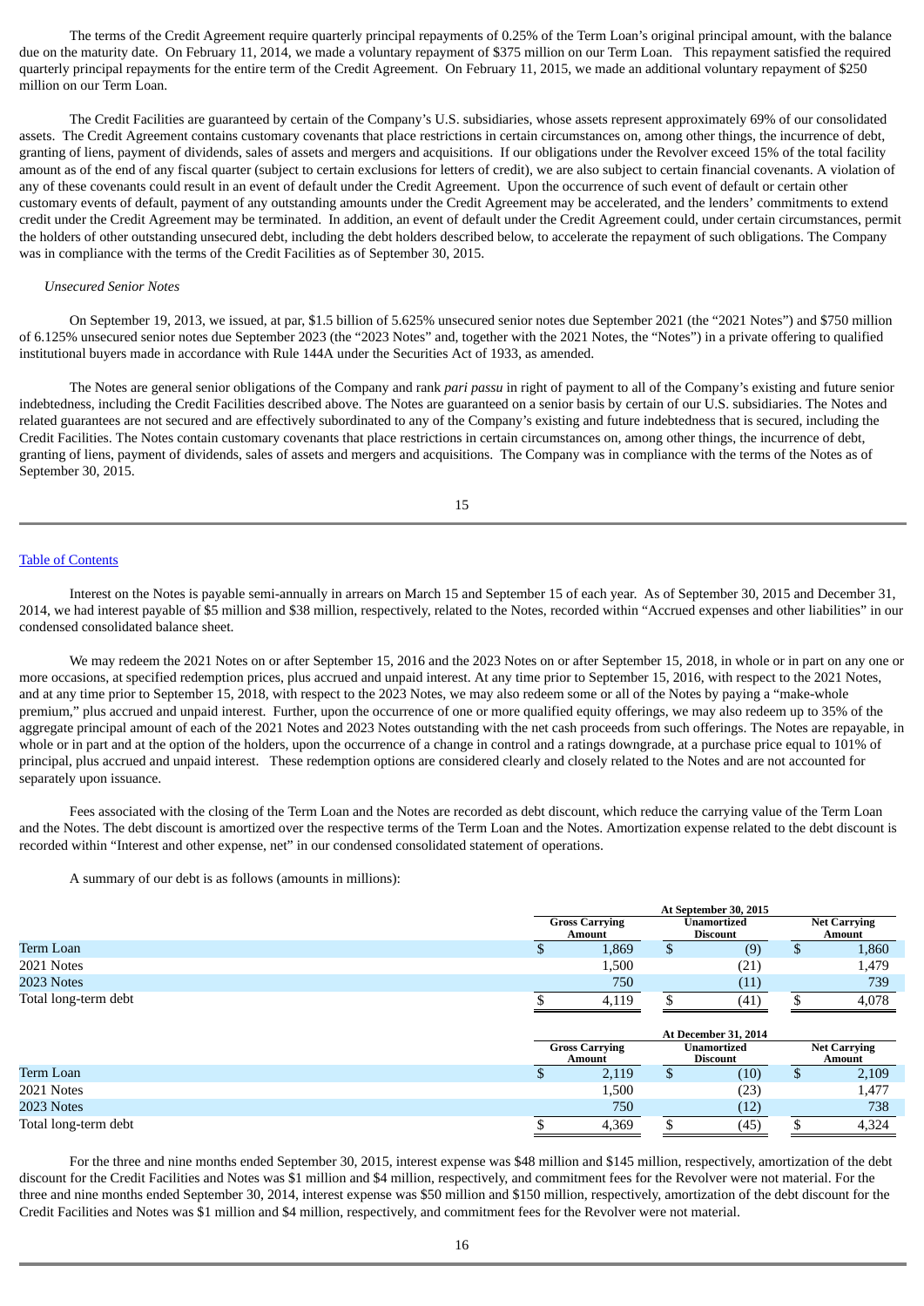The terms of the Credit Agreement require quarterly principal repayments of 0.25% of the Term Loan's original principal amount, with the balance due on the maturity date. On February 11, 2014, we made a voluntary repayment of $375 million on our Term Loan. This repayment satisfied the required quarterly principal repayments for the entire term of the Credit Agreement. On February 11, 2015, we made an additional voluntary repayment of $250 million on our Term Loan.

The Credit Facilities are guaranteed by certain of the Company's U.S. subsidiaries, whose assets represent approximately 69% of our consolidated assets. The Credit Agreement contains customary covenants that place restrictions in certain circumstances on, among other things, the incurrence of debt, granting of liens, payment of dividends, sales of assets and mergers and acquisitions. If our obligations under the Revolver exceed 15% of the total facility amount as of the end of any fiscal quarter (subject to certain exclusions for letters of credit), we are also subject to certain financial covenants. A violation of any of these covenants could result in an event of default under the Credit Agreement. Upon the occurrence of such event of default or certain other customary events of default, payment of any outstanding amounts under the Credit Agreement may be accelerated, and the lenders' commitments to extend credit under the Credit Agreement may be terminated. In addition, an event of default under the Credit Agreement could, under certain circumstances, permit the holders of other outstanding unsecured debt, including the debt holders described below, to accelerate the repayment of such obligations. The Company was in compliance with the terms of the Credit Facilities as of September 30, 2015.

*Unsecured Senior Notes*

On September 19, 2013, we issued, at par, $1.5 billion of 5.625% unsecured senior notes due September 2021 (the "2021 Notes") and $750 million of 6.125% unsecured senior notes due September 2023 (the "2023 Notes" and, together with the 2021 Notes, the "Notes") in a private offering to qualified institutional buyers made in accordance with Rule 144A under the Securities Act of 1933, as amended.

The Notes are general senior obligations of the Company and rank *pari passu* in right of payment to all of the Company's existing and future senior indebtedness, including the Credit Facilities described above. The Notes are guaranteed on a senior basis by certain of our U.S. subsidiaries. The Notes and related guarantees are not secured and are effectively subordinated to any of the Company's existing and future indebtedness that is secured, including the Credit Facilities. The Notes contain customary covenants that place restrictions in certain circumstances on, among other things, the incurrence of debt, granting of liens, payment of dividends, sales of assets and mergers and acquisitions. The Company was in compliance with the terms of the Notes as of September 30, 2015.

Interest on the Notes is payable semi-annually in arrears on March 15 and September 15 of each year. As of September 30, 2015 and December 31, 2014, we had interest payable of $5 million and $38 million, respectively, related to the Notes, recorded within "Accrued expenses and other liabilities" in our condensed consolidated balance sheet.

We may redeem the 2021 Notes on or after September 15, 2016 and the 2023 Notes on or after September 15, 2018, in whole or in part on any one or more occasions, at specified redemption prices, plus accrued and unpaid interest. At any time prior to September 15, 2016, with respect to the 2021 Notes, and at any time prior to September 15, 2018, with respect to the 2023 Notes, we may also redeem some or all of the Notes by paying a "make-whole premium," plus accrued and unpaid interest. Further, upon the occurrence of one or more qualified equity offerings, we may also redeem up to 35% of the aggregate principal amount of each of the 2021 Notes and 2023 Notes outstanding with the net cash proceeds from such offerings. The Notes are repayable, in whole or in part and at the option of the holders, upon the occurrence of a change in control and a ratings downgrade, at a purchase price equal to 101% of principal, plus accrued and unpaid interest. These redemption options are considered clearly and closely related to the Notes and are not accounted for separately upon issuance.

Fees associated with the closing of the Term Loan and the Notes are recorded as debt discount, which reduce the carrying value of the Term Loan and the Notes. The debt discount is amortized over the respective terms of the Term Loan and the Notes. Amortization expense related to the debt discount is recorded within "Interest and other expense, net" in our condensed consolidated statement of operations.

A summary of our debt is as follows (amounts in millions):

| | At September 30, 2015 | | |
|---|---|---|---|
| | Gross Carrying Amount | Unamortized Discount | Net Carrying Amount |
| Term Loan | $ 1,869 | $ (9) | $ 1,860 |
| 2021 Notes | 1,500 | (21) | 1,479 |
| 2023 Notes | 750 | (11) | 739 |
| Total long-term debt | $ 4,119 | $ (41) | $ 4,078 |

| | At December 31, 2014 | | |
|---|---|---|---|
| | Gross Carrying Amount | Unamortized Discount | Net Carrying Amount |
| Term Loan | $ 2,119 | $ (10) | $ 2,109 |
| 2021 Notes | 1,500 | (23) | 1,477 |
| 2023 Notes | 750 | (12) | 738 |
| Total long-term debt | $ 4,369 | $ (45) | $ 4,324 |

For the three and nine months ended September 30, 2015, interest expense was $48 million and $145 million, respectively, amortization of the debt discount for the Credit Facilities and Notes was $1 million and $4 million, respectively, and commitment fees for the Revolver were not material. For the three and nine months ended September 30, 2014, interest expense was $50 million and $150 million, respectively, amortization of the debt discount for the Credit Facilities and Notes was $1 million and $4 million, respectively, and commitment fees for the Revolver were not material.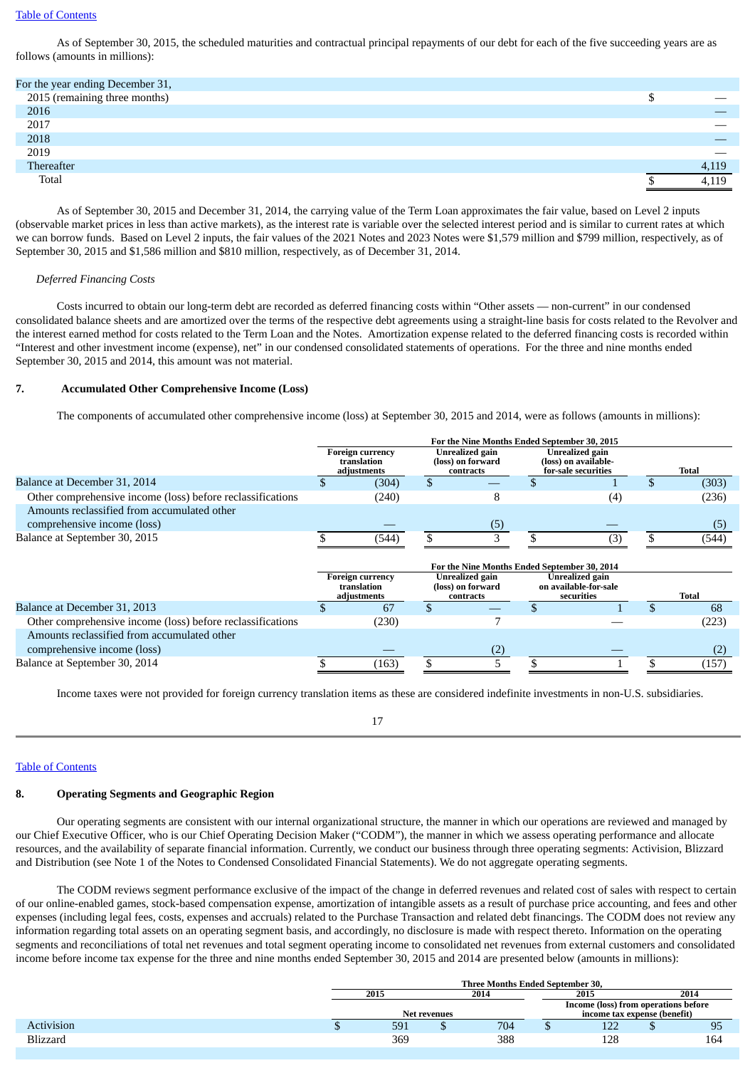As of September 30, 2015, the scheduled maturities and contractual principal repayments of our debt for each of the five succeeding years are as follows (amounts in millions):

| For the year ending December 31, | |
|---|---|
| 2015 (remaining three months) | $ — |
| 2016 | — |
| 2017 | — |
| 2018 | — |
| 2019 | — |
| Thereafter | 4,119 |
| Total | $ 4,119 |

As of September 30, 2015 and December 31, 2014, the carrying value of the Term Loan approximates the fair value, based on Level 2 inputs (observable market prices in less than active markets), as the interest rate is variable over the selected interest period and is similar to current rates at which we can borrow funds. Based on Level 2 inputs, the fair values of the 2021 Notes and 2023 Notes were $1,579 million and $799 million, respectively, as of September 30, 2015 and $1,586 million and $810 million, respectively, as of December 31, 2014.

*Deferred Financing Costs*

Costs incurred to obtain our long-term debt are recorded as deferred financing costs within "Other assets — non-current" in our condensed consolidated balance sheets and are amortized over the terms of the respective debt agreements using a straight-line basis for costs related to the Revolver and the interest earned method for costs related to the Term Loan and the Notes. Amortization expense related to the deferred financing costs is recorded within "Interest and other investment income (expense), net" in our condensed consolidated statements of operations. For the three and nine months ended September 30, 2015 and 2014, this amount was not material.

## 7. Accumulated Other Comprehensive Income (Loss)

The components of accumulated other comprehensive income (loss) at September 30, 2015 and 2014, were as follows (amounts in millions):

| | For the Nine Months Ended September 30, 2015 | | | |
|---|---|---|---|---|
| | Foreign currency translation adjustments | Unrealized gain (loss) on forward contracts | Unrealized gain (loss) on available-for-sale securities | Total |
| Balance at December 31, 2014 | $ (304) | $ — | $ 1 | $ (303) |
| Other comprehensive income (loss) before reclassifications | (240) | 8 | (4) | (236) |
| Amounts reclassified from accumulated other comprehensive income (loss) | — | (5) | — | (5) |
| Balance at September 30, 2015 | $ (544) | $ 3 | $ (3) | $ (544) |

| | For the Nine Months Ended September 30, 2014 | | | |
|---|---|---|---|---|
| | Foreign currency translation adjustments | Unrealized gain (loss) on forward contracts | Unrealized gain on available-for-sale securities | Total |
| Balance at December 31, 2013 | $ 67 | $ — | $ 1 | $ 68 |
| Other comprehensive income (loss) before reclassifications | (230) | 7 | — | (223) |
| Amounts reclassified from accumulated other comprehensive income (loss) | — | (2) | — | (2) |
| Balance at September 30, 2014 | $ (163) | $ 5 | $ 1 | $ (157) |

Income taxes were not provided for foreign currency translation items as these are considered indefinite investments in non-U.S. subsidiaries.

## 8. Operating Segments and Geographic Region

Our operating segments are consistent with our internal organizational structure, the manner in which our operations are reviewed and managed by our Chief Executive Officer, who is our Chief Operating Decision Maker ("CODM"), the manner in which we assess operating performance and allocate resources, and the availability of separate financial information. Currently, we conduct our business through three operating segments: Activision, Blizzard and Distribution (see Note 1 of the Notes to Condensed Consolidated Financial Statements). We do not aggregate operating segments.

The CODM reviews segment performance exclusive of the impact of the change in deferred revenues and related cost of sales with respect to certain of our online-enabled games, stock-based compensation expense, amortization of intangible assets as a result of purchase price accounting, and fees and other expenses (including legal fees, costs, expenses and accruals) related to the Purchase Transaction and related debt financings. The CODM does not review any information regarding total assets on an operating segment basis, and accordingly, no disclosure is made with respect thereto. Information on the operating segments and reconciliations of total net revenues and total segment operating income to consolidated net revenues from external customers and consolidated income before income tax expense for the three and nine months ended September 30, 2015 and 2014 are presented below (amounts in millions):

| | Three Months Ended September 30, | | | |
|---|---|---|---|---|
| | 2015 | 2014 | 2015 | 2014 |
| | Net revenues | | Income (loss) from operations before income tax expense (benefit) | |
| Activision | $ 591 | $ 704 | $ 122 | $ 95 |
| Blizzard | 369 | 388 | 128 | 164 |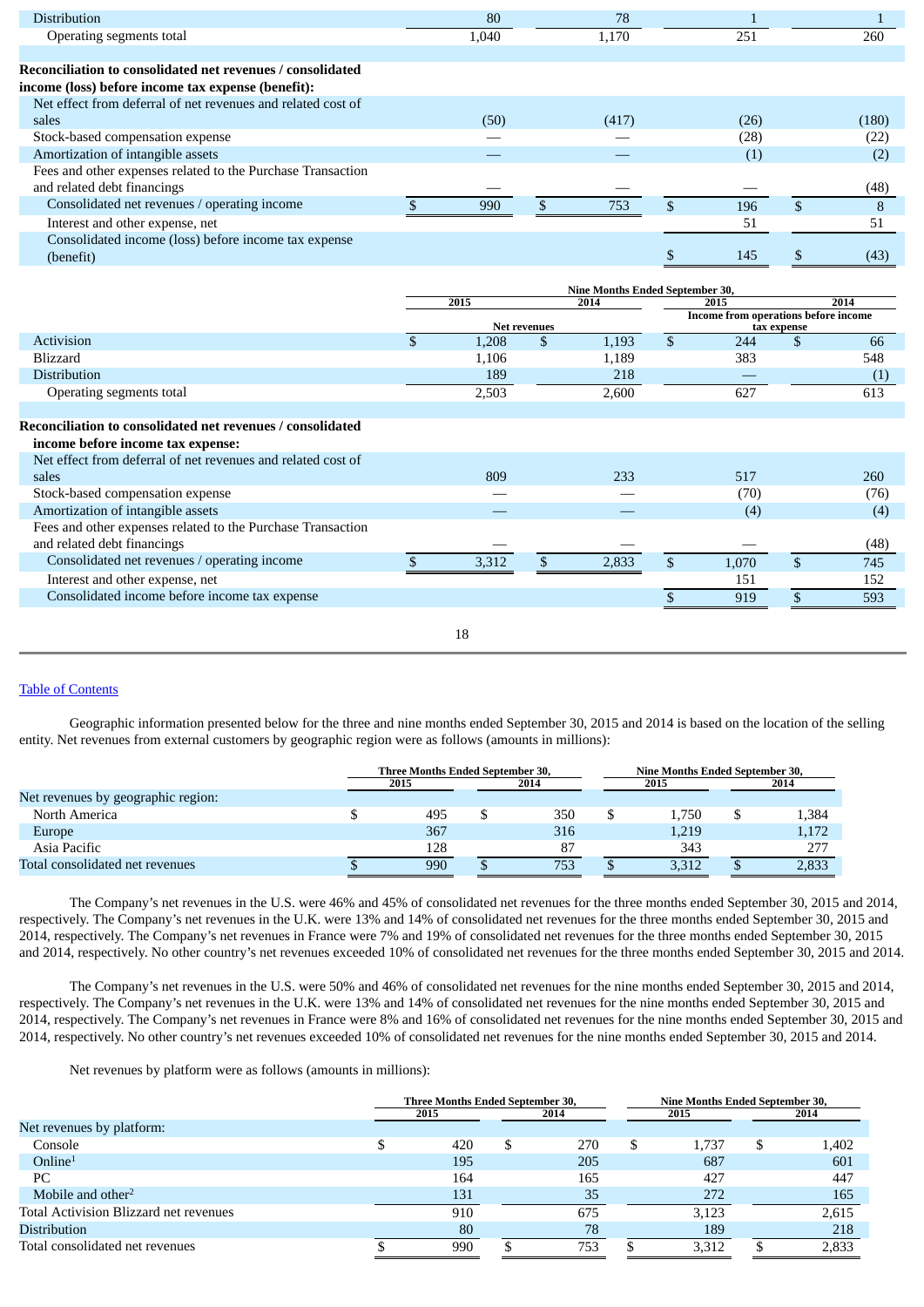| | Net revenues 2015 | Net revenues 2014 | Income (loss) before income tax expense (benefit) 2015 | Income (loss) before income tax expense (benefit) 2014 |
|---|---|---|---|---|
| Distribution | 80 | 78 | 1 | 1 |
| Operating segments total | 1,040 | 1,170 | 251 | 260 |
| | | | | |
| **Reconciliation to consolidated net revenues / consolidated income (loss) before income tax expense (benefit):** | | | | |
| Net effect from deferral of net revenues and related cost of sales | (50) | (417) | (26) | (180) |
| Stock-based compensation expense | — | — | (28) | (22) |
| Amortization of intangible assets | — | — | (1) | (2) |
| Fees and other expenses related to the Purchase Transaction and related debt financings | — | — | — | (48) |
| Consolidated net revenues / operating income | $ 990 | $ 753 | $ 196 | $ 8 |
| Interest and other expense, net | | | 51 | 51 |
| Consolidated income (loss) before income tax expense (benefit) | | | $ 145 | $ (43) |

| | Nine Months Ended September 30, | | | |
|---|---|---|---|---|
| | 2015 | 2014 | 2015 | 2014 |
| | Net revenues | | Income from operations before income tax expense | |
| Activision | $ 1,208 | $ 1,193 | $ 244 | $ 66 |
| Blizzard | 1,106 | 1,189 | 383 | 548 |
| Distribution | 189 | 218 | — | (1) |
| Operating segments total | 2,503 | 2,600 | 627 | 613 |
| | | | | |
| **Reconciliation to consolidated net revenues / consolidated income before income tax expense:** | | | | |
| Net effect from deferral of net revenues and related cost of sales | 809 | 233 | 517 | 260 |
| Stock-based compensation expense | — | — | (70) | (76) |
| Amortization of intangible assets | — | — | (4) | (4) |
| Fees and other expenses related to the Purchase Transaction and related debt financings | — | — | — | (48) |
| Consolidated net revenues / operating income | $ 3,312 | $ 2,833 | $ 1,070 | $ 745 |
| Interest and other expense, net | | | 151 | 152 |
| Consolidated income before income tax expense | | | $ 919 | $ 593 |

Geographic information presented below for the three and nine months ended September 30, 2015 and 2014 is based on the location of the selling entity. Net revenues from external customers by geographic region were as follows (amounts in millions):

| | Three Months Ended September 30, | | Nine Months Ended September 30, | |
|---|---|---|---|---|
| | 2015 | 2014 | 2015 | 2014 |
| Net revenues by geographic region: | | | | |
| North America | $ 495 | $ 350 | $ 1,750 | $ 1,384 |
| Europe | 367 | 316 | 1,219 | 1,172 |
| Asia Pacific | 128 | 87 | 343 | 277 |
| Total consolidated net revenues | $ 990 | $ 753 | $ 3,312 | $ 2,833 |

The Company's net revenues in the U.S. were 46% and 45% of consolidated net revenues for the three months ended September 30, 2015 and 2014, respectively. The Company's net revenues in the U.K. were 13% and 14% of consolidated net revenues for the three months ended September 30, 2015 and 2014, respectively. The Company's net revenues in France were 7% and 19% of consolidated net revenues for the three months ended September 30, 2015 and 2014, respectively. No other country's net revenues exceeded 10% of consolidated net revenues for the three months ended September 30, 2015 and 2014.

The Company's net revenues in the U.S. were 50% and 46% of consolidated net revenues for the nine months ended September 30, 2015 and 2014, respectively. The Company's net revenues in the U.K. were 13% and 14% of consolidated net revenues for the nine months ended September 30, 2015 and 2014, respectively. The Company's net revenues in France were 8% and 16% of consolidated net revenues for the nine months ended September 30, 2015 and 2014, respectively. No other country's net revenues exceeded 10% of consolidated net revenues for the nine months ended September 30, 2015 and 2014.

Net revenues by platform were as follows (amounts in millions):

| | Three Months Ended September 30, | | Nine Months Ended September 30, | |
|---|---|---|---|---|
| | 2015 | 2014 | 2015 | 2014 |
| Net revenues by platform: | | | | |
| Console | $ 420 | $ 270 | $ 1,737 | $ 1,402 |
| Online[1] | 195 | 205 | 687 | 601 |
| PC | 164 | 165 | 427 | 447 |
| Mobile and other[2] | 131 | 35 | 272 | 165 |
| Total Activision Blizzard net revenues | 910 | 675 | 3,123 | 2,615 |
| Distribution | 80 | 78 | 189 | 218 |
| Total consolidated net revenues | $ 990 | $ 753 | $ 3,312 | $ 2,833 |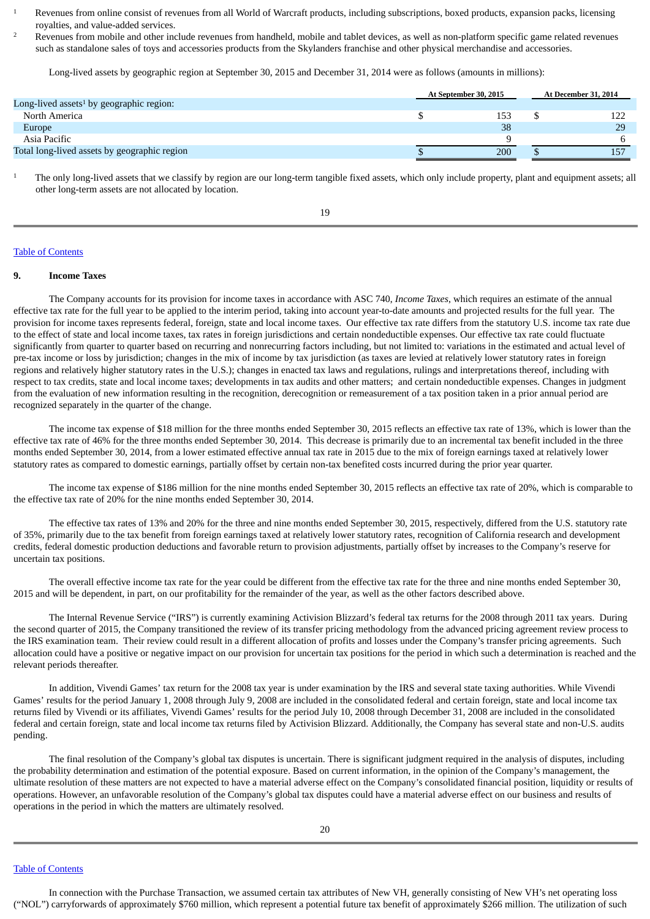[1] Revenues from online consist of revenues from all World of Warcraft products, including subscriptions, boxed products, expansion packs, licensing royalties, and value-added services.

[2] Revenues from mobile and other include revenues from handheld, mobile and tablet devices, as well as non-platform specific game related revenues such as standalone sales of toys and accessories products from the Skylanders franchise and other physical merchandise and accessories.

Long-lived assets by geographic region at September 30, 2015 and December 31, 2014 were as follows (amounts in millions):

| | At September 30, 2015 | At December 31, 2014 |
|---|---|---|
| Long-lived assets[1] by geographic region: | | |
| North America | $ 153 | $ 122 |
| Europe | 38 | 29 |
| Asia Pacific | 9 | 6 |
| Total long-lived assets by geographic region | $ 200 | $ 157 |

[1] The only long-lived assets that we classify by region are our long-term tangible fixed assets, which only include property, plant and equipment assets; all other long-term assets are not allocated by location.

## 9. Income Taxes

The Company accounts for its provision for income taxes in accordance with ASC 740, *Income Taxes*, which requires an estimate of the annual effective tax rate for the full year to be applied to the interim period, taking into account year-to-date amounts and projected results for the full year. The provision for income taxes represents federal, foreign, state and local income taxes. Our effective tax rate differs from the statutory U.S. income tax rate due to the effect of state and local income taxes, tax rates in foreign jurisdictions and certain nondeductible expenses. Our effective tax rate could fluctuate significantly from quarter to quarter based on recurring and nonrecurring factors including, but not limited to: variations in the estimated and actual level of pre-tax income or loss by jurisdiction; changes in the mix of income by tax jurisdiction (as taxes are levied at relatively lower statutory rates in foreign regions and relatively higher statutory rates in the U.S.); changes in enacted tax laws and regulations, rulings and interpretations thereof, including with respect to tax credits, state and local income taxes; developments in tax audits and other matters; and certain nondeductible expenses. Changes in judgment from the evaluation of new information resulting in the recognition, derecognition or remeasurement of a tax position taken in a prior annual period are recognized separately in the quarter of the change.

The income tax expense of $18 million for the three months ended September 30, 2015 reflects an effective tax rate of 13%, which is lower than the effective tax rate of 46% for the three months ended September 30, 2014. This decrease is primarily due to an incremental tax benefit included in the three months ended September 30, 2014, from a lower estimated effective annual tax rate in 2015 due to the mix of foreign earnings taxed at relatively lower statutory rates as compared to domestic earnings, partially offset by certain non-tax benefited costs incurred during the prior year quarter.

The income tax expense of $186 million for the nine months ended September 30, 2015 reflects an effective tax rate of 20%, which is comparable to the effective tax rate of 20% for the nine months ended September 30, 2014.

The effective tax rates of 13% and 20% for the three and nine months ended September 30, 2015, respectively, differed from the U.S. statutory rate of 35%, primarily due to the tax benefit from foreign earnings taxed at relatively lower statutory rates, recognition of California research and development credits, federal domestic production deductions and favorable return to provision adjustments, partially offset by increases to the Company's reserve for uncertain tax positions.

The overall effective income tax rate for the year could be different from the effective tax rate for the three and nine months ended September 30, 2015 and will be dependent, in part, on our profitability for the remainder of the year, as well as the other factors described above.

The Internal Revenue Service ("IRS") is currently examining Activision Blizzard's federal tax returns for the 2008 through 2011 tax years. During the second quarter of 2015, the Company transitioned the review of its transfer pricing methodology from the advanced pricing agreement review process to the IRS examination team. Their review could result in a different allocation of profits and losses under the Company's transfer pricing agreements. Such allocation could have a positive or negative impact on our provision for uncertain tax positions for the period in which such a determination is reached and the relevant periods thereafter.

In addition, Vivendi Games' tax return for the 2008 tax year is under examination by the IRS and several state taxing authorities. While Vivendi Games' results for the period January 1, 2008 through July 9, 2008 are included in the consolidated federal and certain foreign, state and local income tax returns filed by Vivendi or its affiliates, Vivendi Games' results for the period July 10, 2008 through December 31, 2008 are included in the consolidated federal and certain foreign, state and local income tax returns filed by Activision Blizzard. Additionally, the Company has several state and non-U.S. audits pending.

The final resolution of the Company's global tax disputes is uncertain. There is significant judgment required in the analysis of disputes, including the probability determination and estimation of the potential exposure. Based on current information, in the opinion of the Company's management, the ultimate resolution of these matters are not expected to have a material adverse effect on the Company's consolidated financial position, liquidity or results of operations. However, an unfavorable resolution of the Company's global tax disputes could have a material adverse effect on our business and results of operations in the period in which the matters are ultimately resolved.

In connection with the Purchase Transaction, we assumed certain tax attributes of New VH, generally consisting of New VH's net operating loss ("NOL") carryforwards of approximately $760 million, which represent a potential future tax benefit of approximately $266 million. The utilization of such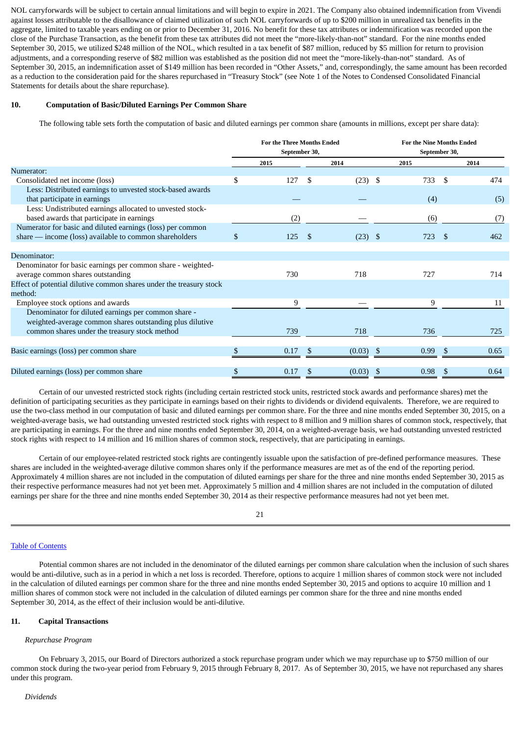NOL carryforwards will be subject to certain annual limitations and will begin to expire in 2021. The Company also obtained indemnification from Vivendi against losses attributable to the disallowance of claimed utilization of such NOL carryforwards of up to $200 million in unrealized tax benefits in the aggregate, limited to taxable years ending on or prior to December 31, 2016. No benefit for these tax attributes or indemnification was recorded upon the close of the Purchase Transaction, as the benefit from these tax attributes did not meet the "more-likely-than-not" standard. For the nine months ended September 30, 2015, we utilized $248 million of the NOL, which resulted in a tax benefit of $87 million, reduced by $5 million for return to provision adjustments, and a corresponding reserve of $82 million was established as the position did not meet the "more-likely-than-not" standard. As of September 30, 2015, an indemnification asset of $149 million has been recorded in "Other Assets," and, correspondingly, the same amount has been recorded as a reduction to the consideration paid for the shares repurchased in "Treasury Stock" (see Note 1 of the Notes to Condensed Consolidated Financial Statements for details about the share repurchase).

## 10. Computation of Basic/Diluted Earnings Per Common Share

The following table sets forth the computation of basic and diluted earnings per common share (amounts in millions, except per share data):

| | For the Three Months Ended September 30, | | For the Nine Months Ended September 30, | |
|---|---|---|---|---|
| | 2015 | 2014 | 2015 | 2014 |
| Numerator: | | | | |
| Consolidated net income (loss) | $ 127 | $ (23) | $ 733 | $ 474 |
| Less: Distributed earnings to unvested stock-based awards that participate in earnings | — | — | (4) | (5) |
| Less: Undistributed earnings allocated to unvested stock-based awards that participate in earnings | (2) | — | (6) | (7) |
| Numerator for basic and diluted earnings (loss) per common share — income (loss) available to common shareholders | $ 125 | $ (23) | $ 723 | $ 462 |
| Denominator: | | | | |
| Denominator for basic earnings per common share - weighted-average common shares outstanding | 730 | 718 | 727 | 714 |
| Effect of potential dilutive common shares under the treasury stock method: | | | | |
| Employee stock options and awards | 9 | — | 9 | 11 |
| Denominator for diluted earnings per common share - weighted-average common shares outstanding plus dilutive common shares under the treasury stock method | 739 | 718 | 736 | 725 |
| Basic earnings (loss) per common share | $ 0.17 | $ (0.03) | $ 0.99 | $ 0.65 |
| Diluted earnings (loss) per common share | $ 0.17 | $ (0.03) | $ 0.98 | $ 0.64 |

Certain of our unvested restricted stock rights (including certain restricted stock units, restricted stock awards and performance shares) met the definition of participating securities as they participate in earnings based on their rights to dividends or dividend equivalents. Therefore, we are required to use the two-class method in our computation of basic and diluted earnings per common share. For the three and nine months ended September 30, 2015, on a weighted-average basis, we had outstanding unvested restricted stock rights with respect to 8 million and 9 million shares of common stock, respectively, that are participating in earnings. For the three and nine months ended September 30, 2014, on a weighted-average basis, we had outstanding unvested restricted stock rights with respect to 14 million and 16 million shares of common stock, respectively, that are participating in earnings.

Certain of our employee-related restricted stock rights are contingently issuable upon the satisfaction of pre-defined performance measures. These shares are included in the weighted-average dilutive common shares only if the performance measures are met as of the end of the reporting period. Approximately 4 million shares are not included in the computation of diluted earnings per share for the three and nine months ended September 30, 2015 as their respective performance measures had not yet been met. Approximately 5 million and 4 million shares are not included in the computation of diluted earnings per share for the three and nine months ended September 30, 2014 as their respective performance measures had not yet been met.

Potential common shares are not included in the denominator of the diluted earnings per common share calculation when the inclusion of such shares would be anti-dilutive, such as in a period in which a net loss is recorded. Therefore, options to acquire 1 million shares of common stock were not included in the calculation of diluted earnings per common share for the three and nine months ended September 30, 2015 and options to acquire 10 million and 1 million shares of common stock were not included in the calculation of diluted earnings per common share for the three and nine months ended September 30, 2014, as the effect of their inclusion would be anti-dilutive.

## 11. Capital Transactions

*Repurchase Program*

On February 3, 2015, our Board of Directors authorized a stock repurchase program under which we may repurchase up to $750 million of our common stock during the two-year period from February 9, 2015 through February 8, 2017. As of September 30, 2015, we have not repurchased any shares under this program.

*Dividends*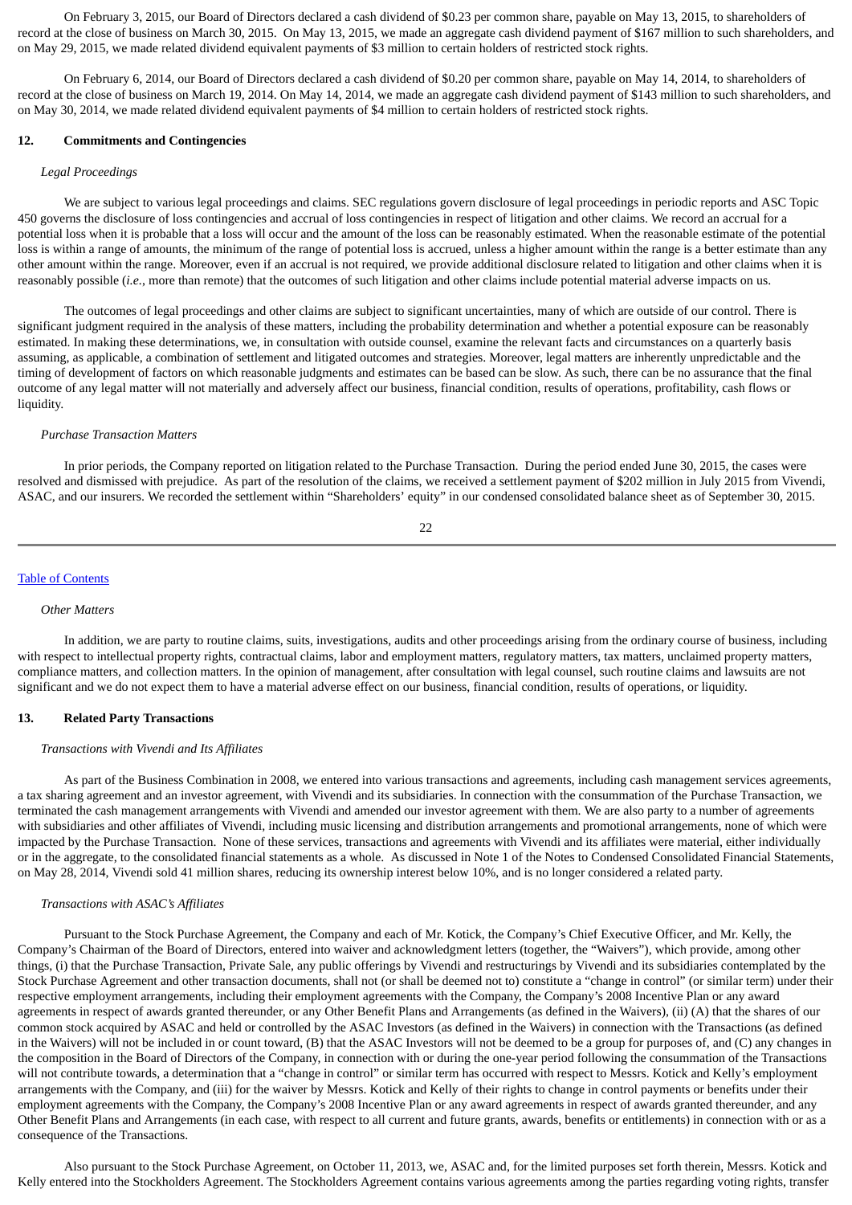On February 3, 2015, our Board of Directors declared a cash dividend of $0.23 per common share, payable on May 13, 2015, to shareholders of record at the close of business on March 30, 2015. On May 13, 2015, we made an aggregate cash dividend payment of $167 million to such shareholders, and on May 29, 2015, we made related dividend equivalent payments of $3 million to certain holders of restricted stock rights.

On February 6, 2014, our Board of Directors declared a cash dividend of $0.20 per common share, payable on May 14, 2014, to shareholders of record at the close of business on March 19, 2014. On May 14, 2014, we made an aggregate cash dividend payment of $143 million to such shareholders, and on May 30, 2014, we made related dividend equivalent payments of $4 million to certain holders of restricted stock rights.

## 12. Commitments and Contingencies

*Legal Proceedings*

We are subject to various legal proceedings and claims. SEC regulations govern disclosure of legal proceedings in periodic reports and ASC Topic 450 governs the disclosure of loss contingencies and accrual of loss contingencies in respect of litigation and other claims. We record an accrual for a potential loss when it is probable that a loss will occur and the amount of the loss can be reasonably estimated. When the reasonable estimate of the potential loss is within a range of amounts, the minimum of the range of potential loss is accrued, unless a higher amount within the range is a better estimate than any other amount within the range. Moreover, even if an accrual is not required, we provide additional disclosure related to litigation and other claims when it is reasonably possible (*i.e.*, more than remote) that the outcomes of such litigation and other claims include potential material adverse impacts on us.

The outcomes of legal proceedings and other claims are subject to significant uncertainties, many of which are outside of our control. There is significant judgment required in the analysis of these matters, including the probability determination and whether a potential exposure can be reasonably estimated. In making these determinations, we, in consultation with outside counsel, examine the relevant facts and circumstances on a quarterly basis assuming, as applicable, a combination of settlement and litigated outcomes and strategies. Moreover, legal matters are inherently unpredictable and the timing of development of factors on which reasonable judgments and estimates can be based can be slow. As such, there can be no assurance that the final outcome of any legal matter will not materially and adversely affect our business, financial condition, results of operations, profitability, cash flows or liquidity.

*Purchase Transaction Matters*

In prior periods, the Company reported on litigation related to the Purchase Transaction. During the period ended June 30, 2015, the cases were resolved and dismissed with prejudice. As part of the resolution of the claims, we received a settlement payment of $202 million in July 2015 from Vivendi, ASAC, and our insurers. We recorded the settlement within "Shareholders' equity" in our condensed consolidated balance sheet as of September 30, 2015.

*Other Matters*

In addition, we are party to routine claims, suits, investigations, audits and other proceedings arising from the ordinary course of business, including with respect to intellectual property rights, contractual claims, labor and employment matters, regulatory matters, tax matters, unclaimed property matters, compliance matters, and collection matters. In the opinion of management, after consultation with legal counsel, such routine claims and lawsuits are not significant and we do not expect them to have a material adverse effect on our business, financial condition, results of operations, or liquidity.

## 13. Related Party Transactions

*Transactions with Vivendi and Its Affiliates*

As part of the Business Combination in 2008, we entered into various transactions and agreements, including cash management services agreements, a tax sharing agreement and an investor agreement, with Vivendi and its subsidiaries. In connection with the consummation of the Purchase Transaction, we terminated the cash management arrangements with Vivendi and amended our investor agreement with them. We are also party to a number of agreements with subsidiaries and other affiliates of Vivendi, including music licensing and distribution arrangements and promotional arrangements, none of which were impacted by the Purchase Transaction. None of these services, transactions and agreements with Vivendi and its affiliates were material, either individually or in the aggregate, to the consolidated financial statements as a whole. As discussed in Note 1 of the Notes to Condensed Consolidated Financial Statements, on May 28, 2014, Vivendi sold 41 million shares, reducing its ownership interest below 10%, and is no longer considered a related party.

*Transactions with ASAC's Affiliates*

Pursuant to the Stock Purchase Agreement, the Company and each of Mr. Kotick, the Company's Chief Executive Officer, and Mr. Kelly, the Company's Chairman of the Board of Directors, entered into waiver and acknowledgment letters (together, the "Waivers"), which provide, among other things, (i) that the Purchase Transaction, Private Sale, any public offerings by Vivendi and restructurings by Vivendi and its subsidiaries contemplated by the Stock Purchase Agreement and other transaction documents, shall not (or shall be deemed not to) constitute a "change in control" (or similar term) under their respective employment arrangements, including their employment agreements with the Company, the Company's 2008 Incentive Plan or any award agreements in respect of awards granted thereunder, or any Other Benefit Plans and Arrangements (as defined in the Waivers), (ii) (A) that the shares of our common stock acquired by ASAC and held or controlled by the ASAC Investors (as defined in the Waivers) in connection with the Transactions (as defined in the Waivers) will not be included in or count toward, (B) that the ASAC Investors will not be deemed to be a group for purposes of, and (C) any changes in the composition in the Board of Directors of the Company, in connection with or during the one-year period following the consummation of the Transactions will not contribute towards, a determination that a "change in control" or similar term has occurred with respect to Messrs. Kotick and Kelly's employment arrangements with the Company, and (iii) for the waiver by Messrs. Kotick and Kelly of their rights to change in control payments or benefits under their employment agreements with the Company, the Company's 2008 Incentive Plan or any award agreements in respect of awards granted thereunder, and any Other Benefit Plans and Arrangements (in each case, with respect to all current and future grants, awards, benefits or entitlements) in connection with or as a consequence of the Transactions.

Also pursuant to the Stock Purchase Agreement, on October 11, 2013, we, ASAC and, for the limited purposes set forth therein, Messrs. Kotick and Kelly entered into the Stockholders Agreement. The Stockholders Agreement contains various agreements among the parties regarding voting rights, transfer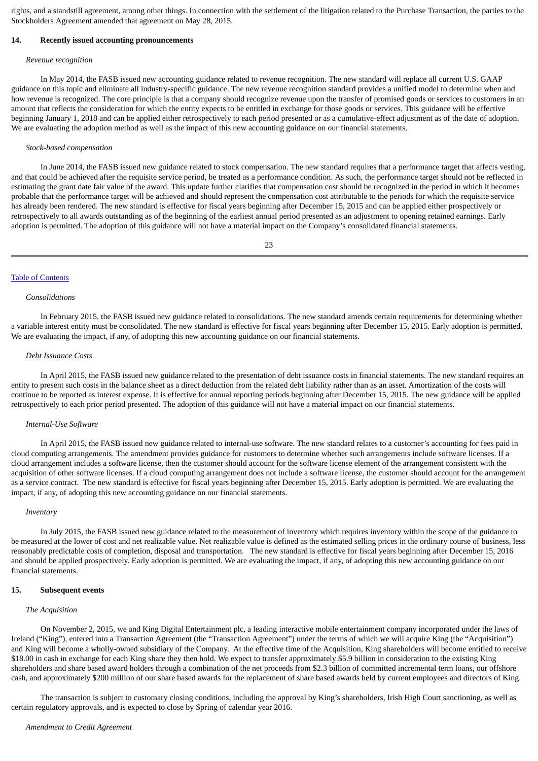rights, and a standstill agreement, among other things. In connection with the settlement of the litigation related to the Purchase Transaction, the parties to the Stockholders Agreement amended that agreement on May 28, 2015.

## 14. Recently issued accounting pronouncements

*Revenue recognition*

In May 2014, the FASB issued new accounting guidance related to revenue recognition. The new standard will replace all current U.S. GAAP guidance on this topic and eliminate all industry-specific guidance. The new revenue recognition standard provides a unified model to determine when and how revenue is recognized. The core principle is that a company should recognize revenue upon the transfer of promised goods or services to customers in an amount that reflects the consideration for which the entity expects to be entitled in exchange for those goods or services. This guidance will be effective beginning January 1, 2018 and can be applied either retrospectively to each period presented or as a cumulative-effect adjustment as of the date of adoption. We are evaluating the adoption method as well as the impact of this new accounting guidance on our financial statements.

*Stock-based compensation*

In June 2014, the FASB issued new guidance related to stock compensation. The new standard requires that a performance target that affects vesting, and that could be achieved after the requisite service period, be treated as a performance condition. As such, the performance target should not be reflected in estimating the grant date fair value of the award. This update further clarifies that compensation cost should be recognized in the period in which it becomes probable that the performance target will be achieved and should represent the compensation cost attributable to the periods for which the requisite service has already been rendered. The new standard is effective for fiscal years beginning after December 15, 2015 and can be applied either prospectively or retrospectively to all awards outstanding as of the beginning of the earliest annual period presented as an adjustment to opening retained earnings. Early adoption is permitted. The adoption of this guidance will not have a material impact on the Company's consolidated financial statements.

*Consolidations*

In February 2015, the FASB issued new guidance related to consolidations. The new standard amends certain requirements for determining whether a variable interest entity must be consolidated. The new standard is effective for fiscal years beginning after December 15, 2015. Early adoption is permitted. We are evaluating the impact, if any, of adopting this new accounting guidance on our financial statements.

*Debt Issuance Costs*

In April 2015, the FASB issued new guidance related to the presentation of debt issuance costs in financial statements. The new standard requires an entity to present such costs in the balance sheet as a direct deduction from the related debt liability rather than as an asset. Amortization of the costs will continue to be reported as interest expense. It is effective for annual reporting periods beginning after December 15, 2015. The new guidance will be applied retrospectively to each prior period presented. The adoption of this guidance will not have a material impact on our financial statements.

*Internal-Use Software*

In April 2015, the FASB issued new guidance related to internal-use software. The new standard relates to a customer's accounting for fees paid in cloud computing arrangements. The amendment provides guidance for customers to determine whether such arrangements include software licenses. If a cloud arrangement includes a software license, then the customer should account for the software license element of the arrangement consistent with the acquisition of other software licenses. If a cloud computing arrangement does not include a software license, the customer should account for the arrangement as a service contract. The new standard is effective for fiscal years beginning after December 15, 2015. Early adoption is permitted. We are evaluating the impact, if any, of adopting this new accounting guidance on our financial statements.

*Inventory*

In July 2015, the FASB issued new guidance related to the measurement of inventory which requires inventory within the scope of the guidance to be measured at the lower of cost and net realizable value. Net realizable value is defined as the estimated selling prices in the ordinary course of business, less reasonably predictable costs of completion, disposal and transportation. The new standard is effective for fiscal years beginning after December 15, 2016 and should be applied prospectively. Early adoption is permitted. We are evaluating the impact, if any, of adopting this new accounting guidance on our financial statements.

## 15. Subsequent events

*The Acquisition*

On November 2, 2015, we and King Digital Entertainment plc, a leading interactive mobile entertainment company incorporated under the laws of Ireland ("King"), entered into a Transaction Agreement (the "Transaction Agreement") under the terms of which we will acquire King (the "Acquisition") and King will become a wholly-owned subsidiary of the Company. At the effective time of the Acquisition, King shareholders will become entitled to receive $18.00 in cash in exchange for each King share they then hold. We expect to transfer approximately $5.9 billion in consideration to the existing King shareholders and share based award holders through a combination of the net proceeds from $2.3 billion of committed incremental term loans, our offshore cash, and approximately $200 million of our share based awards for the replacement of share based awards held by current employees and directors of King.

The transaction is subject to customary closing conditions, including the approval by King's shareholders, Irish High Court sanctioning, as well as certain regulatory approvals, and is expected to close by Spring of calendar year 2016.

*Amendment to Credit Agreement*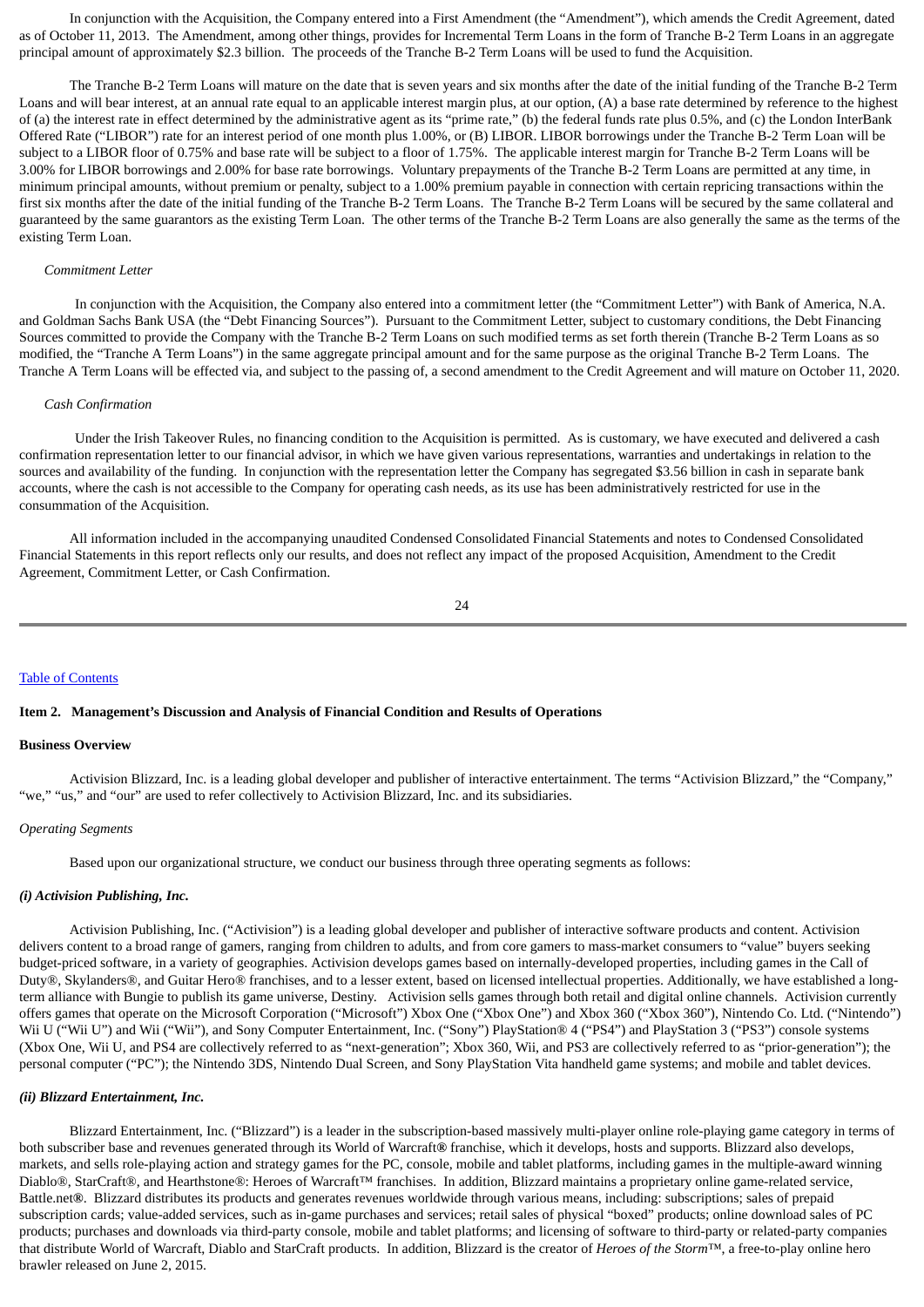In conjunction with the Acquisition, the Company entered into a First Amendment (the "Amendment"), which amends the Credit Agreement, dated as of October 11, 2013. The Amendment, among other things, provides for Incremental Term Loans in the form of Tranche B-2 Term Loans in an aggregate principal amount of approximately $2.3 billion. The proceeds of the Tranche B-2 Term Loans will be used to fund the Acquisition.

The Tranche B-2 Term Loans will mature on the date that is seven years and six months after the date of the initial funding of the Tranche B-2 Term Loans and will bear interest, at an annual rate equal to an applicable interest margin plus, at our option, (A) a base rate determined by reference to the highest of (a) the interest rate in effect determined by the administrative agent as its "prime rate," (b) the federal funds rate plus 0.5%, and (c) the London InterBank Offered Rate ("LIBOR") rate for an interest period of one month plus 1.00%, or (B) LIBOR. LIBOR borrowings under the Tranche B-2 Term Loan will be subject to a LIBOR floor of 0.75% and base rate will be subject to a floor of 1.75%. The applicable interest margin for Tranche B-2 Term Loans will be 3.00% for LIBOR borrowings and 2.00% for base rate borrowings. Voluntary prepayments of the Tranche B-2 Term Loans are permitted at any time, in minimum principal amounts, without premium or penalty, subject to a 1.00% premium payable in connection with certain repricing transactions within the first six months after the date of the initial funding of the Tranche B-2 Term Loans. The Tranche B-2 Term Loans will be secured by the same collateral and guaranteed by the same guarantors as the existing Term Loan. The other terms of the Tranche B-2 Term Loans are also generally the same as the terms of the existing Term Loan.

*Commitment Letter*

In conjunction with the Acquisition, the Company also entered into a commitment letter (the "Commitment Letter") with Bank of America, N.A. and Goldman Sachs Bank USA (the "Debt Financing Sources"). Pursuant to the Commitment Letter, subject to customary conditions, the Debt Financing Sources committed to provide the Company with the Tranche B-2 Term Loans on such modified terms as set forth therein (Tranche B-2 Term Loans as so modified, the "Tranche A Term Loans") in the same aggregate principal amount and for the same purpose as the original Tranche B-2 Term Loans. The Tranche A Term Loans will be effected via, and subject to the passing of, a second amendment to the Credit Agreement and will mature on October 11, 2020.

*Cash Confirmation*

Under the Irish Takeover Rules, no financing condition to the Acquisition is permitted. As is customary, we have executed and delivered a cash confirmation representation letter to our financial advisor, in which we have given various representations, warranties and undertakings in relation to the sources and availability of the funding. In conjunction with the representation letter the Company has segregated $3.56 billion in cash in separate bank accounts, where the cash is not accessible to the Company for operating cash needs, as its use has been administratively restricted for use in the consummation of the Acquisition.

All information included in the accompanying unaudited Condensed Consolidated Financial Statements and notes to Condensed Consolidated Financial Statements in this report reflects only our results, and does not reflect any impact of the proposed Acquisition, Amendment to the Credit Agreement, Commitment Letter, or Cash Confirmation.

## Item 2. Management's Discussion and Analysis of Financial Condition and Results of Operations

### Business Overview

Activision Blizzard, Inc. is a leading global developer and publisher of interactive entertainment. The terms "Activision Blizzard," the "Company," "we," "us," and "our" are used to refer collectively to Activision Blizzard, Inc. and its subsidiaries.

*Operating Segments*

Based upon our organizational structure, we conduct our business through three operating segments as follows:

***(i) Activision Publishing, Inc.***

Activision Publishing, Inc. ("Activision") is a leading global developer and publisher of interactive software products and content. Activision delivers content to a broad range of gamers, ranging from children to adults, and from core gamers to mass-market consumers to "value" buyers seeking budget-priced software, in a variety of geographies. Activision develops games based on internally-developed properties, including games in the Call of Duty®, Skylanders®, and Guitar Hero® franchises, and to a lesser extent, based on licensed intellectual properties. Additionally, we have established a long-term alliance with Bungie to publish its game universe, Destiny. Activision sells games through both retail and digital online channels. Activision currently offers games that operate on the Microsoft Corporation ("Microsoft") Xbox One ("Xbox One") and Xbox 360 ("Xbox 360"), Nintendo Co. Ltd. ("Nintendo") Wii U ("Wii U") and Wii ("Wii"), and Sony Computer Entertainment, Inc. ("Sony") PlayStation® 4 ("PS4") and PlayStation 3 ("PS3") console systems (Xbox One, Wii U, and PS4 are collectively referred to as "next-generation"; Xbox 360, Wii, and PS3 are collectively referred to as "prior-generation"); the personal computer ("PC"); the Nintendo 3DS, Nintendo Dual Screen, and Sony PlayStation Vita handheld game systems; and mobile and tablet devices.

***(ii) Blizzard Entertainment, Inc.***

Blizzard Entertainment, Inc. ("Blizzard") is a leader in the subscription-based massively multi-player online role-playing game category in terms of both subscriber base and revenues generated through its World of Warcraft® franchise, which it develops, hosts and supports. Blizzard also develops, markets, and sells role-playing action and strategy games for the PC, console, mobile and tablet platforms, including games in the multiple-award winning Diablo®, StarCraft®, and Hearthstone®: Heroes of Warcraft™ franchises. In addition, Blizzard maintains a proprietary online game-related service, Battle.net®. Blizzard distributes its products and generates revenues worldwide through various means, including: subscriptions; sales of prepaid subscription cards; value-added services, such as in-game purchases and services; retail sales of physical "boxed" products; online download sales of PC products; purchases and downloads via third-party console, mobile and tablet platforms; and licensing of software to third-party or related-party companies that distribute World of Warcraft, Diablo and StarCraft products. In addition, Blizzard is the creator of *Heroes of the Storm*™, a free-to-play online hero brawler released on June 2, 2015.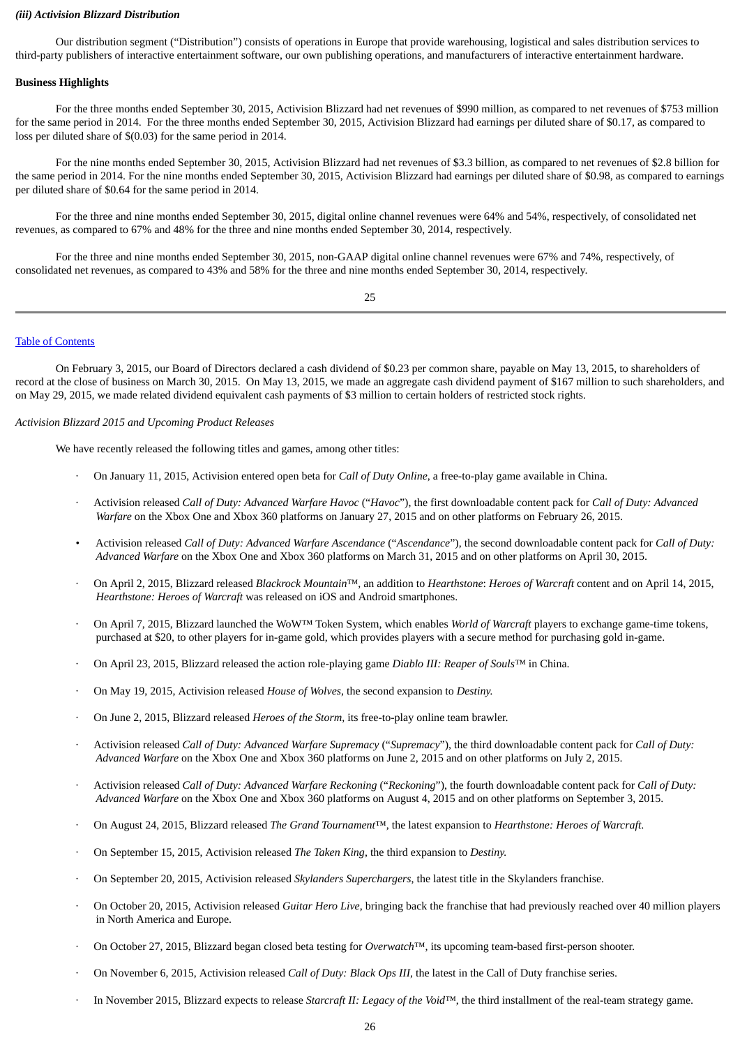***(iii) Activision Blizzard Distribution***

Our distribution segment ("Distribution") consists of operations in Europe that provide warehousing, logistical and sales distribution services to third-party publishers of interactive entertainment software, our own publishing operations, and manufacturers of interactive entertainment hardware.

**Business Highlights**

For the three months ended September 30, 2015, Activision Blizzard had net revenues of $990 million, as compared to net revenues of $753 million for the same period in 2014. For the three months ended September 30, 2015, Activision Blizzard had earnings per diluted share of $0.17, as compared to loss per diluted share of $(0.03) for the same period in 2014.

For the nine months ended September 30, 2015, Activision Blizzard had net revenues of $3.3 billion, as compared to net revenues of $2.8 billion for the same period in 2014. For the nine months ended September 30, 2015, Activision Blizzard had earnings per diluted share of $0.98, as compared to earnings per diluted share of $0.64 for the same period in 2014.

For the three and nine months ended September 30, 2015, digital online channel revenues were 64% and 54%, respectively, of consolidated net revenues, as compared to 67% and 48% for the three and nine months ended September 30, 2014, respectively.

For the three and nine months ended September 30, 2015, non-GAAP digital online channel revenues were 67% and 74%, respectively, of consolidated net revenues, as compared to 43% and 58% for the three and nine months ended September 30, 2014, respectively.

[Table of Contents](#)

On February 3, 2015, our Board of Directors declared a cash dividend of $0.23 per common share, payable on May 13, 2015, to shareholders of record at the close of business on March 30, 2015. On May 13, 2015, we made an aggregate cash dividend payment of $167 million to such shareholders, and on May 29, 2015, we made related dividend equivalent cash payments of $3 million to certain holders of restricted stock rights.

*Activision Blizzard 2015 and Upcoming Product Releases*

We have recently released the following titles and games, among other titles:

- On January 11, 2015, Activision entered open beta for *Call of Duty Online*, a free-to-play game available in China.
- Activision released *Call of Duty: Advanced Warfare Havoc* ("*Havoc*"), the first downloadable content pack for *Call of Duty: Advanced Warfare* on the Xbox One and Xbox 360 platforms on January 27, 2015 and on other platforms on February 26, 2015.
- Activision released *Call of Duty: Advanced Warfare Ascendance* ("*Ascendance*"), the second downloadable content pack for *Call of Duty: Advanced Warfare* on the Xbox One and Xbox 360 platforms on March 31, 2015 and on other platforms on April 30, 2015.
- On April 2, 2015, Blizzard released *Blackrock Mountain*™, an addition to *Hearthstone*: *Heroes of Warcraft* content and on April 14, 2015, *Hearthstone: Heroes of Warcraft* was released on iOS and Android smartphones.
- On April 7, 2015, Blizzard launched the WoW™ Token System, which enables *World of Warcraft* players to exchange game-time tokens, purchased at $20, to other players for in-game gold, which provides players with a secure method for purchasing gold in-game.
- On April 23, 2015, Blizzard released the action role-playing game *Diablo III: Reaper of Souls*™ in China.
- On May 19, 2015, Activision released *House of Wolves*, the second expansion to *Destiny.*
- On June 2, 2015, Blizzard released *Heroes of the Storm*, its free-to-play online team brawler.
- Activision released *Call of Duty: Advanced Warfare Supremacy* ("*Supremacy*"), the third downloadable content pack for *Call of Duty: Advanced Warfare* on the Xbox One and Xbox 360 platforms on June 2, 2015 and on other platforms on July 2, 2015.
- Activision released *Call of Duty: Advanced Warfare Reckoning* ("*Reckoning*"), the fourth downloadable content pack for *Call of Duty: Advanced Warfare* on the Xbox One and Xbox 360 platforms on August 4, 2015 and on other platforms on September 3, 2015.
- On August 24, 2015, Blizzard released *The Grand Tournament*™, the latest expansion to *Hearthstone: Heroes of Warcraft.*
- On September 15, 2015, Activision released *The Taken King*, the third expansion to *Destiny.*
- On September 20, 2015, Activision released *Skylanders Superchargers*, the latest title in the Skylanders franchise.
- On October 20, 2015, Activision released *Guitar Hero Live*, bringing back the franchise that had previously reached over 40 million players in North America and Europe.
- On October 27, 2015, Blizzard began closed beta testing for *Overwatch*™, its upcoming team-based first-person shooter.
- On November 6, 2015, Activision released *Call of Duty: Black Ops III*, the latest in the Call of Duty franchise series.
- In November 2015, Blizzard expects to release *Starcraft II: Legacy of the Void*™, the third installment of the real-team strategy game.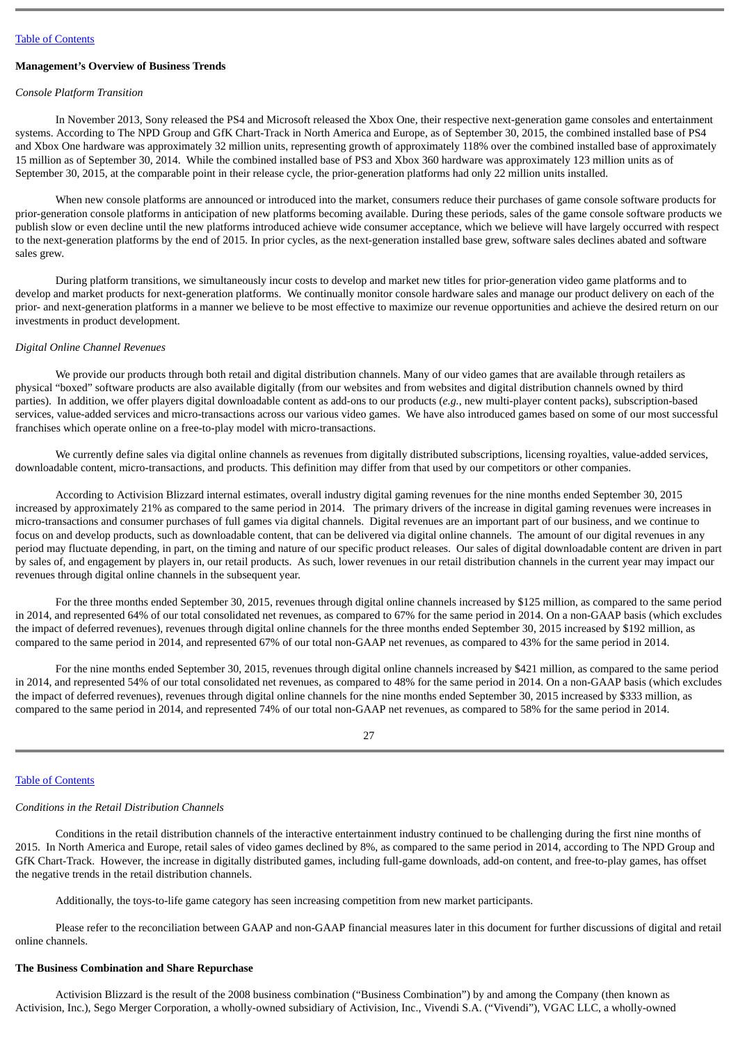**Management's Overview of Business Trends**

*Console Platform Transition*

In November 2013, Sony released the PS4 and Microsoft released the Xbox One, their respective next-generation game consoles and entertainment systems. According to The NPD Group and GfK Chart-Track in North America and Europe, as of September 30, 2015, the combined installed base of PS4 and Xbox One hardware was approximately 32 million units, representing growth of approximately 118% over the combined installed base of approximately 15 million as of September 30, 2014. While the combined installed base of PS3 and Xbox 360 hardware was approximately 123 million units as of September 30, 2015, at the comparable point in their release cycle, the prior-generation platforms had only 22 million units installed.

When new console platforms are announced or introduced into the market, consumers reduce their purchases of game console software products for prior-generation console platforms in anticipation of new platforms becoming available. During these periods, sales of the game console software products we publish slow or even decline until the new platforms introduced achieve wide consumer acceptance, which we believe will have largely occurred with respect to the next-generation platforms by the end of 2015. In prior cycles, as the next-generation installed base grew, software sales declines abated and software sales grew.

During platform transitions, we simultaneously incur costs to develop and market new titles for prior-generation video game platforms and to develop and market products for next-generation platforms. We continually monitor console hardware sales and manage our product delivery on each of the prior- and next-generation platforms in a manner we believe to be most effective to maximize our revenue opportunities and achieve the desired return on our investments in product development.

*Digital Online Channel Revenues*

We provide our products through both retail and digital distribution channels. Many of our video games that are available through retailers as physical "boxed" software products are also available digitally (from our websites and from websites and digital distribution channels owned by third parties). In addition, we offer players digital downloadable content as add-ons to our products (*e.g.*, new multi-player content packs), subscription-based services, value-added services and micro-transactions across our various video games. We have also introduced games based on some of our most successful franchises which operate online on a free-to-play model with micro-transactions.

We currently define sales via digital online channels as revenues from digitally distributed subscriptions, licensing royalties, value-added services, downloadable content, micro-transactions, and products. This definition may differ from that used by our competitors or other companies.

According to Activision Blizzard internal estimates, overall industry digital gaming revenues for the nine months ended September 30, 2015 increased by approximately 21% as compared to the same period in 2014. The primary drivers of the increase in digital gaming revenues were increases in micro-transactions and consumer purchases of full games via digital channels. Digital revenues are an important part of our business, and we continue to focus on and develop products, such as downloadable content, that can be delivered via digital online channels. The amount of our digital revenues in any period may fluctuate depending, in part, on the timing and nature of our specific product releases. Our sales of digital downloadable content are driven in part by sales of, and engagement by players in, our retail products. As such, lower revenues in our retail distribution channels in the current year may impact our revenues through digital online channels in the subsequent year.

For the three months ended September 30, 2015, revenues through digital online channels increased by $125 million, as compared to the same period in 2014, and represented 64% of our total consolidated net revenues, as compared to 67% for the same period in 2014. On a non-GAAP basis (which excludes the impact of deferred revenues), revenues through digital online channels for the three months ended September 30, 2015 increased by $192 million, as compared to the same period in 2014, and represented 67% of our total non-GAAP net revenues, as compared to 43% for the same period in 2014.

For the nine months ended September 30, 2015, revenues through digital online channels increased by $421 million, as compared to the same period in 2014, and represented 54% of our total consolidated net revenues, as compared to 48% for the same period in 2014. On a non-GAAP basis (which excludes the impact of deferred revenues), revenues through digital online channels for the nine months ended September 30, 2015 increased by $333 million, as compared to the same period in 2014, and represented 74% of our total non-GAAP net revenues, as compared to 58% for the same period in 2014.

*Conditions in the Retail Distribution Channels*

Conditions in the retail distribution channels of the interactive entertainment industry continued to be challenging during the first nine months of 2015. In North America and Europe, retail sales of video games declined by 8%, as compared to the same period in 2014, according to The NPD Group and GfK Chart-Track. However, the increase in digitally distributed games, including full-game downloads, add-on content, and free-to-play games, has offset the negative trends in the retail distribution channels.

Additionally, the toys-to-life game category has seen increasing competition from new market participants.

Please refer to the reconciliation between GAAP and non-GAAP financial measures later in this document for further discussions of digital and retail online channels.

**The Business Combination and Share Repurchase**

Activision Blizzard is the result of the 2008 business combination ("Business Combination") by and among the Company (then known as Activision, Inc.), Sego Merger Corporation, a wholly-owned subsidiary of Activision, Inc., Vivendi S.A. ("Vivendi"), VGAC LLC, a wholly-owned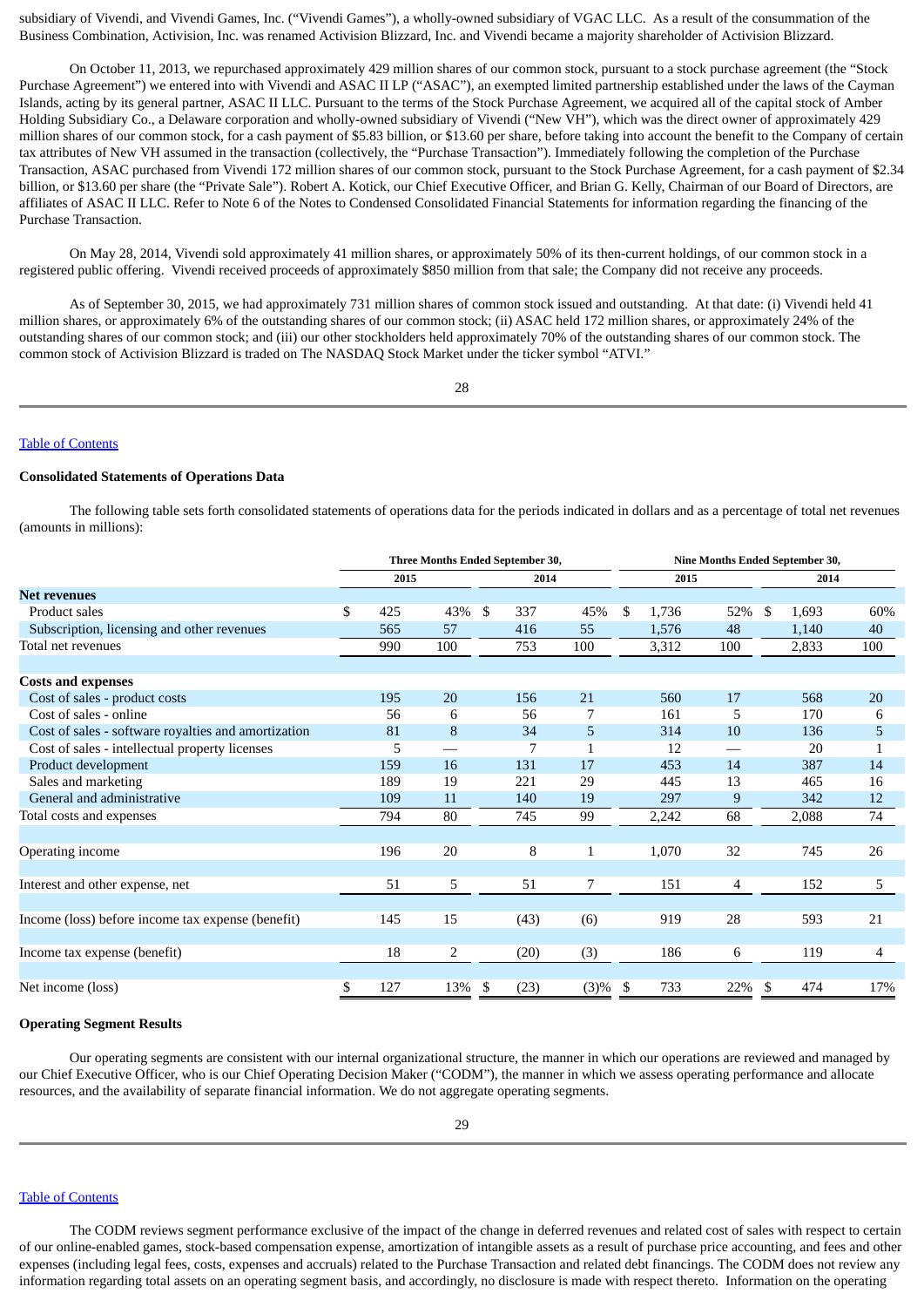subsidiary of Vivendi, and Vivendi Games, Inc. ("Vivendi Games"), a wholly-owned subsidiary of VGAC LLC. As a result of the consummation of the Business Combination, Activision, Inc. was renamed Activision Blizzard, Inc. and Vivendi became a majority shareholder of Activision Blizzard.

On October 11, 2013, we repurchased approximately 429 million shares of our common stock, pursuant to a stock purchase agreement (the "Stock Purchase Agreement") we entered into with Vivendi and ASAC II LP ("ASAC"), an exempted limited partnership established under the laws of the Cayman Islands, acting by its general partner, ASAC II LLC. Pursuant to the terms of the Stock Purchase Agreement, we acquired all of the capital stock of Amber Holding Subsidiary Co., a Delaware corporation and wholly-owned subsidiary of Vivendi ("New VH"), which was the direct owner of approximately 429 million shares of our common stock, for a cash payment of $5.83 billion, or $13.60 per share, before taking into account the benefit to the Company of certain tax attributes of New VH assumed in the transaction (collectively, the "Purchase Transaction"). Immediately following the completion of the Purchase Transaction, ASAC purchased from Vivendi 172 million shares of our common stock, pursuant to the Stock Purchase Agreement, for a cash payment of $2.34 billion, or $13.60 per share (the "Private Sale"). Robert A. Kotick, our Chief Executive Officer, and Brian G. Kelly, Chairman of our Board of Directors, are affiliates of ASAC II LLC. Refer to Note 6 of the Notes to Condensed Consolidated Financial Statements for information regarding the financing of the Purchase Transaction.

On May 28, 2014, Vivendi sold approximately 41 million shares, or approximately 50% of its then-current holdings, of our common stock in a registered public offering. Vivendi received proceeds of approximately $850 million from that sale; the Company did not receive any proceeds.

As of September 30, 2015, we had approximately 731 million shares of common stock issued and outstanding. At that date: (i) Vivendi held 41 million shares, or approximately 6% of the outstanding shares of our common stock; (ii) ASAC held 172 million shares, or approximately 24% of the outstanding shares of our common stock; and (iii) our other stockholders held approximately 70% of the outstanding shares of our common stock. The common stock of Activision Blizzard is traded on The NASDAQ Stock Market under the ticker symbol "ATVI."

[Table of Contents](#)

**Consolidated Statements of Operations Data**

The following table sets forth consolidated statements of operations data for the periods indicated in dollars and as a percentage of total net revenues (amounts in millions):

| | Three Months Ended September 30, | | | | Nine Months Ended September 30, | | | |
|---|---|---|---|---|---|---|---|---|
| | 2015 | | 2014 | | 2015 | | 2014 | |
| **Net revenues** | | | | | | | | |
| Product sales | $ 425 | 43% | $ 337 | 45% | $ 1,736 | 52% | $ 1,693 | 60% |
| Subscription, licensing and other revenues | 565 | 57 | 416 | 55 | 1,576 | 48 | 1,140 | 40 |
| Total net revenues | 990 | 100 | 753 | 100 | 3,312 | 100 | 2,833 | 100 |
| | | | | | | | | |
| **Costs and expenses** | | | | | | | | |
| Cost of sales - product costs | 195 | 20 | 156 | 21 | 560 | 17 | 568 | 20 |
| Cost of sales - online | 56 | 6 | 56 | 7 | 161 | 5 | 170 | 6 |
| Cost of sales - software royalties and amortization | 81 | 8 | 34 | 5 | 314 | 10 | 136 | 5 |
| Cost of sales - intellectual property licenses | 5 | — | 7 | 1 | 12 | — | 20 | 1 |
| Product development | 159 | 16 | 131 | 17 | 453 | 14 | 387 | 14 |
| Sales and marketing | 189 | 19 | 221 | 29 | 445 | 13 | 465 | 16 |
| General and administrative | 109 | 11 | 140 | 19 | 297 | 9 | 342 | 12 |
| Total costs and expenses | 794 | 80 | 745 | 99 | 2,242 | 68 | 2,088 | 74 |
| | | | | | | | | |
| Operating income | 196 | 20 | 8 | 1 | 1,070 | 32 | 745 | 26 |
| | | | | | | | | |
| Interest and other expense, net | 51 | 5 | 51 | 7 | 151 | 4 | 152 | 5 |
| | | | | | | | | |
| Income (loss) before income tax expense (benefit) | 145 | 15 | (43) | (6) | 919 | 28 | 593 | 21 |
| | | | | | | | | |
| Income tax expense (benefit) | 18 | 2 | (20) | (3) | 186 | 6 | 119 | 4 |
| | | | | | | | | |
| Net income (loss) | $ 127 | 13% | $ (23) | (3)% | $ 733 | 22% | $ 474 | 17% |

**Operating Segment Results**

Our operating segments are consistent with our internal organizational structure, the manner in which our operations are reviewed and managed by our Chief Executive Officer, who is our Chief Operating Decision Maker ("CODM"), the manner in which we assess operating performance and allocate resources, and the availability of separate financial information. We do not aggregate operating segments.

[Table of Contents](#)

The CODM reviews segment performance exclusive of the impact of the change in deferred revenues and related cost of sales with respect to certain of our online-enabled games, stock-based compensation expense, amortization of intangible assets as a result of purchase price accounting, and fees and other expenses (including legal fees, costs, expenses and accruals) related to the Purchase Transaction and related debt financings. The CODM does not review any information regarding total assets on an operating segment basis, and accordingly, no disclosure is made with respect thereto. Information on the operating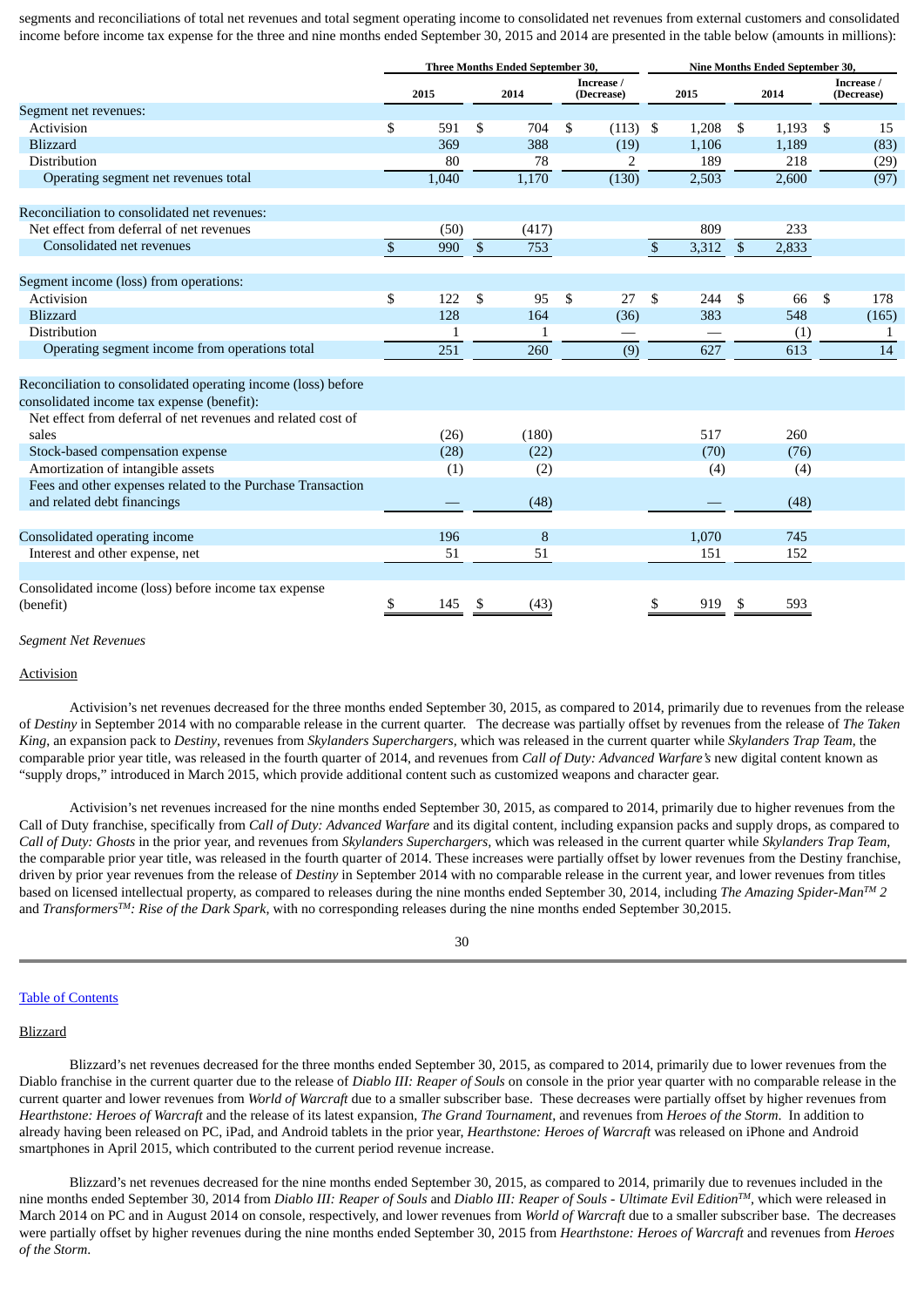segments and reconciliations of total net revenues and total segment operating income to consolidated net revenues from external customers and consolidated income before income tax expense for the three and nine months ended September 30, 2015 and 2014 are presented in the table below (amounts in millions):

| | Three Months Ended September 30, | | | Nine Months Ended September 30, | | |
|---|---|---|---|---|---|---|
| | 2015 | 2014 | Increase / (Decrease) | 2015 | 2014 | Increase / (Decrease) |
| Segment net revenues: | | | | | | |
| Activision | $ 591 | $ 704 | $ (113) | $ 1,208 | $ 1,193 | $ 15 |
| Blizzard | 369 | 388 | (19) | 1,106 | 1,189 | (83) |
| Distribution | 80 | 78 | 2 | 189 | 218 | (29) |
| Operating segment net revenues total | 1,040 | 1,170 | (130) | 2,503 | 2,600 | (97) |
| Reconciliation to consolidated net revenues: | | | | | | |
| Net effect from deferral of net revenues | (50) | (417) | | 809 | 233 | |
| Consolidated net revenues | $ 990 | $ 753 | | $ 3,312 | $ 2,833 | |
| Segment income (loss) from operations: | | | | | | |
| Activision | $ 122 | $ 95 | $ 27 | $ 244 | $ 66 | $ 178 |
| Blizzard | 128 | 164 | (36) | 383 | 548 | (165) |
| Distribution | 1 | 1 | — | — | (1) | 1 |
| Operating segment income from operations total | 251 | 260 | (9) | 627 | 613 | 14 |
| Reconciliation to consolidated operating income (loss) before consolidated income tax expense (benefit): | | | | | | |
| Net effect from deferral of net revenues and related cost of sales | (26) | (180) | | 517 | 260 | |
| Stock-based compensation expense | (28) | (22) | | (70) | (76) | |
| Amortization of intangible assets | (1) | (2) | | (4) | (4) | |
| Fees and other expenses related to the Purchase Transaction and related debt financings | — | (48) | | — | (48) | |
| Consolidated operating income | 196 | 8 | | 1,070 | 745 | |
| Interest and other expense, net | 51 | 51 | | 151 | 152 | |
| Consolidated income (loss) before income tax expense (benefit) | $ 145 | $ (43) | | $ 919 | $ 593 | |

*Segment Net Revenues*

Activision

Activision's net revenues decreased for the three months ended September 30, 2015, as compared to 2014, primarily due to revenues from the release of *Destiny* in September 2014 with no comparable release in the current quarter. The decrease was partially offset by revenues from the release of *The Taken King*, an expansion pack to *Destiny*, revenues from *Skylanders Superchargers*, which was released in the current quarter while *Skylanders Trap Team*, the comparable prior year title, was released in the fourth quarter of 2014, and revenues from *Call of Duty: Advanced Warfare's* new digital content known as "supply drops," introduced in March 2015, which provide additional content such as customized weapons and character gear.

Activision's net revenues increased for the nine months ended September 30, 2015, as compared to 2014, primarily due to higher revenues from the Call of Duty franchise, specifically from *Call of Duty: Advanced Warfare* and its digital content, including expansion packs and supply drops, as compared to *Call of Duty: Ghosts* in the prior year, and revenues from *Skylanders Superchargers*, which was released in the current quarter while *Skylanders Trap Team*, the comparable prior year title, was released in the fourth quarter of 2014. These increases were partially offset by lower revenues from the Destiny franchise, driven by prior year revenues from the release of *Destiny* in September 2014 with no comparable release in the current year, and lower revenues from titles based on licensed intellectual property, as compared to releases during the nine months ended September 30, 2014, including *The Amazing Spider-Man™ 2* and *Transformers™: Rise of the Dark Spark*, with no corresponding releases during the nine months ended September 30,2015.

Table of Contents

Blizzard

Blizzard's net revenues decreased for the three months ended September 30, 2015, as compared to 2014, primarily due to lower revenues from the Diablo franchise in the current quarter due to the release of *Diablo III: Reaper of Souls* on console in the prior year quarter with no comparable release in the current quarter and lower revenues from *World of Warcraft* due to a smaller subscriber base. These decreases were partially offset by higher revenues from *Hearthstone: Heroes of Warcraft* and the release of its latest expansion, *The Grand Tournament*, and revenues from *Heroes of the Storm*. In addition to already having been released on PC, iPad, and Android tablets in the prior year, *Hearthstone: Heroes of Warcraft* was released on iPhone and Android smartphones in April 2015, which contributed to the current period revenue increase.

Blizzard's net revenues decreased for the nine months ended September 30, 2015, as compared to 2014, primarily due to revenues included in the nine months ended September 30, 2014 from *Diablo III: Reaper of Souls* and *Diablo III: Reaper of Souls - Ultimate Evil Edition™*, which were released in March 2014 on PC and in August 2014 on console, respectively, and lower revenues from *World of Warcraft* due to a smaller subscriber base. The decreases were partially offset by higher revenues during the nine months ended September 30, 2015 from *Hearthstone: Heroes of Warcraft* and revenues from *Heroes of the Storm*.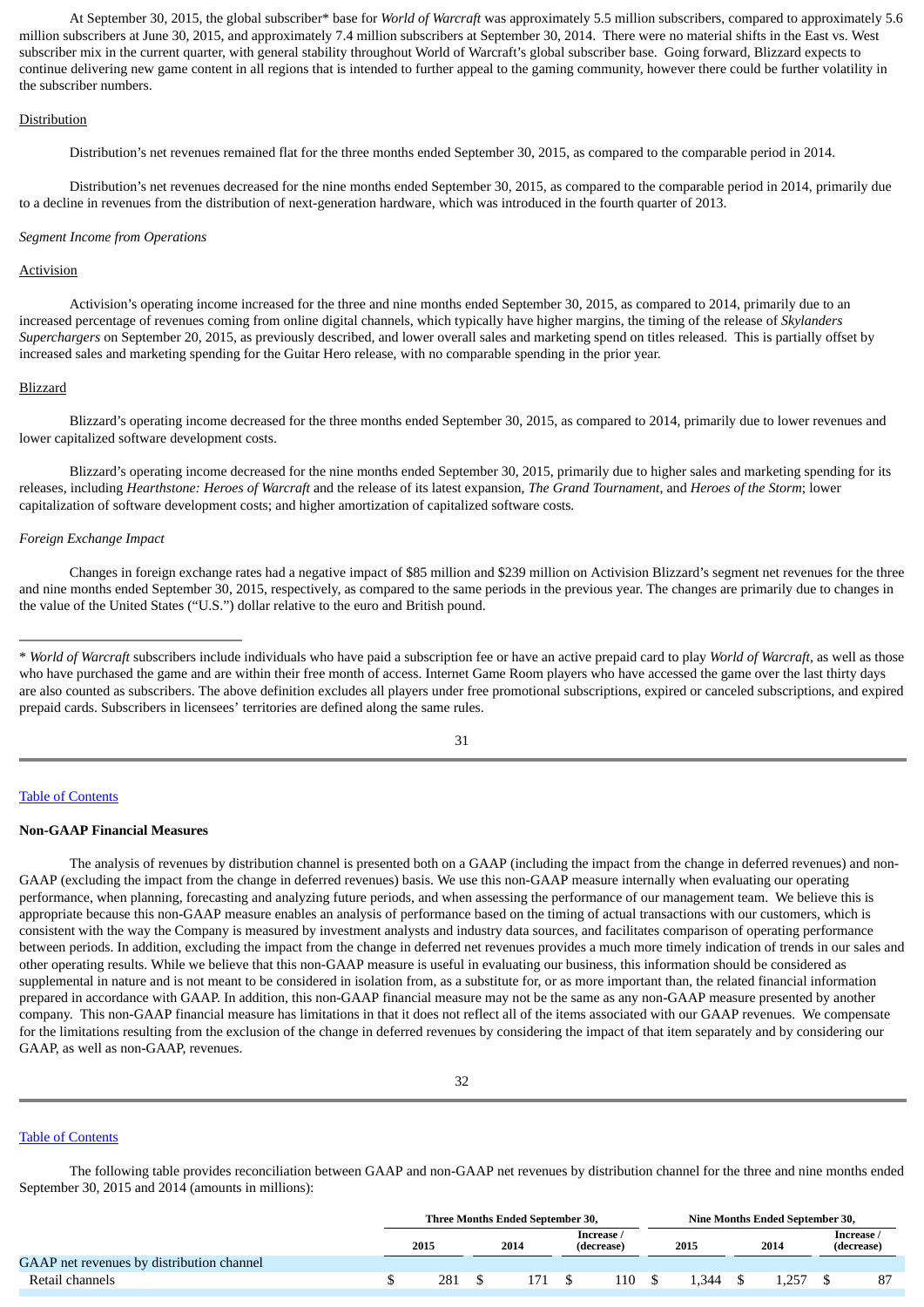At September 30, 2015, the global subscriber* base for *World of Warcraft* was approximately 5.5 million subscribers, compared to approximately 5.6 million subscribers at June 30, 2015, and approximately 7.4 million subscribers at September 30, 2014. There were no material shifts in the East vs. West subscriber mix in the current quarter, with general stability throughout World of Warcraft's global subscriber base. Going forward, Blizzard expects to continue delivering new game content in all regions that is intended to further appeal to the gaming community, however there could be further volatility in the subscriber numbers.

Distribution

Distribution's net revenues remained flat for the three months ended September 30, 2015, as compared to the comparable period in 2014.

Distribution's net revenues decreased for the nine months ended September 30, 2015, as compared to the comparable period in 2014, primarily due to a decline in revenues from the distribution of next-generation hardware, which was introduced in the fourth quarter of 2013.

*Segment Income from Operations*

Activision

Activision's operating income increased for the three and nine months ended September 30, 2015, as compared to 2014, primarily due to an increased percentage of revenues coming from online digital channels, which typically have higher margins, the timing of the release of *Skylanders Superchargers* on September 20, 2015, as previously described, and lower overall sales and marketing spend on titles released. This is partially offset by increased sales and marketing spending for the Guitar Hero release, with no comparable spending in the prior year.

Blizzard

Blizzard's operating income decreased for the three months ended September 30, 2015, as compared to 2014, primarily due to lower revenues and lower capitalized software development costs.

Blizzard's operating income decreased for the nine months ended September 30, 2015, primarily due to higher sales and marketing spending for its releases, including *Hearthstone: Heroes of Warcraft* and the release of its latest expansion, *The Grand Tournament*, and *Heroes of the Storm*; lower capitalization of software development costs; and higher amortization of capitalized software costs.

*Foreign Exchange Impact*

Changes in foreign exchange rates had a negative impact of $85 million and $239 million on Activision Blizzard's segment net revenues for the three and nine months ended September 30, 2015, respectively, as compared to the same periods in the previous year. The changes are primarily due to changes in the value of the United States ("U.S.") dollar relative to the euro and British pound.

---

* *World of Warcraft* subscribers include individuals who have paid a subscription fee or have an active prepaid card to play *World of Warcraft*, as well as those who have purchased the game and are within their free month of access. Internet Game Room players who have accessed the game over the last thirty days are also counted as subscribers. The above definition excludes all players under free promotional subscriptions, expired or canceled subscriptions, and expired prepaid cards. Subscribers in licensees' territories are defined along the same rules.

Table of Contents

**Non-GAAP Financial Measures**

The analysis of revenues by distribution channel is presented both on a GAAP (including the impact from the change in deferred revenues) and non-GAAP (excluding the impact from the change in deferred revenues) basis. We use this non-GAAP measure internally when evaluating our operating performance, when planning, forecasting and analyzing future periods, and when assessing the performance of our management team. We believe this is appropriate because this non-GAAP measure enables an analysis of performance based on the timing of actual transactions with our customers, which is consistent with the way the Company is measured by investment analysts and industry data sources, and facilitates comparison of operating performance between periods. In addition, excluding the impact from the change in deferred net revenues provides a much more timely indication of trends in our sales and other operating results. While we believe that this non-GAAP measure is useful in evaluating our business, this information should be considered as supplemental in nature and is not meant to be considered in isolation from, as a substitute for, or as more important than, the related financial information prepared in accordance with GAAP. In addition, this non-GAAP financial measure may not be the same as any non-GAAP measure presented by another company. This non-GAAP financial measure has limitations in that it does not reflect all of the items associated with our GAAP revenues. We compensate for the limitations resulting from the exclusion of the change in deferred revenues by considering the impact of that item separately and by considering our GAAP, as well as non-GAAP, revenues.

Table of Contents

The following table provides reconciliation between GAAP and non-GAAP net revenues by distribution channel for the three and nine months ended September 30, 2015 and 2014 (amounts in millions):

| | Three Months Ended September 30, | | | Nine Months Ended September 30, | | |
|---|---|---|---|---|---|---|
| | 2015 | 2014 | Increase / (decrease) | 2015 | 2014 | Increase / (decrease) |
| GAAP net revenues by distribution channel | | | | | | |
| Retail channels | $ 281 | $ 171 | $ 110 | $ 1,344 | $ 1,257 | $ 87 |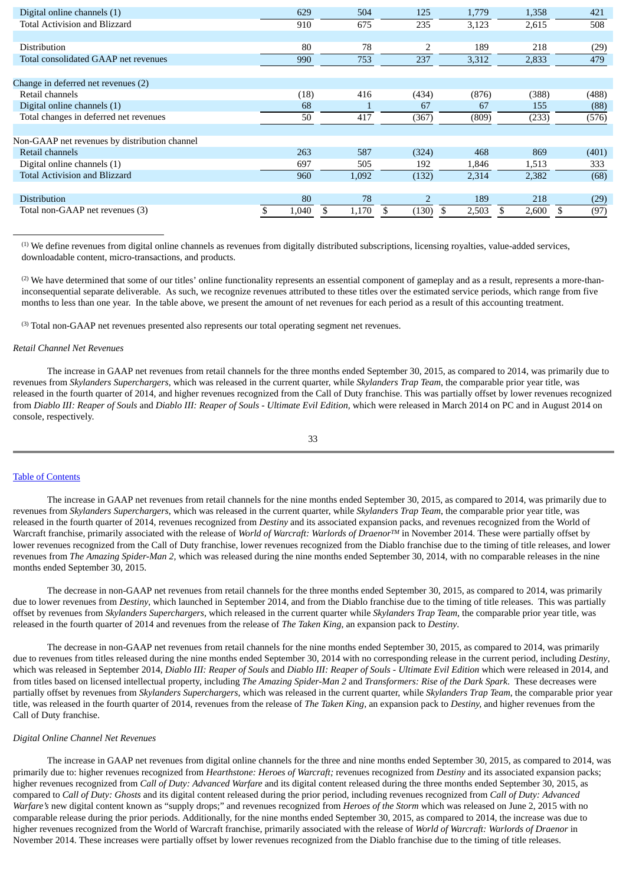| | | | | | | |
|---|---|---|---|---|---|---|
| Digital online channels (1) | 629 | 504 | 125 | 1,779 | 1,358 | 421 |
| Total Activision and Blizzard | 910 | 675 | 235 | 3,123 | 2,615 | 508 |
| | | | | | | |
| Distribution | 80 | 78 | 2 | 189 | 218 | (29) |
| Total consolidated GAAP net revenues | 990 | 753 | 237 | 3,312 | 2,833 | 479 |
| | | | | | | |
| Change in deferred net revenues (2) | | | | | | |
| Retail channels | (18) | 416 | (434) | (876) | (388) | (488) |
| Digital online channels (1) | 68 | 1 | 67 | 67 | 155 | (88) |
| Total changes in deferred net revenues | 50 | 417 | (367) | (809) | (233) | (576) |
| | | | | | | |
| Non-GAAP net revenues by distribution channel | | | | | | |
| Retail channels | 263 | 587 | (324) | 468 | 869 | (401) |
| Digital online channels (1) | 697 | 505 | 192 | 1,846 | 1,513 | 333 |
| Total Activision and Blizzard | 960 | 1,092 | (132) | 2,314 | 2,382 | (68) |
| | | | | | | |
| Distribution | 80 | 78 | 2 | 189 | 218 | (29) |
| Total non-GAAP net revenues (3) | $ 1,040 | $ 1,170 | $ (130) | $ 2,503 | $ 2,600 | $ (97) |

(1) We define revenues from digital online channels as revenues from digitally distributed subscriptions, licensing royalties, value-added services, downloadable content, micro-transactions, and products.

(2) We have determined that some of our titles' online functionality represents an essential component of gameplay and as a result, represents a more-than-inconsequential separate deliverable. As such, we recognize revenues attributed to these titles over the estimated service periods, which range from five months to less than one year. In the table above, we present the amount of net revenues for each period as a result of this accounting treatment.

(3) Total non-GAAP net revenues presented also represents our total operating segment net revenues.

*Retail Channel Net Revenues*

The increase in GAAP net revenues from retail channels for the three months ended September 30, 2015, as compared to 2014, was primarily due to revenues from *Skylanders Superchargers*, which was released in the current quarter, while *Skylanders Trap Team*, the comparable prior year title, was released in the fourth quarter of 2014, and higher revenues recognized from the Call of Duty franchise. This was partially offset by lower revenues recognized from *Diablo III: Reaper of Souls* and *Diablo III: Reaper of Souls - Ultimate Evil Edition*, which were released in March 2014 on PC and in August 2014 on console, respectively.

The increase in GAAP net revenues from retail channels for the nine months ended September 30, 2015, as compared to 2014, was primarily due to revenues from *Skylanders Superchargers*, which was released in the current quarter, while *Skylanders Trap Team*, the comparable prior year title, was released in the fourth quarter of 2014, revenues recognized from *Destiny* and its associated expansion packs, and revenues recognized from the World of Warcraft franchise, primarily associated with the release of *World of Warcraft: Warlords of Draenor™* in November 2014. These were partially offset by lower revenues recognized from the Call of Duty franchise, lower revenues recognized from the Diablo franchise due to the timing of title releases, and lower revenues from *The Amazing Spider-Man 2*, which was released during the nine months ended September 30, 2014, with no comparable releases in the nine months ended September 30, 2015.

The decrease in non-GAAP net revenues from retail channels for the three months ended September 30, 2015, as compared to 2014, was primarily due to lower revenues from *Destiny*, which launched in September 2014, and from the Diablo franchise due to the timing of title releases. This was partially offset by revenues from *Skylanders Superchargers*, which released in the current quarter while *Skylanders Trap Team*, the comparable prior year title, was released in the fourth quarter of 2014 and revenues from the release of *The Taken King*, an expansion pack to *Destiny*.

The decrease in non-GAAP net revenues from retail channels for the nine months ended September 30, 2015, as compared to 2014, was primarily due to revenues from titles released during the nine months ended September 30, 2014 with no corresponding release in the current period, including *Destiny*, which was released in September 2014, *Diablo III: Reaper of Souls* and *Diablo III: Reaper of Souls - Ultimate Evil Edition* which were released in 2014, and from titles based on licensed intellectual property, including *The Amazing Spider-Man 2* and *Transformers: Rise of the Dark Spark*. These decreases were partially offset by revenues from *Skylanders Superchargers*, which was released in the current quarter, while *Skylanders Trap Team*, the comparable prior year title, was released in the fourth quarter of 2014, revenues from the release of *The Taken King*, an expansion pack to *Destiny*, and higher revenues from the Call of Duty franchise.

*Digital Online Channel Net Revenues*

The increase in GAAP net revenues from digital online channels for the three and nine months ended September 30, 2015, as compared to 2014, was primarily due to: higher revenues recognized from *Hearthstone: Heroes of Warcraft;* revenues recognized from *Destiny* and its associated expansion packs; higher revenues recognized from *Call of Duty: Advanced Warfare* and its digital content released during the three months ended September 30, 2015, as compared to *Call of Duty: Ghosts* and its digital content released during the prior period, including revenues recognized from *Call of Duty: Advanced Warfare's* new digital content known as "supply drops;" and revenues recognized from *Heroes of the Storm* which was released on June 2, 2015 with no comparable release during the prior periods. Additionally, for the nine months ended September 30, 2015, as compared to 2014, the increase was due to higher revenues recognized from the World of Warcraft franchise, primarily associated with the release of *World of Warcraft: Warlords of Draenor* in November 2014. These increases were partially offset by lower revenues recognized from the Diablo franchise due to the timing of title releases.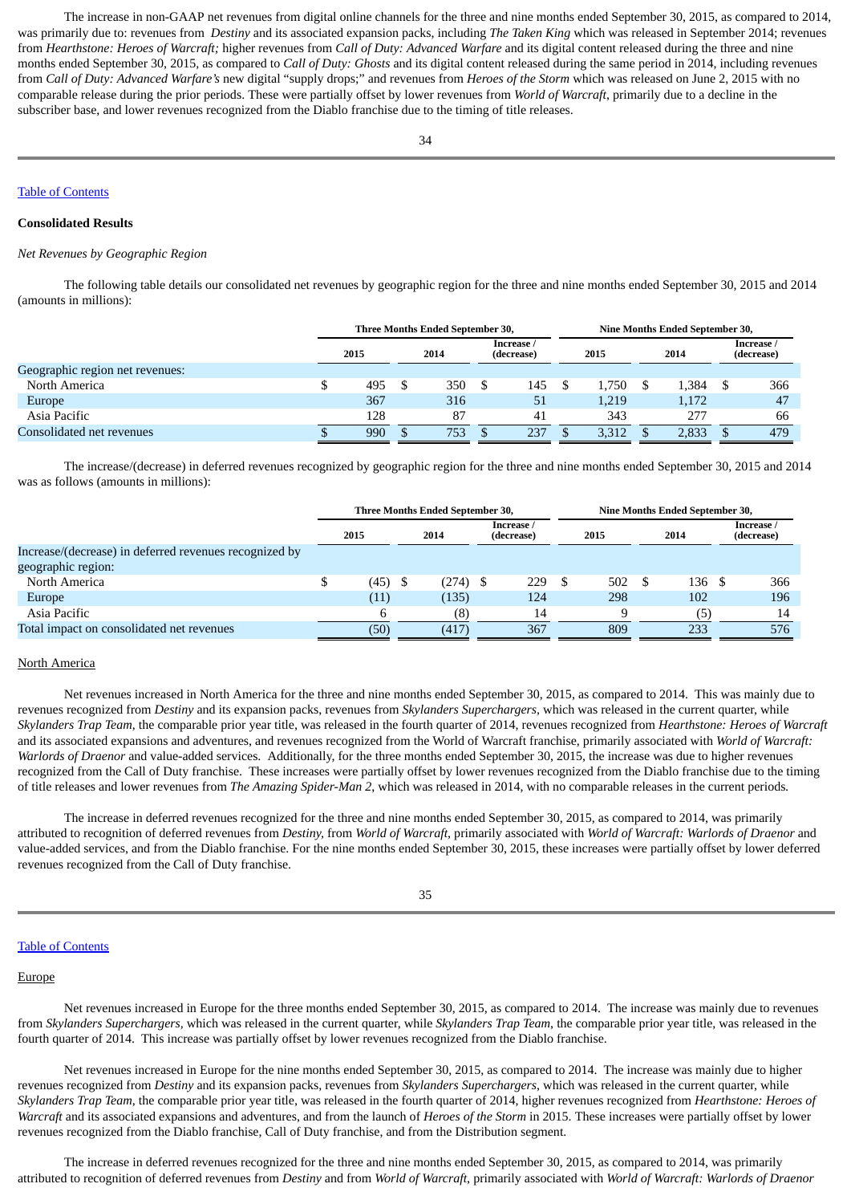The increase in non-GAAP net revenues from digital online channels for the three and nine months ended September 30, 2015, as compared to 2014, was primarily due to: revenues from *Destiny* and its associated expansion packs, including *The Taken King* which was released in September 2014; revenues from *Hearthstone: Heroes of Warcraft;* higher revenues from *Call of Duty: Advanced Warfare* and its digital content released during the three and nine months ended September 30, 2015, as compared to *Call of Duty: Ghosts* and its digital content released during the same period in 2014, including revenues from *Call of Duty: Advanced Warfare's* new digital "supply drops;" and revenues from *Heroes of the Storm* which was released on June 2, 2015 with no comparable release during the prior periods. These were partially offset by lower revenues from *World of Warcraft*, primarily due to a decline in the subscriber base, and lower revenues recognized from the Diablo franchise due to the timing of title releases.

Table of Contents

### Consolidated Results

*Net Revenues by Geographic Region*

The following table details our consolidated net revenues by geographic region for the three and nine months ended September 30, 2015 and 2014 (amounts in millions):

| | Three Months Ended September 30, | | | Nine Months Ended September 30, | | |
|---|---|---|---|---|---|---|
| | 2015 | 2014 | Increase / (decrease) | 2015 | 2014 | Increase / (decrease) |
| Geographic region net revenues: | | | | | | |
| North America | $ 495 | $ 350 | $ 145 | $ 1,750 | $ 1,384 | $ 366 |
| Europe | 367 | 316 | 51 | 1,219 | 1,172 | 47 |
| Asia Pacific | 128 | 87 | 41 | 343 | 277 | 66 |
| Consolidated net revenues | $ 990 | $ 753 | $ 237 | $ 3,312 | $ 2,833 | $ 479 |

The increase/(decrease) in deferred revenues recognized by geographic region for the three and nine months ended September 30, 2015 and 2014 was as follows (amounts in millions):

| | Three Months Ended September 30, | | | Nine Months Ended September 30, | | |
|---|---|---|---|---|---|---|
| | 2015 | 2014 | Increase / (decrease) | 2015 | 2014 | Increase / (decrease) |
| Increase/(decrease) in deferred revenues recognized by geographic region: | | | | | | |
| North America | $ (45) | $ (274) | $ 229 | $ 502 | $ 136 | $ 366 |
| Europe | (11) | (135) | 124 | 298 | 102 | 196 |
| Asia Pacific | 6 | (8) | 14 | 9 | (5) | 14 |
| Total impact on consolidated net revenues | (50) | (417) | 367 | 809 | 233 | 576 |

North America

Net revenues increased in North America for the three and nine months ended September 30, 2015, as compared to 2014. This was mainly due to revenues recognized from *Destiny* and its expansion packs, revenues from *Skylanders Superchargers*, which was released in the current quarter, while *Skylanders Trap Team*, the comparable prior year title, was released in the fourth quarter of 2014, revenues recognized from *Hearthstone: Heroes of Warcraft* and its associated expansions and adventures, and revenues recognized from the World of Warcraft franchise, primarily associated with *World of Warcraft: Warlords of Draenor* and value-added services. Additionally, for the three months ended September 30, 2015, the increase was due to higher revenues recognized from the Call of Duty franchise. These increases were partially offset by lower revenues recognized from the Diablo franchise due to the timing of title releases and lower revenues from *The Amazing Spider-Man 2*, which was released in 2014, with no comparable releases in the current periods.

The increase in deferred revenues recognized for the three and nine months ended September 30, 2015, as compared to 2014, was primarily attributed to recognition of deferred revenues from *Destiny,* from *World of Warcraft*, primarily associated with *World of Warcraft: Warlords of Draenor* and value-added services, and from the Diablo franchise. For the nine months ended September 30, 2015, these increases were partially offset by lower deferred revenues recognized from the Call of Duty franchise.

Table of Contents

Europe

Net revenues increased in Europe for the three months ended September 30, 2015, as compared to 2014. The increase was mainly due to revenues from *Skylanders Superchargers,* which was released in the current quarter, while *Skylanders Trap Team*, the comparable prior year title, was released in the fourth quarter of 2014. This increase was partially offset by lower revenues recognized from the Diablo franchise.

Net revenues increased in Europe for the nine months ended September 30, 2015, as compared to 2014. The increase was mainly due to higher revenues recognized from *Destiny* and its expansion packs, revenues from *Skylanders Superchargers*, which was released in the current quarter, while *Skylanders Trap Team*, the comparable prior year title, was released in the fourth quarter of 2014, higher revenues recognized from *Hearthstone: Heroes of Warcraft* and its associated expansions and adventures, and from the launch of *Heroes of the Storm* in 2015. These increases were partially offset by lower revenues recognized from the Diablo franchise, Call of Duty franchise, and from the Distribution segment.

The increase in deferred revenues recognized for the three and nine months ended September 30, 2015, as compared to 2014, was primarily attributed to recognition of deferred revenues from *Destiny* and from *World of Warcraft*, primarily associated with *World of Warcraft: Warlords of Draenor*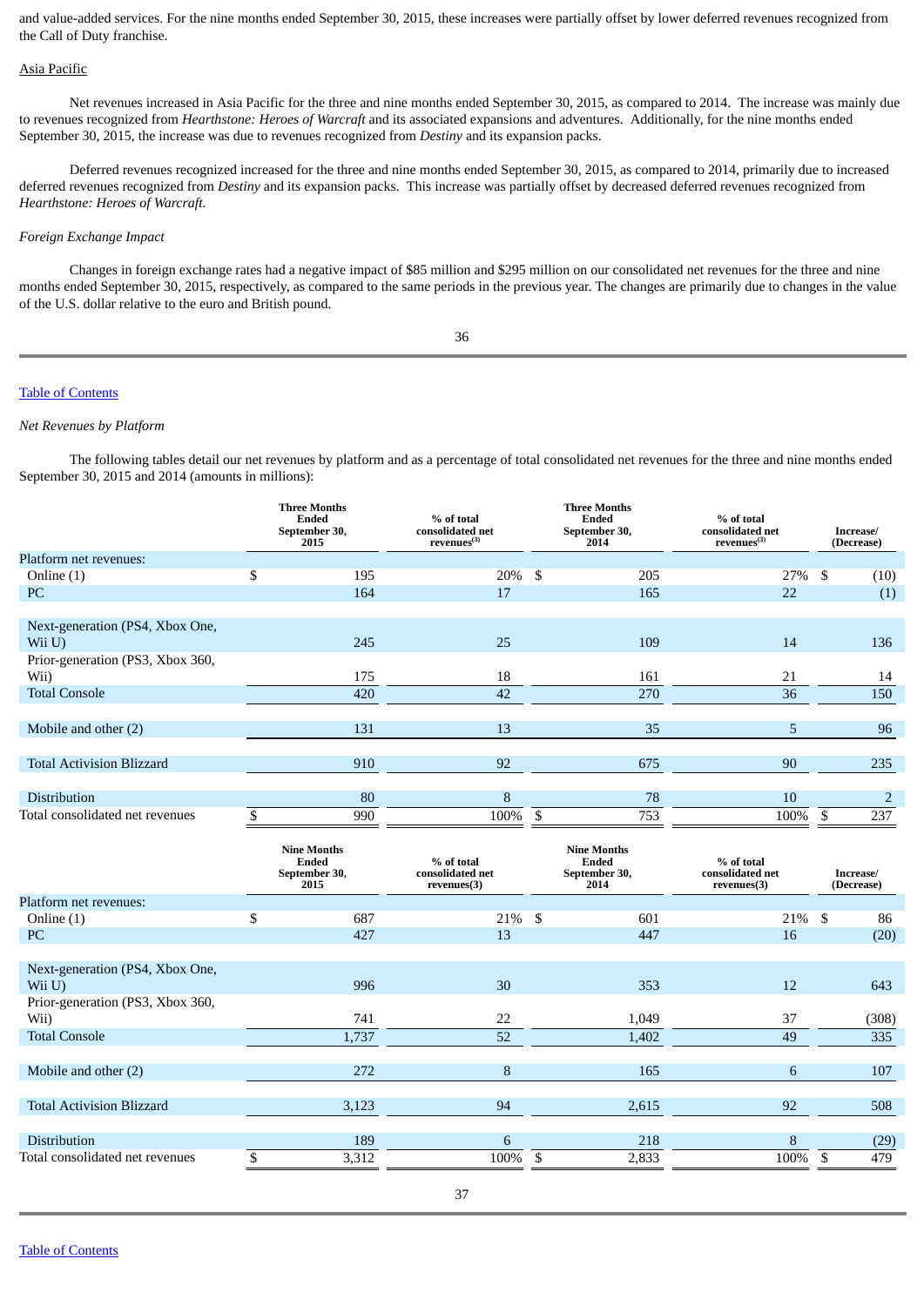and value-added services. For the nine months ended September 30, 2015, these increases were partially offset by lower deferred revenues recognized from the Call of Duty franchise.

Asia Pacific

Net revenues increased in Asia Pacific for the three and nine months ended September 30, 2015, as compared to 2014. The increase was mainly due to revenues recognized from *Hearthstone: Heroes of Warcraft* and its associated expansions and adventures. Additionally, for the nine months ended September 30, 2015, the increase was due to revenues recognized from *Destiny* and its expansion packs.

Deferred revenues recognized increased for the three and nine months ended September 30, 2015, as compared to 2014, primarily due to increased deferred revenues recognized from *Destiny* and its expansion packs. This increase was partially offset by decreased deferred revenues recognized from *Hearthstone: Heroes of Warcraft.*

*Foreign Exchange Impact*

Changes in foreign exchange rates had a negative impact of $85 million and $295 million on our consolidated net revenues for the three and nine months ended September 30, 2015, respectively, as compared to the same periods in the previous year. The changes are primarily due to changes in the value of the U.S. dollar relative to the euro and British pound.

Table of Contents

*Net Revenues by Platform*

The following tables detail our net revenues by platform and as a percentage of total consolidated net revenues for the three and nine months ended September 30, 2015 and 2014 (amounts in millions):

| | Three Months Ended September 30, 2015 | % of total consolidated net revenues(3) | Three Months Ended September 30, 2014 | % of total consolidated net revenues(3) | Increase/ (Decrease) |
|---|---|---|---|---|---|
| Platform net revenues: | | | | | |
| Online (1) | $ 195 | 20% | $ 205 | 27% | $ (10) |
| PC | 164 | 17 | 165 | 22 | (1) |
| Next-generation (PS4, Xbox One, Wii U) | 245 | 25 | 109 | 14 | 136 |
| Prior-generation (PS3, Xbox 360, Wii) | 175 | 18 | 161 | 21 | 14 |
| Total Console | 420 | 42 | 270 | 36 | 150 |
| Mobile and other (2) | 131 | 13 | 35 | 5 | 96 |
| Total Activision Blizzard | 910 | 92 | 675 | 90 | 235 |
| Distribution | 80 | 8 | 78 | 10 | 2 |
| Total consolidated net revenues | $ 990 | 100% | $ 753 | 100% | $ 237 |

| | Nine Months Ended September 30, 2015 | % of total consolidated net revenues(3) | Nine Months Ended September 30, 2014 | % of total consolidated net revenues(3) | Increase/ (Decrease) |
|---|---|---|---|---|---|
| Platform net revenues: | | | | | |
| Online (1) | $ 687 | 21% | $ 601 | 21% | $ 86 |
| PC | 427 | 13 | 447 | 16 | (20) |
| Next-generation (PS4, Xbox One, Wii U) | 996 | 30 | 353 | 12 | 643 |
| Prior-generation (PS3, Xbox 360, Wii) | 741 | 22 | 1,049 | 37 | (308) |
| Total Console | 1,737 | 52 | 1,402 | 49 | 335 |
| Mobile and other (2) | 272 | 8 | 165 | 6 | 107 |
| Total Activision Blizzard | 3,123 | 94 | 2,615 | 92 | 508 |
| Distribution | 189 | 6 | 218 | 8 | (29) |
| Total consolidated net revenues | $ 3,312 | 100% | $ 2,833 | 100% | $ 479 |

Table of Contents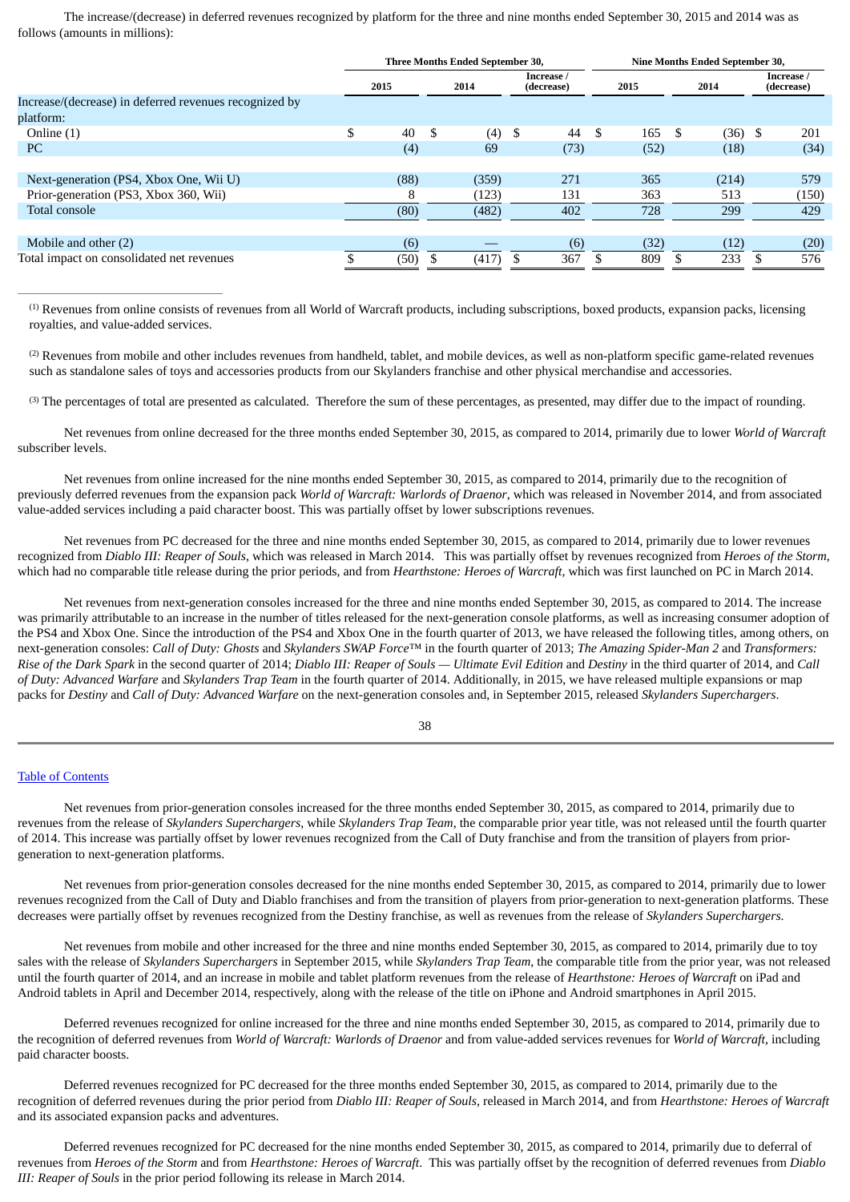The increase/(decrease) in deferred revenues recognized by platform for the three and nine months ended September 30, 2015 and 2014 was as follows (amounts in millions):

| | Three Months Ended September 30, | | | Nine Months Ended September 30, | | |
|---|---|---|---|---|---|---|
| | 2015 | 2014 | Increase / (decrease) | 2015 | 2014 | Increase / (decrease) |
| Increase/(decrease) in deferred revenues recognized by platform: | | | | | | |
| Online (1) | $ 40 | $ (4) | $ 44 | $ 165 | $ (36) | $ 201 |
| PC | (4) | 69 | (73) | (52) | (18) | (34) |
| | | | | | | |
| Next-generation (PS4, Xbox One, Wii U) | (88) | (359) | 271 | 365 | (214) | 579 |
| Prior-generation (PS3, Xbox 360, Wii) | 8 | (123) | 131 | 363 | 513 | (150) |
| Total console | (80) | (482) | 402 | 728 | 299 | 429 |
| | | | | | | |
| Mobile and other (2) | (6) | — | (6) | (32) | (12) | (20) |
| Total impact on consolidated net revenues | $ (50) | $ (417) | $ 367 | $ 809 | $ 233 | $ 576 |

---

(1) Revenues from online consists of revenues from all World of Warcraft products, including subscriptions, boxed products, expansion packs, licensing royalties, and value-added services.

(2) Revenues from mobile and other includes revenues from handheld, tablet, and mobile devices, as well as non-platform specific game-related revenues such as standalone sales of toys and accessories products from our Skylanders franchise and other physical merchandise and accessories.

(3) The percentages of total are presented as calculated. Therefore the sum of these percentages, as presented, may differ due to the impact of rounding.

Net revenues from online decreased for the three months ended September 30, 2015, as compared to 2014, primarily due to lower *World of Warcraft* subscriber levels.

Net revenues from online increased for the nine months ended September 30, 2015, as compared to 2014, primarily due to the recognition of previously deferred revenues from the expansion pack *World of Warcraft: Warlords of Draenor*, which was released in November 2014, and from associated value-added services including a paid character boost. This was partially offset by lower subscriptions revenues.

Net revenues from PC decreased for the three and nine months ended September 30, 2015, as compared to 2014, primarily due to lower revenues recognized from *Diablo III: Reaper of Souls*, which was released in March 2014. This was partially offset by revenues recognized from *Heroes of the Storm*, which had no comparable title release during the prior periods, and from *Hearthstone: Heroes of Warcraft*, which was first launched on PC in March 2014.

Net revenues from next-generation consoles increased for the three and nine months ended September 30, 2015, as compared to 2014. The increase was primarily attributable to an increase in the number of titles released for the next-generation console platforms, as well as increasing consumer adoption of the PS4 and Xbox One. Since the introduction of the PS4 and Xbox One in the fourth quarter of 2013, we have released the following titles, among others, on next-generation consoles: *Call of Duty: Ghosts* and *Skylanders SWAP Force™* in the fourth quarter of 2013; *The Amazing Spider-Man 2* and *Transformers: Rise of the Dark Spark* in the second quarter of 2014; *Diablo III: Reaper of Souls — Ultimate Evil Edition* and *Destiny* in the third quarter of 2014, and *Call of Duty: Advanced Warfare* and *Skylanders Trap Team* in the fourth quarter of 2014. Additionally, in 2015, we have released multiple expansions or map packs for *Destiny* and *Call of Duty: Advanced Warfare* on the next-generation consoles and, in September 2015, released *Skylanders Superchargers*.

Net revenues from prior-generation consoles increased for the three months ended September 30, 2015, as compared to 2014, primarily due to revenues from the release of *Skylanders Superchargers*, while *Skylanders Trap Team*, the comparable prior year title, was not released until the fourth quarter of 2014. This increase was partially offset by lower revenues recognized from the Call of Duty franchise and from the transition of players from prior-generation to next-generation platforms.

Net revenues from prior-generation consoles decreased for the nine months ended September 30, 2015, as compared to 2014, primarily due to lower revenues recognized from the Call of Duty and Diablo franchises and from the transition of players from prior-generation to next-generation platforms. These decreases were partially offset by revenues recognized from the Destiny franchise, as well as revenues from the release of *Skylanders Superchargers*.

Net revenues from mobile and other increased for the three and nine months ended September 30, 2015, as compared to 2014, primarily due to toy sales with the release of *Skylanders Superchargers* in September 2015, while *Skylanders Trap Team*, the comparable title from the prior year, was not released until the fourth quarter of 2014, and an increase in mobile and tablet platform revenues from the release of *Hearthstone: Heroes of Warcraft* on iPad and Android tablets in April and December 2014, respectively, along with the release of the title on iPhone and Android smartphones in April 2015.

Deferred revenues recognized for online increased for the three and nine months ended September 30, 2015, as compared to 2014, primarily due to the recognition of deferred revenues from *World of Warcraft: Warlords of Draenor* and from value-added services revenues for *World of Warcraft*, including paid character boosts.

Deferred revenues recognized for PC decreased for the three months ended September 30, 2015, as compared to 2014, primarily due to the recognition of deferred revenues during the prior period from *Diablo III: Reaper of Souls*, released in March 2014, and from *Hearthstone: Heroes of Warcraft* and its associated expansion packs and adventures.

Deferred revenues recognized for PC decreased for the nine months ended September 30, 2015, as compared to 2014, primarily due to deferral of revenues from *Heroes of the Storm* and from *Hearthstone: Heroes of Warcraft*. This was partially offset by the recognition of deferred revenues from *Diablo III: Reaper of Souls* in the prior period following its release in March 2014.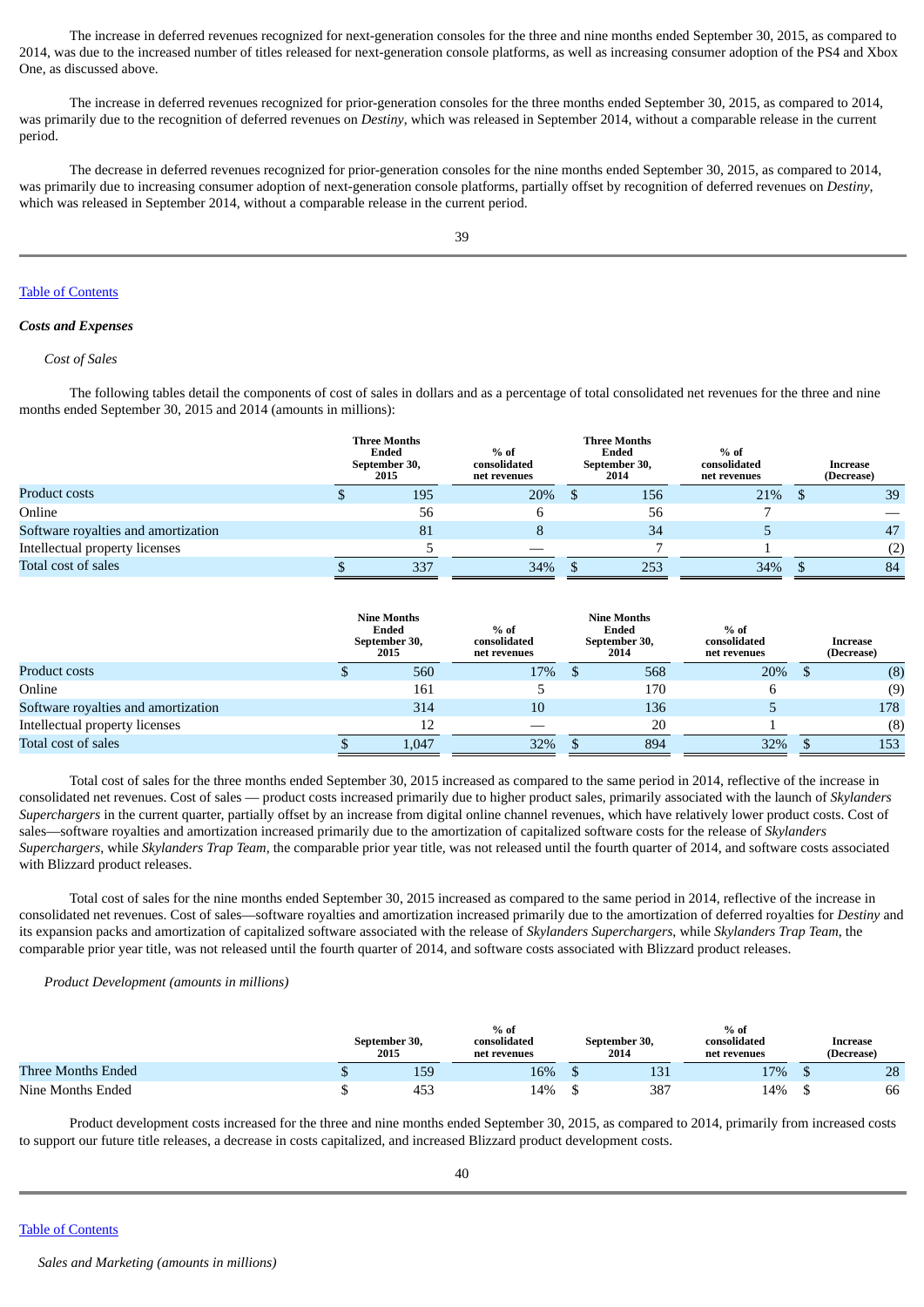The increase in deferred revenues recognized for next-generation consoles for the three and nine months ended September 30, 2015, as compared to 2014, was due to the increased number of titles released for next-generation console platforms, as well as increasing consumer adoption of the PS4 and Xbox One, as discussed above.

The increase in deferred revenues recognized for prior-generation consoles for the three months ended September 30, 2015, as compared to 2014, was primarily due to the recognition of deferred revenues on *Destiny*, which was released in September 2014, without a comparable release in the current period.

The decrease in deferred revenues recognized for prior-generation consoles for the nine months ended September 30, 2015, as compared to 2014, was primarily due to increasing consumer adoption of next-generation console platforms, partially offset by recognition of deferred revenues on *Destiny*, which was released in September 2014, without a comparable release in the current period.

Table of Contents

***Costs and Expenses***

*Cost of Sales*

The following tables detail the components of cost of sales in dollars and as a percentage of total consolidated net revenues for the three and nine months ended September 30, 2015 and 2014 (amounts in millions):

| | Three Months Ended September 30, 2015 | % of consolidated net revenues | Three Months Ended September 30, 2014 | % of consolidated net revenues | Increase (Decrease) |
|---|---|---|---|---|---|
| Product costs | $ 195 | 20% | $ 156 | 21% | $ 39 |
| Online | 56 | 6 | 56 | 7 | — |
| Software royalties and amortization | 81 | 8 | 34 | 5 | 47 |
| Intellectual property licenses | 5 | — | 7 | 1 | (2) |
| Total cost of sales | $ 337 | 34% | $ 253 | 34% | $ 84 |

| | Nine Months Ended September 30, 2015 | % of consolidated net revenues | Nine Months Ended September 30, 2014 | % of consolidated net revenues | Increase (Decrease) |
|---|---|---|---|---|---|
| Product costs | $ 560 | 17% | $ 568 | 20% | $ (8) |
| Online | 161 | 5 | 170 | 6 | (9) |
| Software royalties and amortization | 314 | 10 | 136 | 5 | 178 |
| Intellectual property licenses | 12 | — | 20 | 1 | (8) |
| Total cost of sales | $ 1,047 | 32% | $ 894 | 32% | $ 153 |

Total cost of sales for the three months ended September 30, 2015 increased as compared to the same period in 2014, reflective of the increase in consolidated net revenues. Cost of sales — product costs increased primarily due to higher product sales, primarily associated with the launch of *Skylanders Superchargers* in the current quarter, partially offset by an increase from digital online channel revenues, which have relatively lower product costs. Cost of sales—software royalties and amortization increased primarily due to the amortization of capitalized software costs for the release of *Skylanders Superchargers*, while *Skylanders Trap Team*, the comparable prior year title, was not released until the fourth quarter of 2014, and software costs associated with Blizzard product releases.

Total cost of sales for the nine months ended September 30, 2015 increased as compared to the same period in 2014, reflective of the increase in consolidated net revenues. Cost of sales—software royalties and amortization increased primarily due to the amortization of deferred royalties for *Destiny* and its expansion packs and amortization of capitalized software associated with the release of *Skylanders Superchargers*, while *Skylanders Trap Team*, the comparable prior year title, was not released until the fourth quarter of 2014, and software costs associated with Blizzard product releases.

*Product Development (amounts in millions)*

| | September 30, 2015 | % of consolidated net revenues | September 30, 2014 | % of consolidated net revenues | Increase (Decrease) |
|---|---|---|---|---|---|
| Three Months Ended | $ 159 | 16% | $ 131 | 17% | $ 28 |
| Nine Months Ended | $ 453 | 14% | $ 387 | 14% | $ 66 |

Product development costs increased for the three and nine months ended September 30, 2015, as compared to 2014, primarily from increased costs to support our future title releases, a decrease in costs capitalized, and increased Blizzard product development costs.

Table of Contents

*Sales and Marketing (amounts in millions)*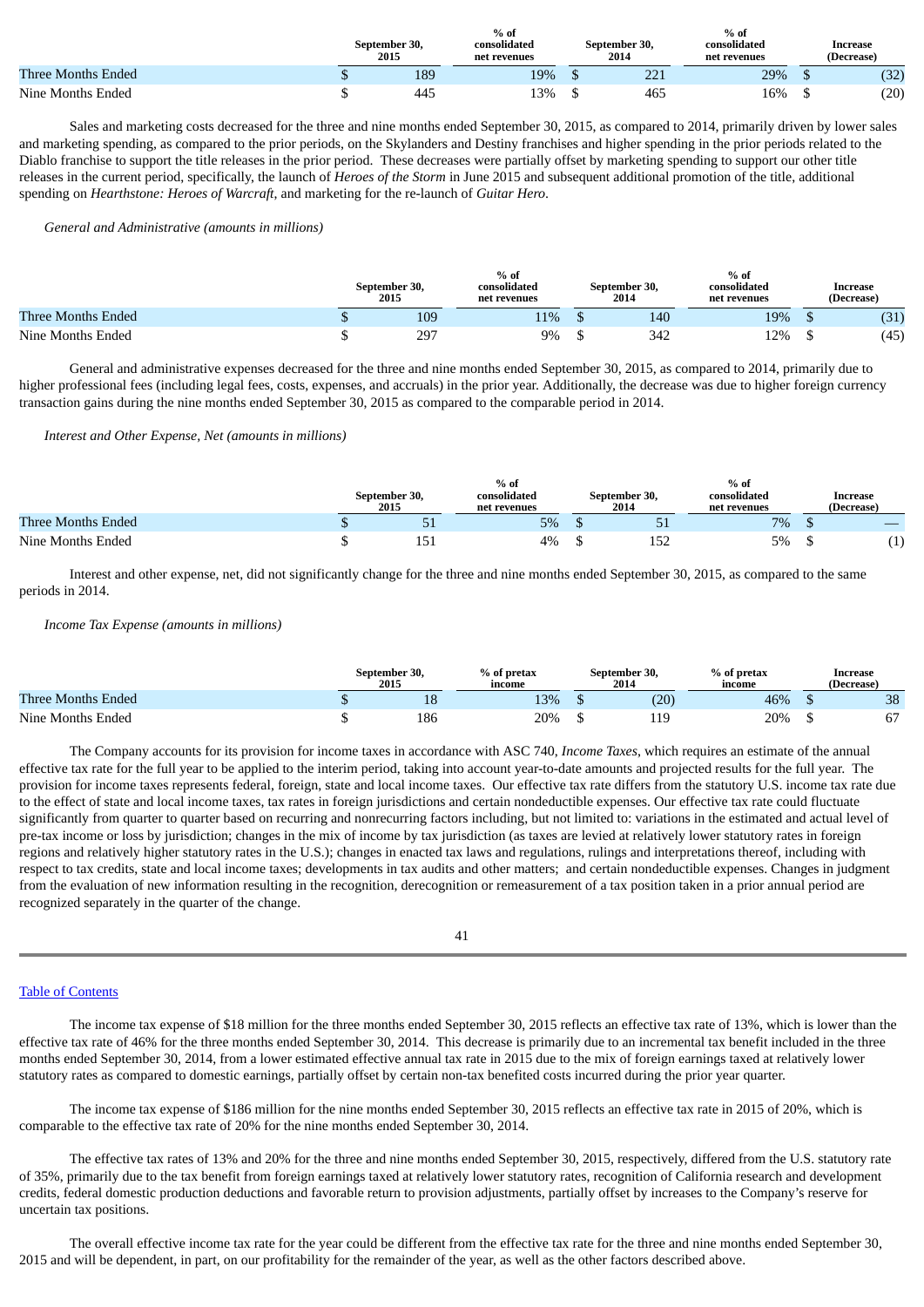| | September 30, 2015 | % of consolidated net revenues | September 30, 2014 | % of consolidated net revenues | Increase (Decrease) |
|---|---|---|---|---|---|
| Three Months Ended | $ 189 | 19% | $ 221 | 29% | $ (32) |
| Nine Months Ended | $ 445 | 13% | $ 465 | 16% | $ (20) |

Sales and marketing costs decreased for the three and nine months ended September 30, 2015, as compared to 2014, primarily driven by lower sales and marketing spending, as compared to the prior periods, on the Skylanders and Destiny franchises and higher spending in the prior periods related to the Diablo franchise to support the title releases in the prior period. These decreases were partially offset by marketing spending to support our other title releases in the current period, specifically, the launch of *Heroes of the Storm* in June 2015 and subsequent additional promotion of the title, additional spending on *Hearthstone: Heroes of Warcraft*, and marketing for the re-launch of *Guitar Hero*.

*General and Administrative (amounts in millions)*

| | September 30, 2015 | % of consolidated net revenues | September 30, 2014 | % of consolidated net revenues | Increase (Decrease) |
|---|---|---|---|---|---|
| Three Months Ended | $ 109 | 11% | $ 140 | 19% | $ (31) |
| Nine Months Ended | $ 297 | 9% | $ 342 | 12% | $ (45) |

General and administrative expenses decreased for the three and nine months ended September 30, 2015, as compared to 2014, primarily due to higher professional fees (including legal fees, costs, expenses, and accruals) in the prior year. Additionally, the decrease was due to higher foreign currency transaction gains during the nine months ended September 30, 2015 as compared to the comparable period in 2014.

*Interest and Other Expense, Net (amounts in millions)*

| | September 30, 2015 | % of consolidated net revenues | September 30, 2014 | % of consolidated net revenues | Increase (Decrease) |
|---|---|---|---|---|---|
| Three Months Ended | $ 51 | 5% | $ 51 | 7% | $ — |
| Nine Months Ended | $ 151 | 4% | $ 152 | 5% | $ (1) |

Interest and other expense, net, did not significantly change for the three and nine months ended September 30, 2015, as compared to the same periods in 2014.

*Income Tax Expense (amounts in millions)*

| | September 30, 2015 | % of pretax income | September 30, 2014 | % of pretax income | Increase (Decrease) |
|---|---|---|---|---|---|
| Three Months Ended | $ 18 | 13% | $ (20) | 46% | $ 38 |
| Nine Months Ended | $ 186 | 20% | $ 119 | 20% | $ 67 |

The Company accounts for its provision for income taxes in accordance with ASC 740, *Income Taxes*, which requires an estimate of the annual effective tax rate for the full year to be applied to the interim period, taking into account year-to-date amounts and projected results for the full year. The provision for income taxes represents federal, foreign, state and local income taxes. Our effective tax rate differs from the statutory U.S. income tax rate due to the effect of state and local income taxes, tax rates in foreign jurisdictions and certain nondeductible expenses. Our effective tax rate could fluctuate significantly from quarter to quarter based on recurring and nonrecurring factors including, but not limited to: variations in the estimated and actual level of pre-tax income or loss by jurisdiction; changes in the mix of income by tax jurisdiction (as taxes are levied at relatively lower statutory rates in foreign regions and relatively higher statutory rates in the U.S.); changes in enacted tax laws and regulations, rulings and interpretations thereof, including with respect to tax credits, state and local income taxes; developments in tax audits and other matters; and certain nondeductible expenses. Changes in judgment from the evaluation of new information resulting in the recognition, derecognition or remeasurement of a tax position taken in a prior annual period are recognized separately in the quarter of the change.

Table of Contents

The income tax expense of $18 million for the three months ended September 30, 2015 reflects an effective tax rate of 13%, which is lower than the effective tax rate of 46% for the three months ended September 30, 2014. This decrease is primarily due to an incremental tax benefit included in the three months ended September 30, 2014, from a lower estimated effective annual tax rate in 2015 due to the mix of foreign earnings taxed at relatively lower statutory rates as compared to domestic earnings, partially offset by certain non-tax benefited costs incurred during the prior year quarter.

The income tax expense of $186 million for the nine months ended September 30, 2015 reflects an effective tax rate in 2015 of 20%, which is comparable to the effective tax rate of 20% for the nine months ended September 30, 2014.

The effective tax rates of 13% and 20% for the three and nine months ended September 30, 2015, respectively, differed from the U.S. statutory rate of 35%, primarily due to the tax benefit from foreign earnings taxed at relatively lower statutory rates, recognition of California research and development credits, federal domestic production deductions and favorable return to provision adjustments, partially offset by increases to the Company's reserve for uncertain tax positions.

The overall effective income tax rate for the year could be different from the effective tax rate for the three and nine months ended September 30, 2015 and will be dependent, in part, on our profitability for the remainder of the year, as well as the other factors described above.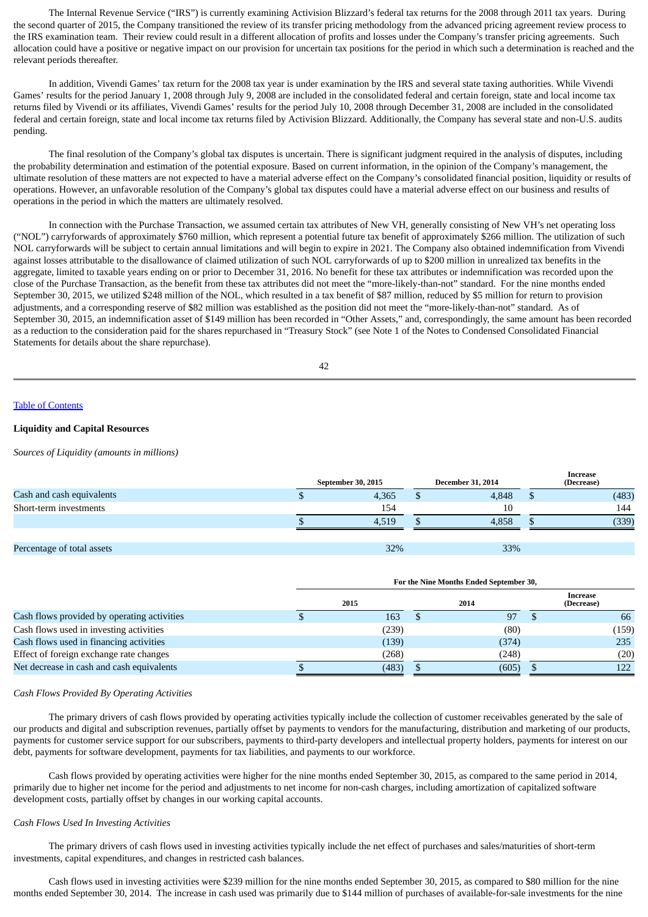The Internal Revenue Service ("IRS") is currently examining Activision Blizzard's federal tax returns for the 2008 through 2011 tax years. During the second quarter of 2015, the Company transitioned the review of its transfer pricing methodology from the advanced pricing agreement review process to the IRS examination team. Their review could result in a different allocation of profits and losses under the Company's transfer pricing agreements. Such allocation could have a positive or negative impact on our provision for uncertain tax positions for the period in which such a determination is reached and the relevant periods thereafter.

In addition, Vivendi Games' tax return for the 2008 tax year is under examination by the IRS and several state taxing authorities. While Vivendi Games' results for the period January 1, 2008 through July 9, 2008 are included in the consolidated federal and certain foreign, state and local income tax returns filed by Vivendi or its affiliates, Vivendi Games' results for the period July 10, 2008 through December 31, 2008 are included in the consolidated federal and certain foreign, state and local income tax returns filed by Activision Blizzard. Additionally, the Company has several state and non-U.S. audits pending.

The final resolution of the Company's global tax disputes is uncertain. There is significant judgment required in the analysis of disputes, including the probability determination and estimation of the potential exposure. Based on current information, in the opinion of the Company's management, the ultimate resolution of these matters are not expected to have a material adverse effect on the Company's consolidated financial position, liquidity or results of operations. However, an unfavorable resolution of the Company's global tax disputes could have a material adverse effect on our business and results of operations in the period in which the matters are ultimately resolved.

In connection with the Purchase Transaction, we assumed certain tax attributes of New VH, generally consisting of New VH's net operating loss ("NOL") carryforwards of approximately $760 million, which represent a potential future tax benefit of approximately $266 million. The utilization of such NOL carryforwards will be subject to certain annual limitations and will begin to expire in 2021. The Company also obtained indemnification from Vivendi against losses attributable to the disallowance of claimed utilization of such NOL carryforwards of up to $200 million in unrealized tax benefits in the aggregate, limited to taxable years ending on or prior to December 31, 2016. No benefit for these tax attributes or indemnification was recorded upon the close of the Purchase Transaction, as the benefit from these tax attributes did not meet the "more-likely-than-not" standard. For the nine months ended September 30, 2015, we utilized $248 million of the NOL, which resulted in a tax benefit of $87 million, reduced by $5 million for return to provision adjustments, and a corresponding reserve of $82 million was established as the position did not meet the "more-likely-than-not" standard. As of September 30, 2015, an indemnification asset of $149 million has been recorded in "Other Assets," and, correspondingly, the same amount has been recorded as a reduction to the consideration paid for the shares repurchased in "Treasury Stock" (see Note 1 of the Notes to Condensed Consolidated Financial Statements for details about the share repurchase).

Table of Contents

**Liquidity and Capital Resources**

*Sources of Liquidity (amounts in millions)*

| | September 30, 2015 | December 31, 2014 | Increase (Decrease) |
|---|---|---|---|
| Cash and cash equivalents | $ 4,365 | $ 4,848 | $ (483) |
| Short-term investments | 154 | 10 | 144 |
| | $ 4,519 | $ 4,858 | $ (339) |
| | | | |
| Percentage of total assets | 32% | 33% | |

| | For the Nine Months Ended September 30, | | |
|---|---|---|---|
| | 2015 | 2014 | Increase (Decrease) |
| Cash flows provided by operating activities | $ 163 | $ 97 | $ 66 |
| Cash flows used in investing activities | (239) | (80) | (159) |
| Cash flows used in financing activities | (139) | (374) | 235 |
| Effect of foreign exchange rate changes | (268) | (248) | (20) |
| Net decrease in cash and cash equivalents | $ (483) | $ (605) | $ 122 |

*Cash Flows Provided By Operating Activities*

The primary drivers of cash flows provided by operating activities typically include the collection of customer receivables generated by the sale of our products and digital and subscription revenues, partially offset by payments to vendors for the manufacturing, distribution and marketing of our products, payments for customer service support for our subscribers, payments to third-party developers and intellectual property holders, payments for interest on our debt, payments for software development, payments for tax liabilities, and payments to our workforce.

Cash flows provided by operating activities were higher for the nine months ended September 30, 2015, as compared to the same period in 2014, primarily due to higher net income for the period and adjustments to net income for non-cash charges, including amortization of capitalized software development costs, partially offset by changes in our working capital accounts.

*Cash Flows Used In Investing Activities*

The primary drivers of cash flows used in investing activities typically include the net effect of purchases and sales/maturities of short-term investments, capital expenditures, and changes in restricted cash balances.

Cash flows used in investing activities were $239 million for the nine months ended September 30, 2015, as compared to $80 million for the nine months ended September 30, 2014. The increase in cash used was primarily due to $144 million of purchases of available-for-sale investments for the nine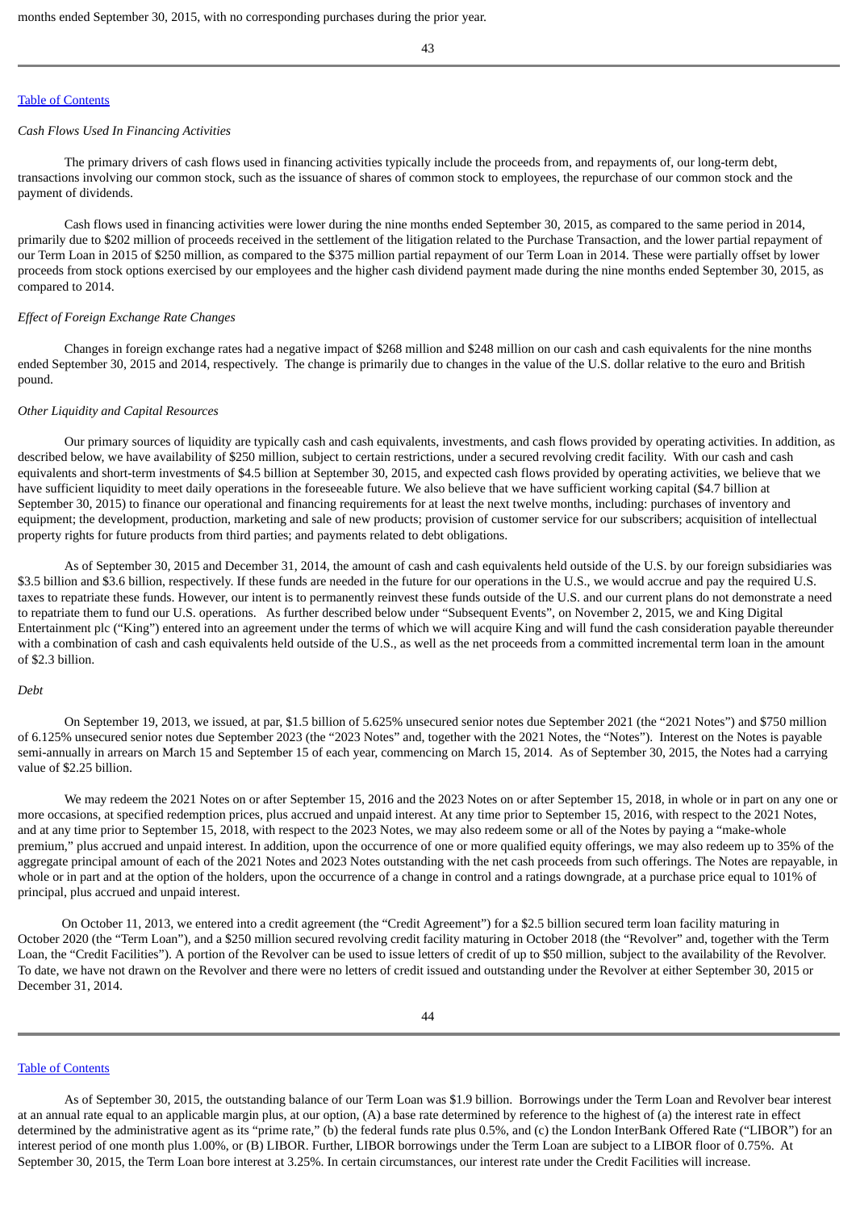months ended September 30, 2015, with no corresponding purchases during the prior year.

*Cash Flows Used In Financing Activities*

The primary drivers of cash flows used in financing activities typically include the proceeds from, and repayments of, our long-term debt, transactions involving our common stock, such as the issuance of shares of common stock to employees, the repurchase of our common stock and the payment of dividends.

Cash flows used in financing activities were lower during the nine months ended September 30, 2015, as compared to the same period in 2014, primarily due to $202 million of proceeds received in the settlement of the litigation related to the Purchase Transaction, and the lower partial repayment of our Term Loan in 2015 of $250 million, as compared to the $375 million partial repayment of our Term Loan in 2014. These were partially offset by lower proceeds from stock options exercised by our employees and the higher cash dividend payment made during the nine months ended September 30, 2015, as compared to 2014.

*Effect of Foreign Exchange Rate Changes*

Changes in foreign exchange rates had a negative impact of $268 million and $248 million on our cash and cash equivalents for the nine months ended September 30, 2015 and 2014, respectively. The change is primarily due to changes in the value of the U.S. dollar relative to the euro and British pound.

*Other Liquidity and Capital Resources*

Our primary sources of liquidity are typically cash and cash equivalents, investments, and cash flows provided by operating activities. In addition, as described below, we have availability of $250 million, subject to certain restrictions, under a secured revolving credit facility. With our cash and cash equivalents and short-term investments of $4.5 billion at September 30, 2015, and expected cash flows provided by operating activities, we believe that we have sufficient liquidity to meet daily operations in the foreseeable future. We also believe that we have sufficient working capital ($4.7 billion at September 30, 2015) to finance our operational and financing requirements for at least the next twelve months, including: purchases of inventory and equipment; the development, production, marketing and sale of new products; provision of customer service for our subscribers; acquisition of intellectual property rights for future products from third parties; and payments related to debt obligations.

As of September 30, 2015 and December 31, 2014, the amount of cash and cash equivalents held outside of the U.S. by our foreign subsidiaries was $3.5 billion and $3.6 billion, respectively. If these funds are needed in the future for our operations in the U.S., we would accrue and pay the required U.S. taxes to repatriate these funds. However, our intent is to permanently reinvest these funds outside of the U.S. and our current plans do not demonstrate a need to repatriate them to fund our U.S. operations. As further described below under "Subsequent Events", on November 2, 2015, we and King Digital Entertainment plc ("King") entered into an agreement under the terms of which we will acquire King and will fund the cash consideration payable thereunder with a combination of cash and cash equivalents held outside of the U.S., as well as the net proceeds from a committed incremental term loan in the amount of $2.3 billion.

*Debt*

On September 19, 2013, we issued, at par, $1.5 billion of 5.625% unsecured senior notes due September 2021 (the "2021 Notes") and $750 million of 6.125% unsecured senior notes due September 2023 (the "2023 Notes" and, together with the 2021 Notes, the "Notes"). Interest on the Notes is payable semi-annually in arrears on March 15 and September 15 of each year, commencing on March 15, 2014. As of September 30, 2015, the Notes had a carrying value of $2.25 billion.

We may redeem the 2021 Notes on or after September 15, 2016 and the 2023 Notes on or after September 15, 2018, in whole or in part on any one or more occasions, at specified redemption prices, plus accrued and unpaid interest. At any time prior to September 15, 2016, with respect to the 2021 Notes, and at any time prior to September 15, 2018, with respect to the 2023 Notes, we may also redeem some or all of the Notes by paying a "make-whole premium," plus accrued and unpaid interest. In addition, upon the occurrence of one or more qualified equity offerings, we may also redeem up to 35% of the aggregate principal amount of each of the 2021 Notes and 2023 Notes outstanding with the net cash proceeds from such offerings. The Notes are repayable, in whole or in part and at the option of the holders, upon the occurrence of a change in control and a ratings downgrade, at a purchase price equal to 101% of principal, plus accrued and unpaid interest.

On October 11, 2013, we entered into a credit agreement (the "Credit Agreement") for a $2.5 billion secured term loan facility maturing in October 2020 (the "Term Loan"), and a $250 million secured revolving credit facility maturing in October 2018 (the "Revolver" and, together with the Term Loan, the "Credit Facilities"). A portion of the Revolver can be used to issue letters of credit of up to $50 million, subject to the availability of the Revolver. To date, we have not drawn on the Revolver and there were no letters of credit issued and outstanding under the Revolver at either September 30, 2015 or December 31, 2014.

As of September 30, 2015, the outstanding balance of our Term Loan was $1.9 billion. Borrowings under the Term Loan and Revolver bear interest at an annual rate equal to an applicable margin plus, at our option, (A) a base rate determined by reference to the highest of (a) the interest rate in effect determined by the administrative agent as its "prime rate," (b) the federal funds rate plus 0.5%, and (c) the London InterBank Offered Rate ("LIBOR") for an interest period of one month plus 1.00%, or (B) LIBOR. Further, LIBOR borrowings under the Term Loan are subject to a LIBOR floor of 0.75%. At September 30, 2015, the Term Loan bore interest at 3.25%. In certain circumstances, our interest rate under the Credit Facilities will increase.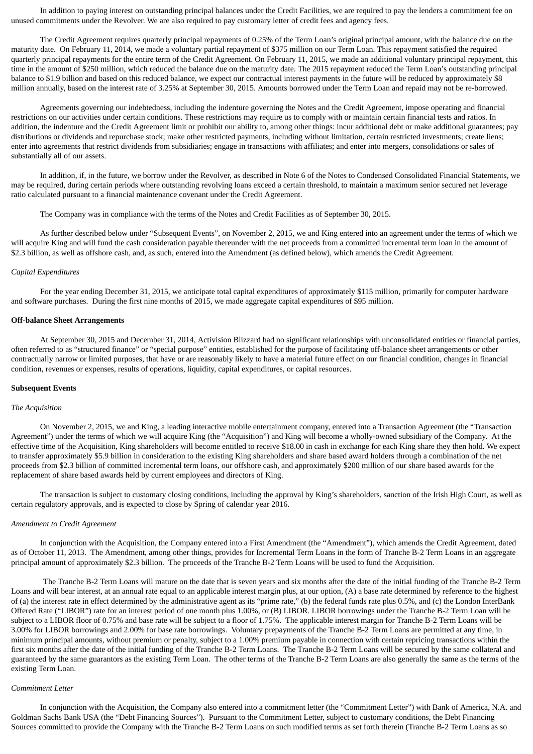In addition to paying interest on outstanding principal balances under the Credit Facilities, we are required to pay the lenders a commitment fee on unused commitments under the Revolver. We are also required to pay customary letter of credit fees and agency fees.

The Credit Agreement requires quarterly principal repayments of 0.25% of the Term Loan's original principal amount, with the balance due on the maturity date. On February 11, 2014, we made a voluntary partial repayment of $375 million on our Term Loan. This repayment satisfied the required quarterly principal repayments for the entire term of the Credit Agreement. On February 11, 2015, we made an additional voluntary principal repayment, this time in the amount of $250 million, which reduced the balance due on the maturity date. The 2015 repayment reduced the Term Loan's outstanding principal balance to $1.9 billion and based on this reduced balance, we expect our contractual interest payments in the future will be reduced by approximately $8 million annually, based on the interest rate of 3.25% at September 30, 2015. Amounts borrowed under the Term Loan and repaid may not be re-borrowed.

Agreements governing our indebtedness, including the indenture governing the Notes and the Credit Agreement, impose operating and financial restrictions on our activities under certain conditions. These restrictions may require us to comply with or maintain certain financial tests and ratios. In addition, the indenture and the Credit Agreement limit or prohibit our ability to, among other things: incur additional debt or make additional guarantees; pay distributions or dividends and repurchase stock; make other restricted payments, including without limitation, certain restricted investments; create liens; enter into agreements that restrict dividends from subsidiaries; engage in transactions with affiliates; and enter into mergers, consolidations or sales of substantially all of our assets.

In addition, if, in the future, we borrow under the Revolver, as described in Note 6 of the Notes to Condensed Consolidated Financial Statements, we may be required, during certain periods where outstanding revolving loans exceed a certain threshold, to maintain a maximum senior secured net leverage ratio calculated pursuant to a financial maintenance covenant under the Credit Agreement.

The Company was in compliance with the terms of the Notes and Credit Facilities as of September 30, 2015.

As further described below under "Subsequent Events", on November 2, 2015, we and King entered into an agreement under the terms of which we will acquire King and will fund the cash consideration payable thereunder with the net proceeds from a committed incremental term loan in the amount of $2.3 billion, as well as offshore cash, and, as such, entered into the Amendment (as defined below), which amends the Credit Agreement.

*Capital Expenditures*

For the year ending December 31, 2015, we anticipate total capital expenditures of approximately $115 million, primarily for computer hardware and software purchases. During the first nine months of 2015, we made aggregate capital expenditures of $95 million.

**Off-balance Sheet Arrangements**

At September 30, 2015 and December 31, 2014, Activision Blizzard had no significant relationships with unconsolidated entities or financial parties, often referred to as "structured finance" or "special purpose" entities, established for the purpose of facilitating off-balance sheet arrangements or other contractually narrow or limited purposes, that have or are reasonably likely to have a material future effect on our financial condition, changes in financial condition, revenues or expenses, results of operations, liquidity, capital expenditures, or capital resources.

**Subsequent Events**

*The Acquisition*

On November 2, 2015, we and King, a leading interactive mobile entertainment company, entered into a Transaction Agreement (the "Transaction Agreement") under the terms of which we will acquire King (the "Acquisition") and King will become a wholly-owned subsidiary of the Company. At the effective time of the Acquisition, King shareholders will become entitled to receive $18.00 in cash in exchange for each King share they then hold. We expect to transfer approximately $5.9 billion in consideration to the existing King shareholders and share based award holders through a combination of the net proceeds from $2.3 billion of committed incremental term loans, our offshore cash, and approximately $200 million of our share based awards for the replacement of share based awards held by current employees and directors of King.

The transaction is subject to customary closing conditions, including the approval by King's shareholders, sanction of the Irish High Court, as well as certain regulatory approvals, and is expected to close by Spring of calendar year 2016.

*Amendment to Credit Agreement*

In conjunction with the Acquisition, the Company entered into a First Amendment (the "Amendment"), which amends the Credit Agreement, dated as of October 11, 2013. The Amendment, among other things, provides for Incremental Term Loans in the form of Tranche B-2 Term Loans in an aggregate principal amount of approximately $2.3 billion. The proceeds of the Tranche B-2 Term Loans will be used to fund the Acquisition.

The Tranche B-2 Term Loans will mature on the date that is seven years and six months after the date of the initial funding of the Tranche B-2 Term Loans and will bear interest, at an annual rate equal to an applicable interest margin plus, at our option, (A) a base rate determined by reference to the highest of (a) the interest rate in effect determined by the administrative agent as its "prime rate," (b) the federal funds rate plus 0.5%, and (c) the London InterBank Offered Rate ("LIBOR") rate for an interest period of one month plus 1.00%, or (B) LIBOR. LIBOR borrowings under the Tranche B-2 Term Loan will be subject to a LIBOR floor of 0.75% and base rate will be subject to a floor of 1.75%. The applicable interest margin for Tranche B-2 Term Loans will be 3.00% for LIBOR borrowings and 2.00% for base rate borrowings. Voluntary prepayments of the Tranche B-2 Term Loans are permitted at any time, in minimum principal amounts, without premium or penalty, subject to a 1.00% premium payable in connection with certain repricing transactions within the first six months after the date of the initial funding of the Tranche B-2 Term Loans. The Tranche B-2 Term Loans will be secured by the same collateral and guaranteed by the same guarantors as the existing Term Loan. The other terms of the Tranche B-2 Term Loans are also generally the same as the terms of the existing Term Loan.

*Commitment Letter*

In conjunction with the Acquisition, the Company also entered into a commitment letter (the "Commitment Letter") with Bank of America, N.A. and Goldman Sachs Bank USA (the "Debt Financing Sources"). Pursuant to the Commitment Letter, subject to customary conditions, the Debt Financing Sources committed to provide the Company with the Tranche B-2 Term Loans on such modified terms as set forth therein (Tranche B-2 Term Loans as so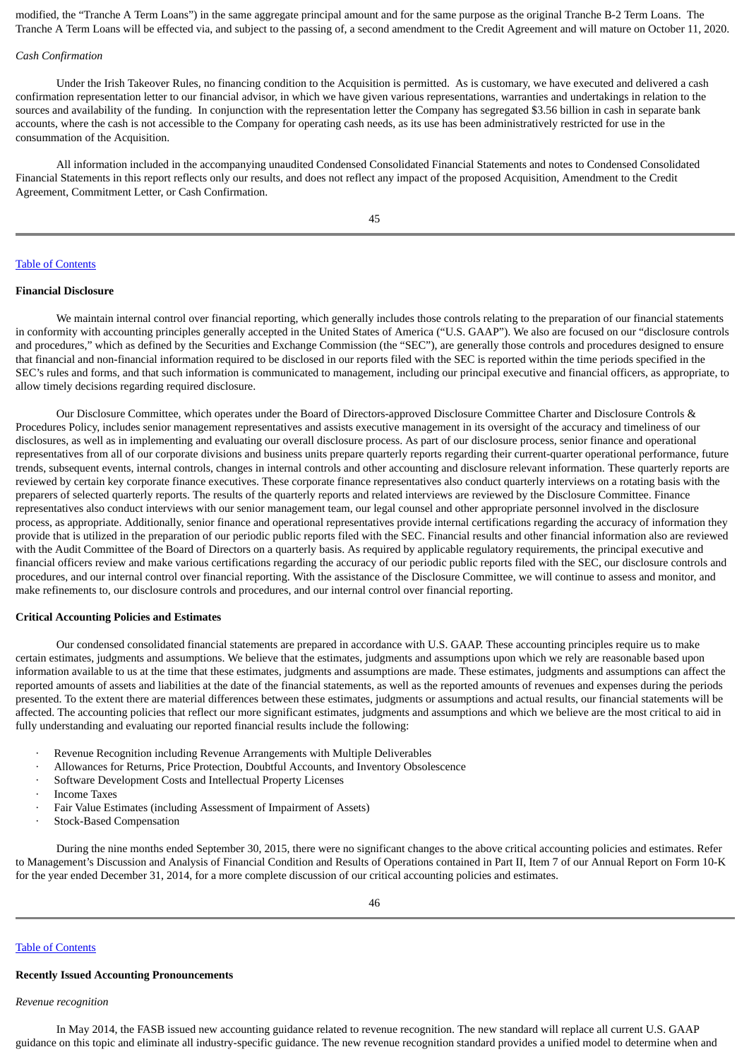modified, the "Tranche A Term Loans") in the same aggregate principal amount and for the same purpose as the original Tranche B-2 Term Loans. The Tranche A Term Loans will be effected via, and subject to the passing of, a second amendment to the Credit Agreement and will mature on October 11, 2020.

*Cash Confirmation*

Under the Irish Takeover Rules, no financing condition to the Acquisition is permitted. As is customary, we have executed and delivered a cash confirmation representation letter to our financial advisor, in which we have given various representations, warranties and undertakings in relation to the sources and availability of the funding. In conjunction with the representation letter the Company has segregated $3.56 billion in cash in separate bank accounts, where the cash is not accessible to the Company for operating cash needs, as its use has been administratively restricted for use in the consummation of the Acquisition.

All information included in the accompanying unaudited Condensed Consolidated Financial Statements and notes to Condensed Consolidated Financial Statements in this report reflects only our results, and does not reflect any impact of the proposed Acquisition, Amendment to the Credit Agreement, Commitment Letter, or Cash Confirmation.

[Table of Contents](#)

**Financial Disclosure**

We maintain internal control over financial reporting, which generally includes those controls relating to the preparation of our financial statements in conformity with accounting principles generally accepted in the United States of America ("U.S. GAAP"). We also are focused on our "disclosure controls and procedures," which as defined by the Securities and Exchange Commission (the "SEC"), are generally those controls and procedures designed to ensure that financial and non-financial information required to be disclosed in our reports filed with the SEC is reported within the time periods specified in the SEC's rules and forms, and that such information is communicated to management, including our principal executive and financial officers, as appropriate, to allow timely decisions regarding required disclosure.

Our Disclosure Committee, which operates under the Board of Directors-approved Disclosure Committee Charter and Disclosure Controls & Procedures Policy, includes senior management representatives and assists executive management in its oversight of the accuracy and timeliness of our disclosures, as well as in implementing and evaluating our overall disclosure process. As part of our disclosure process, senior finance and operational representatives from all of our corporate divisions and business units prepare quarterly reports regarding their current-quarter operational performance, future trends, subsequent events, internal controls, changes in internal controls and other accounting and disclosure relevant information. These quarterly reports are reviewed by certain key corporate finance executives. These corporate finance representatives also conduct quarterly interviews on a rotating basis with the preparers of selected quarterly reports. The results of the quarterly reports and related interviews are reviewed by the Disclosure Committee. Finance representatives also conduct interviews with our senior management team, our legal counsel and other appropriate personnel involved in the disclosure process, as appropriate. Additionally, senior finance and operational representatives provide internal certifications regarding the accuracy of information they provide that is utilized in the preparation of our periodic public reports filed with the SEC. Financial results and other financial information also are reviewed with the Audit Committee of the Board of Directors on a quarterly basis. As required by applicable regulatory requirements, the principal executive and financial officers review and make various certifications regarding the accuracy of our periodic public reports filed with the SEC, our disclosure controls and procedures, and our internal control over financial reporting. With the assistance of the Disclosure Committee, we will continue to assess and monitor, and make refinements to, our disclosure controls and procedures, and our internal control over financial reporting.

**Critical Accounting Policies and Estimates**

Our condensed consolidated financial statements are prepared in accordance with U.S. GAAP. These accounting principles require us to make certain estimates, judgments and assumptions. We believe that the estimates, judgments and assumptions upon which we rely are reasonable based upon information available to us at the time that these estimates, judgments and assumptions are made. These estimates, judgments and assumptions can affect the reported amounts of assets and liabilities at the date of the financial statements, as well as the reported amounts of revenues and expenses during the periods presented. To the extent there are material differences between these estimates, judgments or assumptions and actual results, our financial statements will be affected. The accounting policies that reflect our more significant estimates, judgments and assumptions and which we believe are the most critical to aid in fully understanding and evaluating our reported financial results include the following:

- Revenue Recognition including Revenue Arrangements with Multiple Deliverables
- Allowances for Returns, Price Protection, Doubtful Accounts, and Inventory Obsolescence
- Software Development Costs and Intellectual Property Licenses
- Income Taxes
- Fair Value Estimates (including Assessment of Impairment of Assets)
- Stock-Based Compensation

During the nine months ended September 30, 2015, there were no significant changes to the above critical accounting policies and estimates. Refer to Management's Discussion and Analysis of Financial Condition and Results of Operations contained in Part II, Item 7 of our Annual Report on Form 10-K for the year ended December 31, 2014, for a more complete discussion of our critical accounting policies and estimates.

[Table of Contents](#)

**Recently Issued Accounting Pronouncements**

*Revenue recognition*

In May 2014, the FASB issued new accounting guidance related to revenue recognition. The new standard will replace all current U.S. GAAP guidance on this topic and eliminate all industry-specific guidance. The new revenue recognition standard provides a unified model to determine when and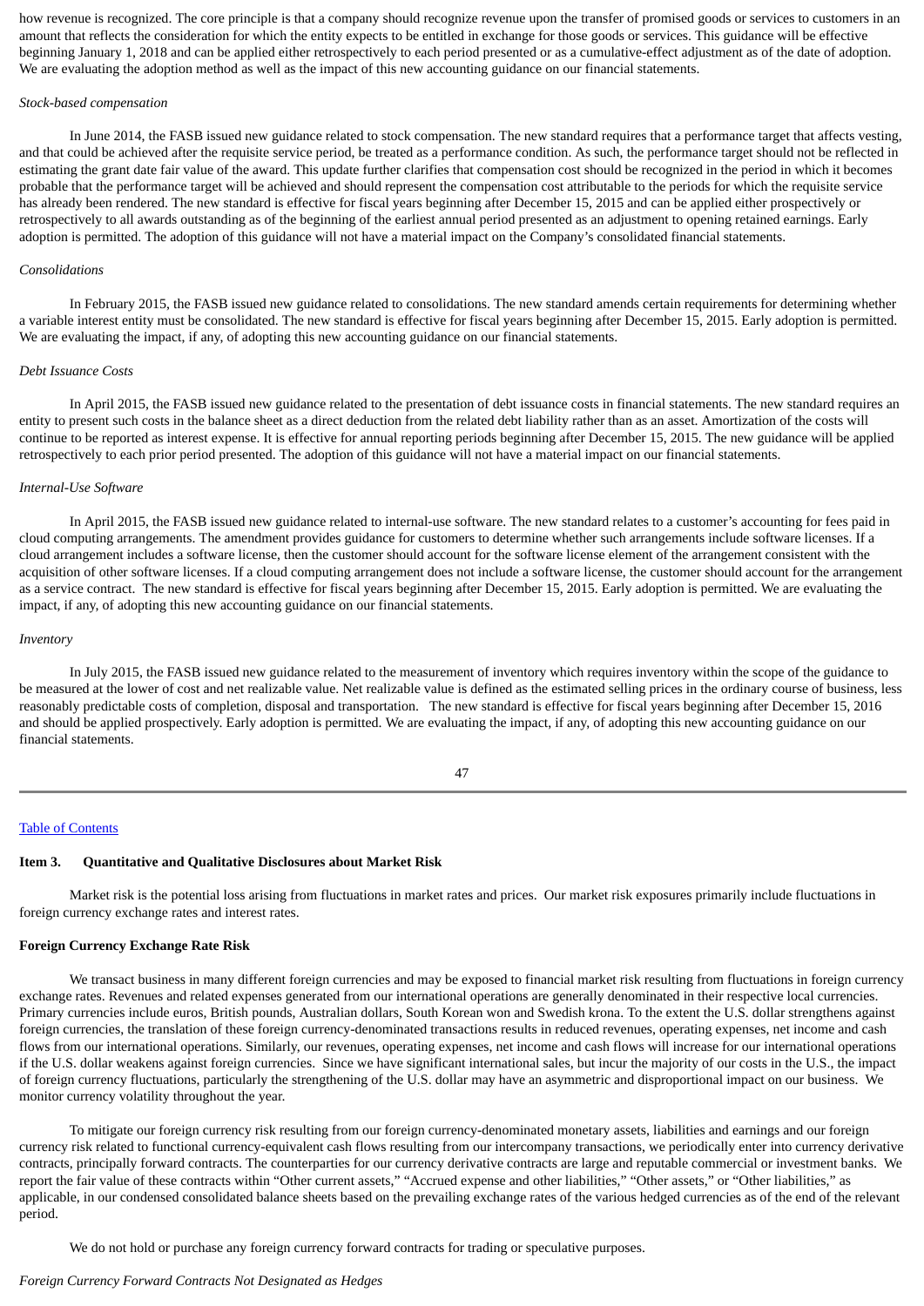how revenue is recognized. The core principle is that a company should recognize revenue upon the transfer of promised goods or services to customers in an amount that reflects the consideration for which the entity expects to be entitled in exchange for those goods or services. This guidance will be effective beginning January 1, 2018 and can be applied either retrospectively to each period presented or as a cumulative-effect adjustment as of the date of adoption. We are evaluating the adoption method as well as the impact of this new accounting guidance on our financial statements.

*Stock-based compensation*

In June 2014, the FASB issued new guidance related to stock compensation. The new standard requires that a performance target that affects vesting, and that could be achieved after the requisite service period, be treated as a performance condition. As such, the performance target should not be reflected in estimating the grant date fair value of the award. This update further clarifies that compensation cost should be recognized in the period in which it becomes probable that the performance target will be achieved and should represent the compensation cost attributable to the periods for which the requisite service has already been rendered. The new standard is effective for fiscal years beginning after December 15, 2015 and can be applied either prospectively or retrospectively to all awards outstanding as of the beginning of the earliest annual period presented as an adjustment to opening retained earnings. Early adoption is permitted. The adoption of this guidance will not have a material impact on the Company's consolidated financial statements.

*Consolidations*

In February 2015, the FASB issued new guidance related to consolidations. The new standard amends certain requirements for determining whether a variable interest entity must be consolidated. The new standard is effective for fiscal years beginning after December 15, 2015. Early adoption is permitted. We are evaluating the impact, if any, of adopting this new accounting guidance on our financial statements.

*Debt Issuance Costs*

In April 2015, the FASB issued new guidance related to the presentation of debt issuance costs in financial statements. The new standard requires an entity to present such costs in the balance sheet as a direct deduction from the related debt liability rather than as an asset. Amortization of the costs will continue to be reported as interest expense. It is effective for annual reporting periods beginning after December 15, 2015. The new guidance will be applied retrospectively to each prior period presented. The adoption of this guidance will not have a material impact on our financial statements.

*Internal-Use Software*

In April 2015, the FASB issued new guidance related to internal-use software. The new standard relates to a customer's accounting for fees paid in cloud computing arrangements. The amendment provides guidance for customers to determine whether such arrangements include software licenses. If a cloud arrangement includes a software license, then the customer should account for the software license element of the arrangement consistent with the acquisition of other software licenses. If a cloud computing arrangement does not include a software license, the customer should account for the arrangement as a service contract. The new standard is effective for fiscal years beginning after December 15, 2015. Early adoption is permitted. We are evaluating the impact, if any, of adopting this new accounting guidance on our financial statements.

*Inventory*

In July 2015, the FASB issued new guidance related to the measurement of inventory which requires inventory within the scope of the guidance to be measured at the lower of cost and net realizable value. Net realizable value is defined as the estimated selling prices in the ordinary course of business, less reasonably predictable costs of completion, disposal and transportation. The new standard is effective for fiscal years beginning after December 15, 2016 and should be applied prospectively. Early adoption is permitted. We are evaluating the impact, if any, of adopting this new accounting guidance on our financial statements.

---

Table of Contents

## Item 3. Quantitative and Qualitative Disclosures about Market Risk

Market risk is the potential loss arising from fluctuations in market rates and prices. Our market risk exposures primarily include fluctuations in foreign currency exchange rates and interest rates.

### Foreign Currency Exchange Rate Risk

We transact business in many different foreign currencies and may be exposed to financial market risk resulting from fluctuations in foreign currency exchange rates. Revenues and related expenses generated from our international operations are generally denominated in their respective local currencies. Primary currencies include euros, British pounds, Australian dollars, South Korean won and Swedish krona. To the extent the U.S. dollar strengthens against foreign currencies, the translation of these foreign currency-denominated transactions results in reduced revenues, operating expenses, net income and cash flows from our international operations. Similarly, our revenues, operating expenses, net income and cash flows will increase for our international operations if the U.S. dollar weakens against foreign currencies. Since we have significant international sales, but incur the majority of our costs in the U.S., the impact of foreign currency fluctuations, particularly the strengthening of the U.S. dollar may have an asymmetric and disproportional impact on our business. We monitor currency volatility throughout the year.

To mitigate our foreign currency risk resulting from our foreign currency-denominated monetary assets, liabilities and earnings and our foreign currency risk related to functional currency-equivalent cash flows resulting from our intercompany transactions, we periodically enter into currency derivative contracts, principally forward contracts. The counterparties for our currency derivative contracts are large and reputable commercial or investment banks. We report the fair value of these contracts within "Other current assets," "Accrued expense and other liabilities," "Other assets," or "Other liabilities," as applicable, in our condensed consolidated balance sheets based on the prevailing exchange rates of the various hedged currencies as of the end of the relevant period.

We do not hold or purchase any foreign currency forward contracts for trading or speculative purposes.

*Foreign Currency Forward Contracts Not Designated as Hedges*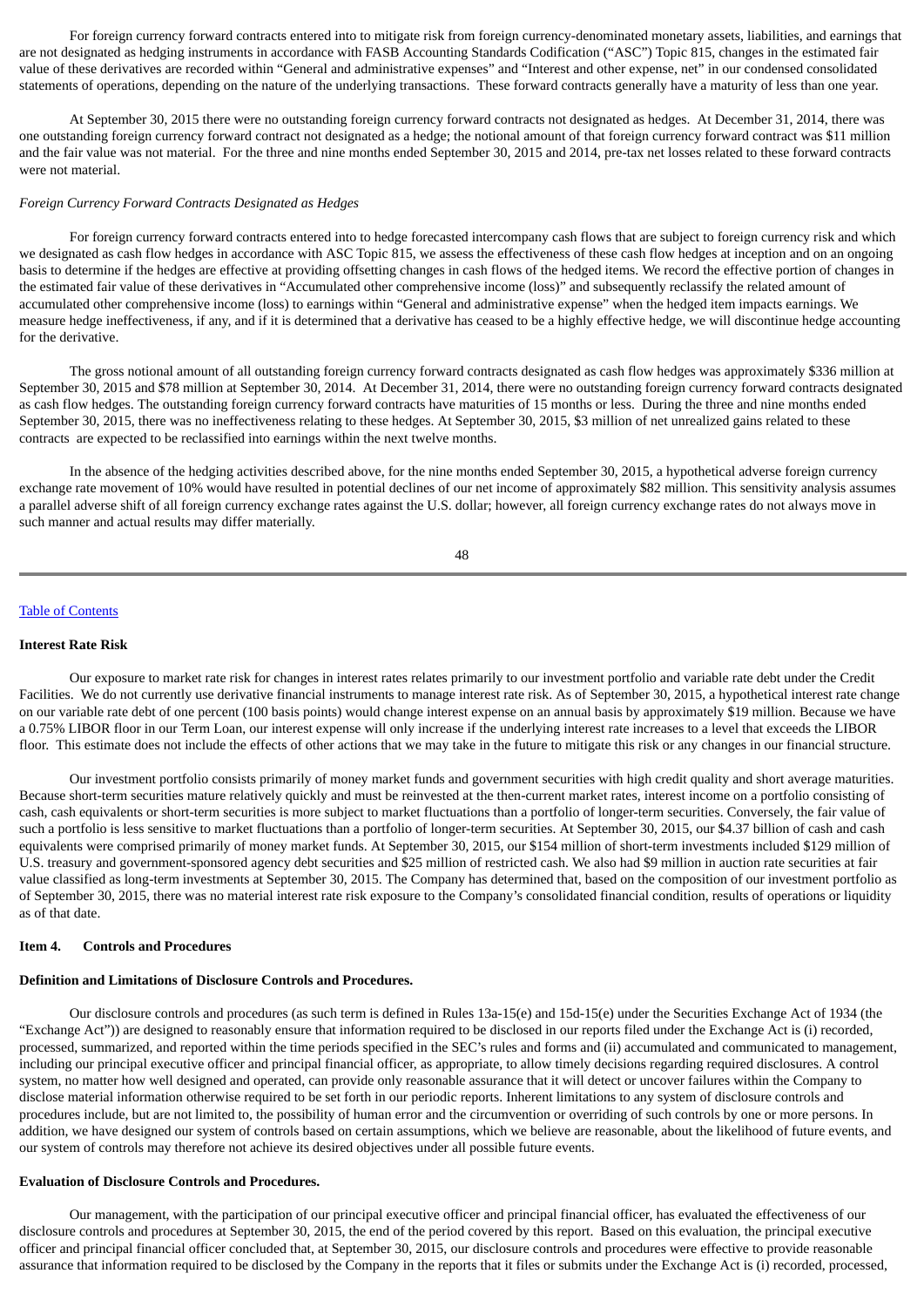For foreign currency forward contracts entered into to mitigate risk from foreign currency-denominated monetary assets, liabilities, and earnings that are not designated as hedging instruments in accordance with FASB Accounting Standards Codification ("ASC") Topic 815, changes in the estimated fair value of these derivatives are recorded within "General and administrative expenses" and "Interest and other expense, net" in our condensed consolidated statements of operations, depending on the nature of the underlying transactions. These forward contracts generally have a maturity of less than one year.

At September 30, 2015 there were no outstanding foreign currency forward contracts not designated as hedges. At December 31, 2014, there was one outstanding foreign currency forward contract not designated as a hedge; the notional amount of that foreign currency forward contract was $11 million and the fair value was not material. For the three and nine months ended September 30, 2015 and 2014, pre-tax net losses related to these forward contracts were not material.

*Foreign Currency Forward Contracts Designated as Hedges*

For foreign currency forward contracts entered into to hedge forecasted intercompany cash flows that are subject to foreign currency risk and which we designated as cash flow hedges in accordance with ASC Topic 815, we assess the effectiveness of these cash flow hedges at inception and on an ongoing basis to determine if the hedges are effective at providing offsetting changes in cash flows of the hedged items. We record the effective portion of changes in the estimated fair value of these derivatives in "Accumulated other comprehensive income (loss)" and subsequently reclassify the related amount of accumulated other comprehensive income (loss) to earnings within "General and administrative expense" when the hedged item impacts earnings. We measure hedge ineffectiveness, if any, and if it is determined that a derivative has ceased to be a highly effective hedge, we will discontinue hedge accounting for the derivative.

The gross notional amount of all outstanding foreign currency forward contracts designated as cash flow hedges was approximately $336 million at September 30, 2015 and $78 million at September 30, 2014. At December 31, 2014, there were no outstanding foreign currency forward contracts designated as cash flow hedges. The outstanding foreign currency forward contracts have maturities of 15 months or less. During the three and nine months ended September 30, 2015, there was no ineffectiveness relating to these hedges. At September 30, 2015, $3 million of net unrealized gains related to these contracts are expected to be reclassified into earnings within the next twelve months.

In the absence of the hedging activities described above, for the nine months ended September 30, 2015, a hypothetical adverse foreign currency exchange rate movement of 10% would have resulted in potential declines of our net income of approximately $82 million. This sensitivity analysis assumes a parallel adverse shift of all foreign currency exchange rates against the U.S. dollar; however, all foreign currency exchange rates do not always move in such manner and actual results may differ materially.

[Table of Contents](#)

### Interest Rate Risk

Our exposure to market rate risk for changes in interest rates relates primarily to our investment portfolio and variable rate debt under the Credit Facilities. We do not currently use derivative financial instruments to manage interest rate risk. As of September 30, 2015, a hypothetical interest rate change on our variable rate debt of one percent (100 basis points) would change interest expense on an annual basis by approximately $19 million. Because we have a 0.75% LIBOR floor in our Term Loan, our interest expense will only increase if the underlying interest rate increases to a level that exceeds the LIBOR floor. This estimate does not include the effects of other actions that we may take in the future to mitigate this risk or any changes in our financial structure.

Our investment portfolio consists primarily of money market funds and government securities with high credit quality and short average maturities. Because short-term securities mature relatively quickly and must be reinvested at the then-current market rates, interest income on a portfolio consisting of cash, cash equivalents or short-term securities is more subject to market fluctuations than a portfolio of longer-term securities. Conversely, the fair value of such a portfolio is less sensitive to market fluctuations than a portfolio of longer-term securities. At September 30, 2015, our $4.37 billion of cash and cash equivalents were comprised primarily of money market funds. At September 30, 2015, our $154 million of short-term investments included $129 million of U.S. treasury and government-sponsored agency debt securities and $25 million of restricted cash. We also had $9 million in auction rate securities at fair value classified as long-term investments at September 30, 2015. The Company has determined that, based on the composition of our investment portfolio as of September 30, 2015, there was no material interest rate risk exposure to the Company's consolidated financial condition, results of operations or liquidity as of that date.

## Item 4. Controls and Procedures

### Definition and Limitations of Disclosure Controls and Procedures.

Our disclosure controls and procedures (as such term is defined in Rules 13a-15(e) and 15d-15(e) under the Securities Exchange Act of 1934 (the "Exchange Act")) are designed to reasonably ensure that information required to be disclosed in our reports filed under the Exchange Act is (i) recorded, processed, summarized, and reported within the time periods specified in the SEC's rules and forms and (ii) accumulated and communicated to management, including our principal executive officer and principal financial officer, as appropriate, to allow timely decisions regarding required disclosures. A control system, no matter how well designed and operated, can provide only reasonable assurance that it will detect or uncover failures within the Company to disclose material information otherwise required to be set forth in our periodic reports. Inherent limitations to any system of disclosure controls and procedures include, but are not limited to, the possibility of human error and the circumvention or overriding of such controls by one or more persons. In addition, we have designed our system of controls based on certain assumptions, which we believe are reasonable, about the likelihood of future events, and our system of controls may therefore not achieve its desired objectives under all possible future events.

### Evaluation of Disclosure Controls and Procedures.

Our management, with the participation of our principal executive officer and principal financial officer, has evaluated the effectiveness of our disclosure controls and procedures at September 30, 2015, the end of the period covered by this report. Based on this evaluation, the principal executive officer and principal financial officer concluded that, at September 30, 2015, our disclosure controls and procedures were effective to provide reasonable assurance that information required to be disclosed by the Company in the reports that it files or submits under the Exchange Act is (i) recorded, processed,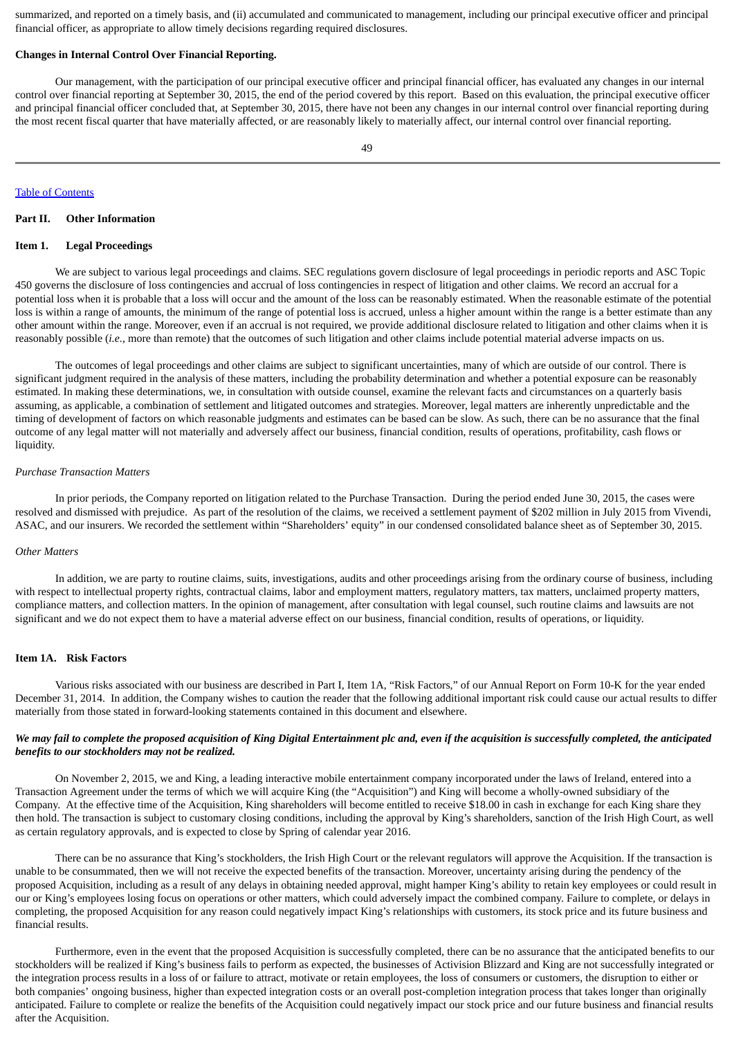summarized, and reported on a timely basis, and (ii) accumulated and communicated to management, including our principal executive officer and principal financial officer, as appropriate to allow timely decisions regarding required disclosures.

**Changes in Internal Control Over Financial Reporting.**

Our management, with the participation of our principal executive officer and principal financial officer, has evaluated any changes in our internal control over financial reporting at September 30, 2015, the end of the period covered by this report. Based on this evaluation, the principal executive officer and principal financial officer concluded that, at September 30, 2015, there have not been any changes in our internal control over financial reporting during the most recent fiscal quarter that have materially affected, or are reasonably likely to materially affect, our internal control over financial reporting.

Table of Contents

## Part II. Other Information

### Item 1. Legal Proceedings

We are subject to various legal proceedings and claims. SEC regulations govern disclosure of legal proceedings in periodic reports and ASC Topic 450 governs the disclosure of loss contingencies and accrual of loss contingencies in respect of litigation and other claims. We record an accrual for a potential loss when it is probable that a loss will occur and the amount of the loss can be reasonably estimated. When the reasonable estimate of the potential loss is within a range of amounts, the minimum of the range of potential loss is accrued, unless a higher amount within the range is a better estimate than any other amount within the range. Moreover, even if an accrual is not required, we provide additional disclosure related to litigation and other claims when it is reasonably possible (*i.e.*, more than remote) that the outcomes of such litigation and other claims include potential material adverse impacts on us.

The outcomes of legal proceedings and other claims are subject to significant uncertainties, many of which are outside of our control. There is significant judgment required in the analysis of these matters, including the probability determination and whether a potential exposure can be reasonably estimated. In making these determinations, we, in consultation with outside counsel, examine the relevant facts and circumstances on a quarterly basis assuming, as applicable, a combination of settlement and litigated outcomes and strategies. Moreover, legal matters are inherently unpredictable and the timing of development of factors on which reasonable judgments and estimates can be based can be slow. As such, there can be no assurance that the final outcome of any legal matter will not materially and adversely affect our business, financial condition, results of operations, profitability, cash flows or liquidity.

*Purchase Transaction Matters*

In prior periods, the Company reported on litigation related to the Purchase Transaction. During the period ended June 30, 2015, the cases were resolved and dismissed with prejudice. As part of the resolution of the claims, we received a settlement payment of $202 million in July 2015 from Vivendi, ASAC, and our insurers. We recorded the settlement within "Shareholders' equity" in our condensed consolidated balance sheet as of September 30, 2015.

*Other Matters*

In addition, we are party to routine claims, suits, investigations, audits and other proceedings arising from the ordinary course of business, including with respect to intellectual property rights, contractual claims, labor and employment matters, regulatory matters, tax matters, unclaimed property matters, compliance matters, and collection matters. In the opinion of management, after consultation with legal counsel, such routine claims and lawsuits are not significant and we do not expect them to have a material adverse effect on our business, financial condition, results of operations, or liquidity.

### Item 1A. Risk Factors

Various risks associated with our business are described in Part I, Item 1A, "Risk Factors," of our Annual Report on Form 10-K for the year ended December 31, 2014. In addition, the Company wishes to caution the reader that the following additional important risk could cause our actual results to differ materially from those stated in forward-looking statements contained in this document and elsewhere.

***We may fail to complete the proposed acquisition of King Digital Entertainment plc and, even if the acquisition is successfully completed, the anticipated benefits to our stockholders may not be realized.***

On November 2, 2015, we and King, a leading interactive mobile entertainment company incorporated under the laws of Ireland, entered into a Transaction Agreement under the terms of which we will acquire King (the "Acquisition") and King will become a wholly-owned subsidiary of the Company. At the effective time of the Acquisition, King shareholders will become entitled to receive $18.00 in cash in exchange for each King share they then hold. The transaction is subject to customary closing conditions, including the approval by King's shareholders, sanction of the Irish High Court, as well as certain regulatory approvals, and is expected to close by Spring of calendar year 2016.

There can be no assurance that King's stockholders, the Irish High Court or the relevant regulators will approve the Acquisition. If the transaction is unable to be consummated, then we will not receive the expected benefits of the transaction. Moreover, uncertainty arising during the pendency of the proposed Acquisition, including as a result of any delays in obtaining needed approval, might hamper King's ability to retain key employees or could result in our or King's employees losing focus on operations or other matters, which could adversely impact the combined company. Failure to complete, or delays in completing, the proposed Acquisition for any reason could negatively impact King's relationships with customers, its stock price and its future business and financial results.

Furthermore, even in the event that the proposed Acquisition is successfully completed, there can be no assurance that the anticipated benefits to our stockholders will be realized if King's business fails to perform as expected, the businesses of Activision Blizzard and King are not successfully integrated or the integration process results in a loss of or failure to attract, motivate or retain employees, the loss of consumers or customers, the disruption to either or both companies' ongoing business, higher than expected integration costs or an overall post-completion integration process that takes longer than originally anticipated. Failure to complete or realize the benefits of the Acquisition could negatively impact our stock price and our future business and financial results after the Acquisition.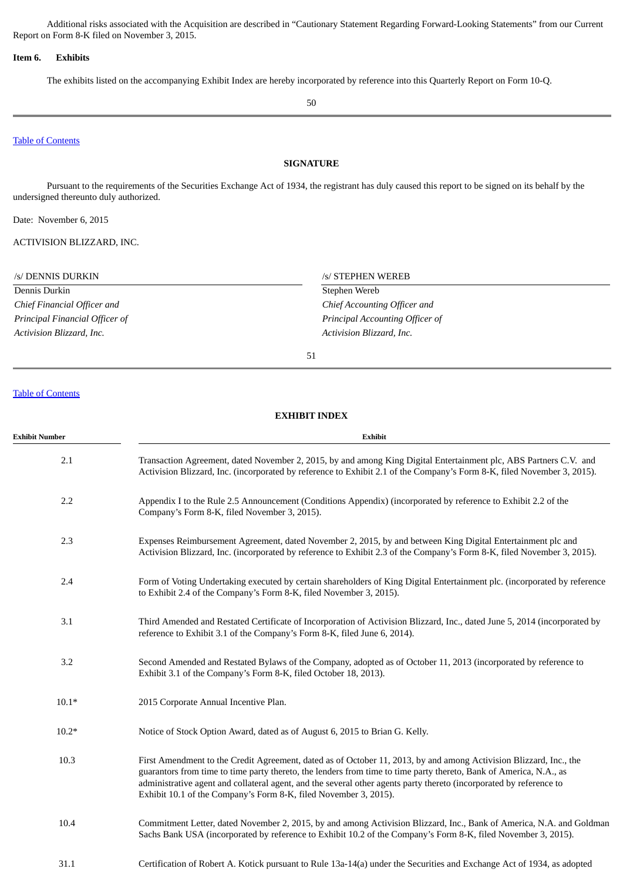Additional risks associated with the Acquisition are described in "Cautionary Statement Regarding Forward-Looking Statements" from our Current Report on Form 8-K filed on November 3, 2015.

**Item 6. Exhibits**

The exhibits listed on the accompanying Exhibit Index are hereby incorporated by reference into this Quarterly Report on Form 10-Q.

Table of Contents

**SIGNATURE**

Pursuant to the requirements of the Securities Exchange Act of 1934, the registrant has duly caused this report to be signed on its behalf by the undersigned thereunto duly authorized.

Date: November 6, 2015

ACTIVISION BLIZZARD, INC.

| /s/ DENNIS DURKIN | /s/ STEPHEN WEREB |
|---|---|
| Dennis Durkin | Stephen Wereb |
| *Chief Financial Officer and* | *Chief Accounting Officer and* |
| *Principal Financial Officer of* | *Principal Accounting Officer of* |
| *Activision Blizzard, Inc.* | *Activision Blizzard, Inc.* |

Table of Contents

**EXHIBIT INDEX**

| Exhibit Number | Exhibit |
|---|---|
| 2.1 | Transaction Agreement, dated November 2, 2015, by and among King Digital Entertainment plc, ABS Partners C.V. and Activision Blizzard, Inc. (incorporated by reference to Exhibit 2.1 of the Company's Form 8-K, filed November 3, 2015). |
| 2.2 | Appendix I to the Rule 2.5 Announcement (Conditions Appendix) (incorporated by reference to Exhibit 2.2 of the Company's Form 8-K, filed November 3, 2015). |
| 2.3 | Expenses Reimbursement Agreement, dated November 2, 2015, by and between King Digital Entertainment plc and Activision Blizzard, Inc. (incorporated by reference to Exhibit 2.3 of the Company's Form 8-K, filed November 3, 2015). |
| 2.4 | Form of Voting Undertaking executed by certain shareholders of King Digital Entertainment plc. (incorporated by reference to Exhibit 2.4 of the Company's Form 8-K, filed November 3, 2015). |
| 3.1 | Third Amended and Restated Certificate of Incorporation of Activision Blizzard, Inc., dated June 5, 2014 (incorporated by reference to Exhibit 3.1 of the Company's Form 8-K, filed June 6, 2014). |
| 3.2 | Second Amended and Restated Bylaws of the Company, adopted as of October 11, 2013 (incorporated by reference to Exhibit 3.1 of the Company's Form 8-K, filed October 18, 2013). |
| 10.1* | 2015 Corporate Annual Incentive Plan. |
| 10.2* | Notice of Stock Option Award, dated as of August 6, 2015 to Brian G. Kelly. |
| 10.3 | First Amendment to the Credit Agreement, dated as of October 11, 2013, by and among Activision Blizzard, Inc., the guarantors from time to time party thereto, the lenders from time to time party thereto, Bank of America, N.A., as administrative agent and collateral agent, and the several other agents party thereto (incorporated by reference to Exhibit 10.1 of the Company's Form 8-K, filed November 3, 2015). |
| 10.4 | Commitment Letter, dated November 2, 2015, by and among Activision Blizzard, Inc., Bank of America, N.A. and Goldman Sachs Bank USA (incorporated by reference to Exhibit 10.2 of the Company's Form 8-K, filed November 3, 2015). |
| 31.1 | Certification of Robert A. Kotick pursuant to Rule 13a-14(a) under the Securities and Exchange Act of 1934, as adopted |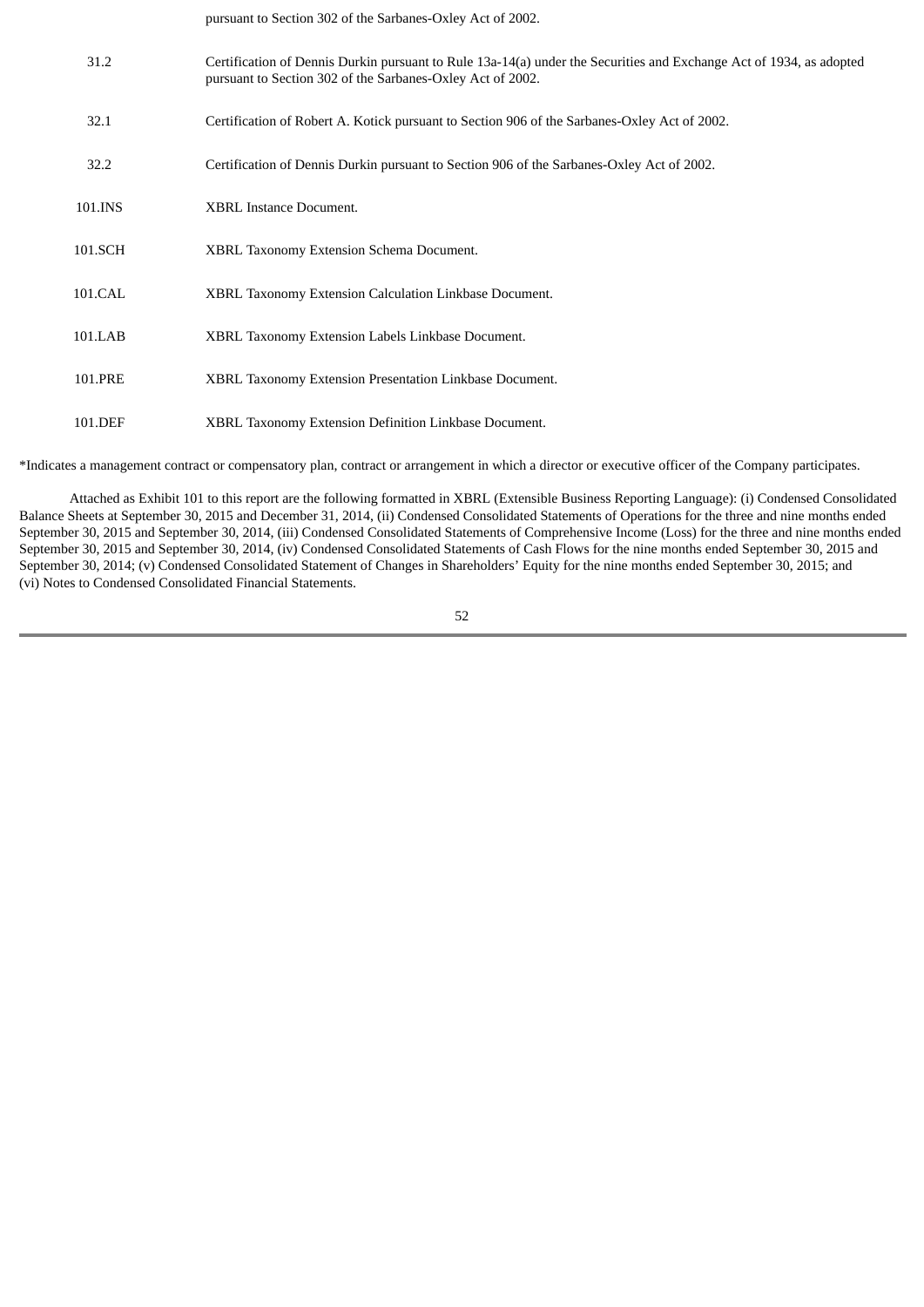| | |
|---|---|
| | pursuant to Section 302 of the Sarbanes-Oxley Act of 2002. |
| 31.2 | Certification of Dennis Durkin pursuant to Rule 13a-14(a) under the Securities and Exchange Act of 1934, as adopted pursuant to Section 302 of the Sarbanes-Oxley Act of 2002. |
| 32.1 | Certification of Robert A. Kotick pursuant to Section 906 of the Sarbanes-Oxley Act of 2002. |
| 32.2 | Certification of Dennis Durkin pursuant to Section 906 of the Sarbanes-Oxley Act of 2002. |
| 101.INS | XBRL Instance Document. |
| 101.SCH | XBRL Taxonomy Extension Schema Document. |
| 101.CAL | XBRL Taxonomy Extension Calculation Linkbase Document. |
| 101.LAB | XBRL Taxonomy Extension Labels Linkbase Document. |
| 101.PRE | XBRL Taxonomy Extension Presentation Linkbase Document. |
| 101.DEF | XBRL Taxonomy Extension Definition Linkbase Document. |

*Indicates a management contract or compensatory plan, contract or arrangement in which a director or executive officer of the Company participates.

Attached as Exhibit 101 to this report are the following formatted in XBRL (Extensible Business Reporting Language): (i) Condensed Consolidated Balance Sheets at September 30, 2015 and December 31, 2014, (ii) Condensed Consolidated Statements of Operations for the three and nine months ended September 30, 2015 and September 30, 2014, (iii) Condensed Consolidated Statements of Comprehensive Income (Loss) for the three and nine months ended September 30, 2015 and September 30, 2014, (iv) Condensed Consolidated Statements of Cash Flows for the nine months ended September 30, 2015 and September 30, 2014; (v) Condensed Consolidated Statement of Changes in Shareholders' Equity for the nine months ended September 30, 2015; and (vi) Notes to Condensed Consolidated Financial Statements.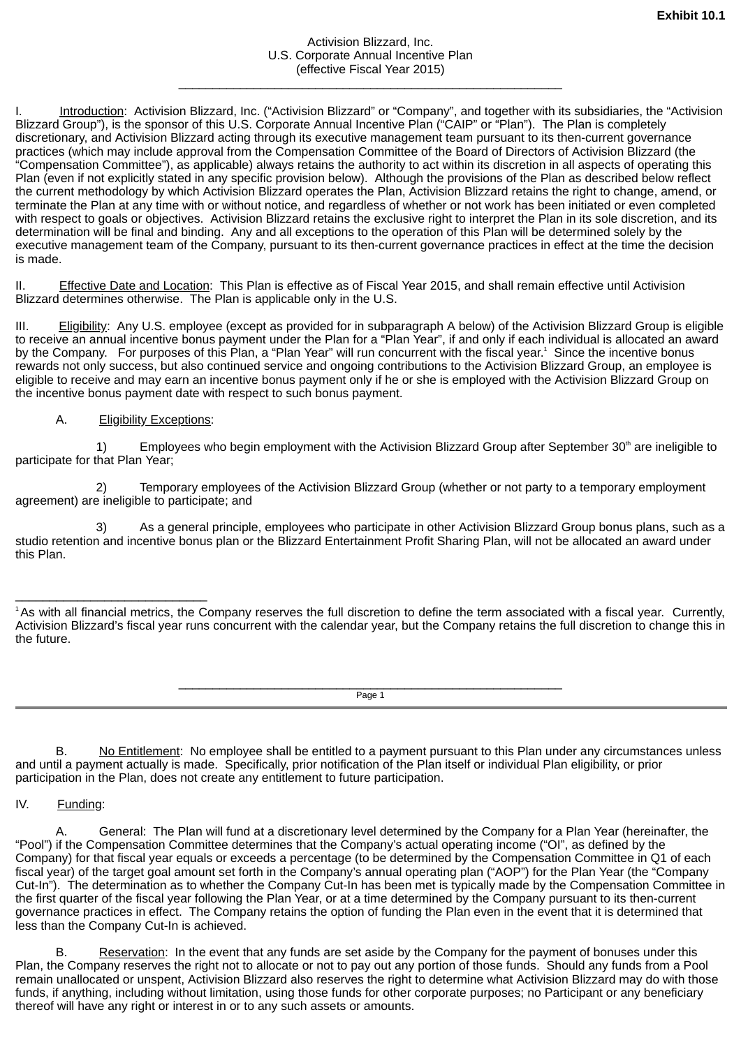**Exhibit 10.1**

Activision Blizzard, Inc.
U.S. Corporate Annual Incentive Plan
(effective Fiscal Year 2015)

---

I. Introduction: Activision Blizzard, Inc. ("Activision Blizzard" or "Company", and together with its subsidiaries, the "Activision Blizzard Group"), is the sponsor of this U.S. Corporate Annual Incentive Plan ("CAIP" or "Plan"). The Plan is completely discretionary, and Activision Blizzard acting through its executive management team pursuant to its then-current governance practices (which may include approval from the Compensation Committee of the Board of Directors of Activision Blizzard (the "Compensation Committee"), as applicable) always retains the authority to act within its discretion in all aspects of operating this Plan (even if not explicitly stated in any specific provision below). Although the provisions of the Plan as described below reflect the current methodology by which Activision Blizzard operates the Plan, Activision Blizzard retains the right to change, amend, or terminate the Plan at any time with or without notice, and regardless of whether or not work has been initiated or even completed with respect to goals or objectives. Activision Blizzard retains the exclusive right to interpret the Plan in its sole discretion, and its determination will be final and binding. Any and all exceptions to the operation of this Plan will be determined solely by the executive management team of the Company, pursuant to its then-current governance practices in effect at the time the decision is made.

II. Effective Date and Location: This Plan is effective as of Fiscal Year 2015, and shall remain effective until Activision Blizzard determines otherwise. The Plan is applicable only in the U.S.

III. Eligibility: Any U.S. employee (except as provided for in subparagraph A below) of the Activision Blizzard Group is eligible to receive an annual incentive bonus payment under the Plan for a "Plan Year", if and only if each individual is allocated an award by the Company. For purposes of this Plan, a "Plan Year" will run concurrent with the fiscal year.[1] Since the incentive bonus rewards not only success, but also continued service and ongoing contributions to the Activision Blizzard Group, an employee is eligible to receive and may earn an incentive bonus payment only if he or she is employed with the Activision Blizzard Group on the incentive bonus payment date with respect to such bonus payment.

A. Eligibility Exceptions:

1) Employees who begin employment with the Activision Blizzard Group after September 30th are ineligible to participate for that Plan Year;

2) Temporary employees of the Activision Blizzard Group (whether or not party to a temporary employment agreement) are ineligible to participate; and

3) As a general principle, employees who participate in other Activision Blizzard Group bonus plans, such as a studio retention and incentive bonus plan or the Blizzard Entertainment Profit Sharing Plan, will not be allocated an award under this Plan.

---

[1] As with all financial metrics, the Company reserves the full discretion to define the term associated with a fiscal year. Currently, Activision Blizzard's fiscal year runs concurrent with the calendar year, but the Company retains the full discretion to change this in the future.

B. No Entitlement: No employee shall be entitled to a payment pursuant to this Plan under any circumstances unless and until a payment actually is made. Specifically, prior notification of the Plan itself or individual Plan eligibility, or prior participation in the Plan, does not create any entitlement to future participation.

IV. Funding:

A. General: The Plan will fund at a discretionary level determined by the Company for a Plan Year (hereinafter, the "Pool") if the Compensation Committee determines that the Company's actual operating income ("OI", as defined by the Company) for that fiscal year equals or exceeds a percentage (to be determined by the Compensation Committee in Q1 of each fiscal year) of the target goal amount set forth in the Company's annual operating plan ("AOP") for the Plan Year (the "Company Cut-In"). The determination as to whether the Company Cut-In has been met is typically made by the Compensation Committee in the first quarter of the fiscal year following the Plan Year, or at a time determined by the Company pursuant to its then-current governance practices in effect. The Company retains the option of funding the Plan even in the event that it is determined that less than the Company Cut-In is achieved.

B. Reservation: In the event that any funds are set aside by the Company for the payment of bonuses under this Plan, the Company reserves the right not to allocate or not to pay out any portion of those funds. Should any funds from a Pool remain unallocated or unspent, Activision Blizzard also reserves the right to determine what Activision Blizzard may do with those funds, if anything, including without limitation, using those funds for other corporate purposes; no Participant or any beneficiary thereof will have any right or interest in or to any such assets or amounts.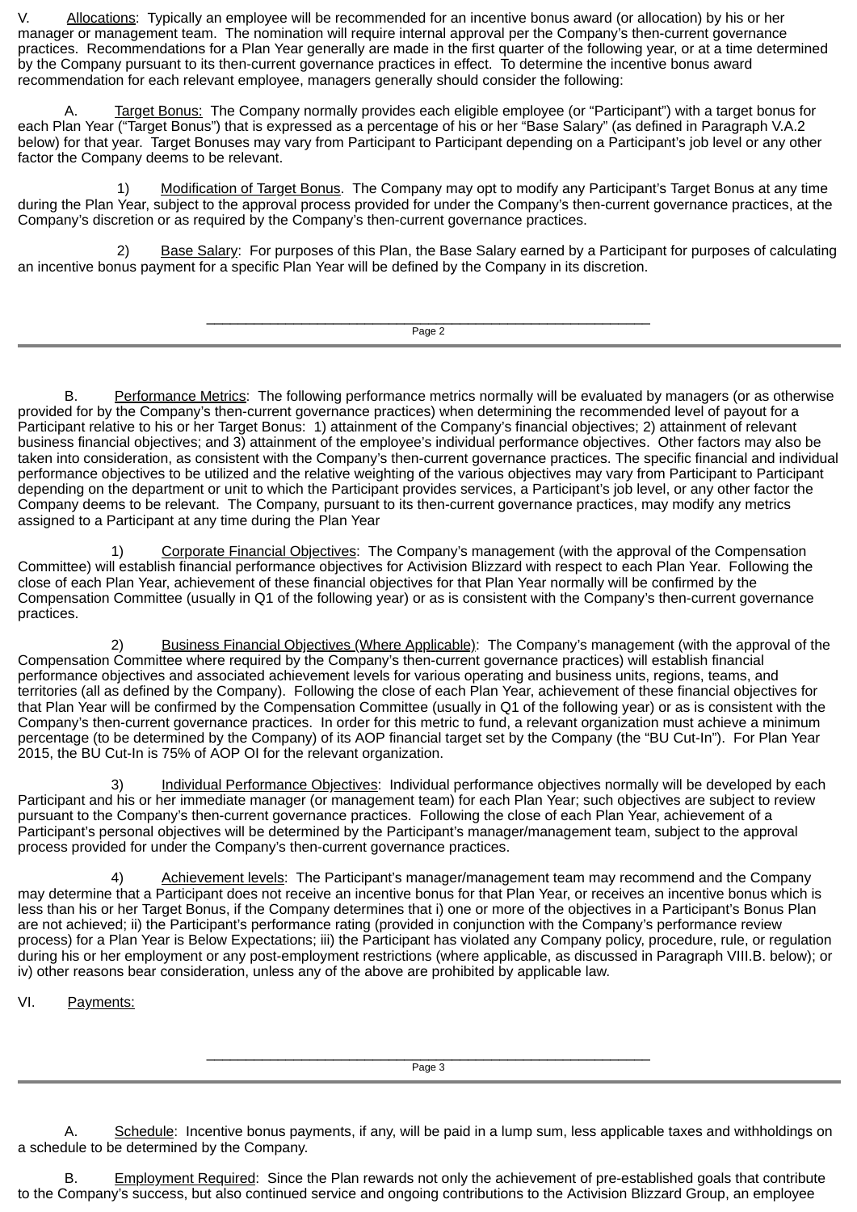V. <u>Allocations</u>: Typically an employee will be recommended for an incentive bonus award (or allocation) by his or her manager or management team. The nomination will require internal approval per the Company's then-current governance practices. Recommendations for a Plan Year generally are made in the first quarter of the following year, or at a time determined by the Company pursuant to its then-current governance practices in effect. To determine the incentive bonus award recommendation for each relevant employee, managers generally should consider the following:

A. <u>Target Bonus:</u> The Company normally provides each eligible employee (or "Participant") with a target bonus for each Plan Year ("Target Bonus") that is expressed as a percentage of his or her "Base Salary" (as defined in Paragraph V.A.2 below) for that year. Target Bonuses may vary from Participant to Participant depending on a Participant's job level or any other factor the Company deems to be relevant.

1) <u>Modification of Target Bonus</u>. The Company may opt to modify any Participant's Target Bonus at any time during the Plan Year, subject to the approval process provided for under the Company's then-current governance practices, at the Company's discretion or as required by the Company's then-current governance practices.

2) <u>Base Salary</u>: For purposes of this Plan, the Base Salary earned by a Participant for purposes of calculating an incentive bonus payment for a specific Plan Year will be defined by the Company in its discretion.

B. <u>Performance Metrics</u>: The following performance metrics normally will be evaluated by managers (or as otherwise provided for by the Company's then-current governance practices) when determining the recommended level of payout for a Participant relative to his or her Target Bonus: 1) attainment of the Company's financial objectives; 2) attainment of relevant business financial objectives; and 3) attainment of the employee's individual performance objectives. Other factors may also be taken into consideration, as consistent with the Company's then-current governance practices. The specific financial and individual performance objectives to be utilized and the relative weighting of the various objectives may vary from Participant to Participant depending on the department or unit to which the Participant provides services, a Participant's job level, or any other factor the Company deems to be relevant. The Company, pursuant to its then-current governance practices, may modify any metrics assigned to a Participant at any time during the Plan Year

1) <u>Corporate Financial Objectives</u>: The Company's management (with the approval of the Compensation Committee) will establish financial performance objectives for Activision Blizzard with respect to each Plan Year. Following the close of each Plan Year, achievement of these financial objectives for that Plan Year normally will be confirmed by the Compensation Committee (usually in Q1 of the following year) or as is consistent with the Company's then-current governance practices.

2) <u>Business Financial Objectives (Where Applicable)</u>: The Company's management (with the approval of the Compensation Committee where required by the Company's then-current governance practices) will establish financial performance objectives and associated achievement levels for various operating and business units, regions, teams, and territories (all as defined by the Company). Following the close of each Plan Year, achievement of these financial objectives for that Plan Year will be confirmed by the Compensation Committee (usually in Q1 of the following year) or as is consistent with the Company's then-current governance practices. In order for this metric to fund, a relevant organization must achieve a minimum percentage (to be determined by the Company) of its AOP financial target set by the Company (the "BU Cut-In"). For Plan Year 2015, the BU Cut-In is 75% of AOP OI for the relevant organization.

3) <u>Individual Performance Objectives</u>: Individual performance objectives normally will be developed by each Participant and his or her immediate manager (or management team) for each Plan Year; such objectives are subject to review pursuant to the Company's then-current governance practices. Following the close of each Plan Year, achievement of a Participant's personal objectives will be determined by the Participant's manager/management team, subject to the approval process provided for under the Company's then-current governance practices.

4) <u>Achievement levels</u>: The Participant's manager/management team may recommend and the Company may determine that a Participant does not receive an incentive bonus for that Plan Year, or receives an incentive bonus which is less than his or her Target Bonus, if the Company determines that i) one or more of the objectives in a Participant's Bonus Plan are not achieved; ii) the Participant's performance rating (provided in conjunction with the Company's performance review process) for a Plan Year is Below Expectations; iii) the Participant has violated any Company policy, procedure, rule, or regulation during his or her employment or any post-employment restrictions (where applicable, as discussed in Paragraph VIII.B. below); or iv) other reasons bear consideration, unless any of the above are prohibited by applicable law.

VI. <u>Payments:</u>

A. <u>Schedule</u>: Incentive bonus payments, if any, will be paid in a lump sum, less applicable taxes and withholdings on a schedule to be determined by the Company.

B. <u>Employment Required</u>: Since the Plan rewards not only the achievement of pre-established goals that contribute to the Company's success, but also continued service and ongoing contributions to the Activision Blizzard Group, an employee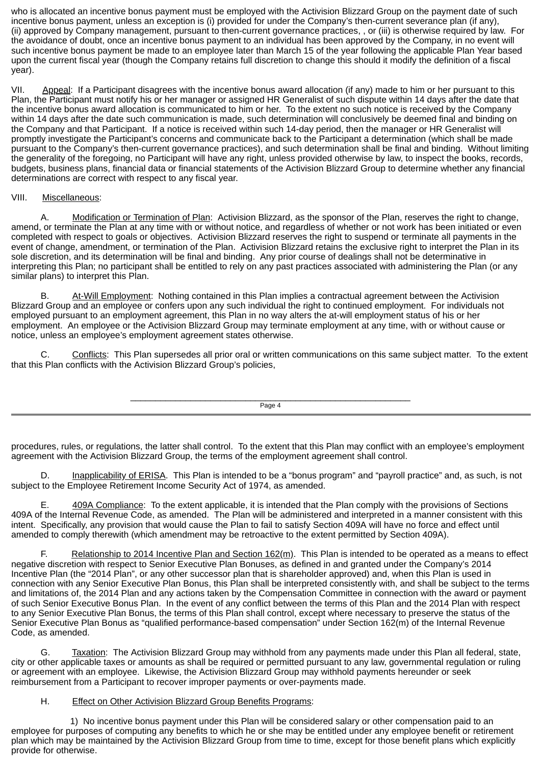who is allocated an incentive bonus payment must be employed with the Activision Blizzard Group on the payment date of such incentive bonus payment, unless an exception is (i) provided for under the Company's then-current severance plan (if any), (ii) approved by Company management, pursuant to then-current governance practices, , or (iii) is otherwise required by law. For the avoidance of doubt, once an incentive bonus payment to an individual has been approved by the Company, in no event will such incentive bonus payment be made to an employee later than March 15 of the year following the applicable Plan Year based upon the current fiscal year (though the Company retains full discretion to change this should it modify the definition of a fiscal year).

VII. Appeal: If a Participant disagrees with the incentive bonus award allocation (if any) made to him or her pursuant to this Plan, the Participant must notify his or her manager or assigned HR Generalist of such dispute within 14 days after the date that the incentive bonus award allocation is communicated to him or her. To the extent no such notice is received by the Company within 14 days after the date such communication is made, such determination will conclusively be deemed final and binding on the Company and that Participant. If a notice is received within such 14-day period, then the manager or HR Generalist will promptly investigate the Participant's concerns and communicate back to the Participant a determination (which shall be made pursuant to the Company's then-current governance practices), and such determination shall be final and binding. Without limiting the generality of the foregoing, no Participant will have any right, unless provided otherwise by law, to inspect the books, records, budgets, business plans, financial data or financial statements of the Activision Blizzard Group to determine whether any financial determinations are correct with respect to any fiscal year.

VIII. Miscellaneous:

A. Modification or Termination of Plan: Activision Blizzard, as the sponsor of the Plan, reserves the right to change, amend, or terminate the Plan at any time with or without notice, and regardless of whether or not work has been initiated or even completed with respect to goals or objectives. Activision Blizzard reserves the right to suspend or terminate all payments in the event of change, amendment, or termination of the Plan. Activision Blizzard retains the exclusive right to interpret the Plan in its sole discretion, and its determination will be final and binding. Any prior course of dealings shall not be determinative in interpreting this Plan; no participant shall be entitled to rely on any past practices associated with administering the Plan (or any similar plans) to interpret this Plan.

B. At-Will Employment: Nothing contained in this Plan implies a contractual agreement between the Activision Blizzard Group and an employee or confers upon any such individual the right to continued employment. For individuals not employed pursuant to an employment agreement, this Plan in no way alters the at-will employment status of his or her employment. An employee or the Activision Blizzard Group may terminate employment at any time, with or without cause or notice, unless an employee's employment agreement states otherwise.

C. Conflicts: This Plan supersedes all prior oral or written communications on this same subject matter. To the extent that this Plan conflicts with the Activision Blizzard Group's policies, procedures, rules, or regulations, the latter shall control. To the extent that this Plan may conflict with an employee's employment agreement with the Activision Blizzard Group, the terms of the employment agreement shall control.

D. Inapplicability of ERISA. This Plan is intended to be a "bonus program" and "payroll practice" and, as such, is not subject to the Employee Retirement Income Security Act of 1974, as amended.

E. 409A Compliance: To the extent applicable, it is intended that the Plan comply with the provisions of Sections 409A of the Internal Revenue Code, as amended. The Plan will be administered and interpreted in a manner consistent with this intent. Specifically, any provision that would cause the Plan to fail to satisfy Section 409A will have no force and effect until amended to comply therewith (which amendment may be retroactive to the extent permitted by Section 409A).

F. Relationship to 2014 Incentive Plan and Section 162(m). This Plan is intended to be operated as a means to effect negative discretion with respect to Senior Executive Plan Bonuses, as defined in and granted under the Company's 2014 Incentive Plan (the "2014 Plan", or any other successor plan that is shareholder approved) and, when this Plan is used in connection with any Senior Executive Plan Bonus, this Plan shall be interpreted consistently with, and shall be subject to the terms and limitations of, the 2014 Plan and any actions taken by the Compensation Committee in connection with the award or payment of such Senior Executive Bonus Plan. In the event of any conflict between the terms of this Plan and the 2014 Plan with respect to any Senior Executive Plan Bonus, the terms of this Plan shall control, except where necessary to preserve the status of the Senior Executive Plan Bonus as "qualified performance-based compensation" under Section 162(m) of the Internal Revenue Code, as amended.

G. Taxation: The Activision Blizzard Group may withhold from any payments made under this Plan all federal, state, city or other applicable taxes or amounts as shall be required or permitted pursuant to any law, governmental regulation or ruling or agreement with an employee. Likewise, the Activision Blizzard Group may withhold payments hereunder or seek reimbursement from a Participant to recover improper payments or over-payments made.

H. Effect on Other Activision Blizzard Group Benefits Programs:

1) No incentive bonus payment under this Plan will be considered salary or other compensation paid to an employee for purposes of computing any benefits to which he or she may be entitled under any employee benefit or retirement plan which may be maintained by the Activision Blizzard Group from time to time, except for those benefit plans which explicitly provide for otherwise.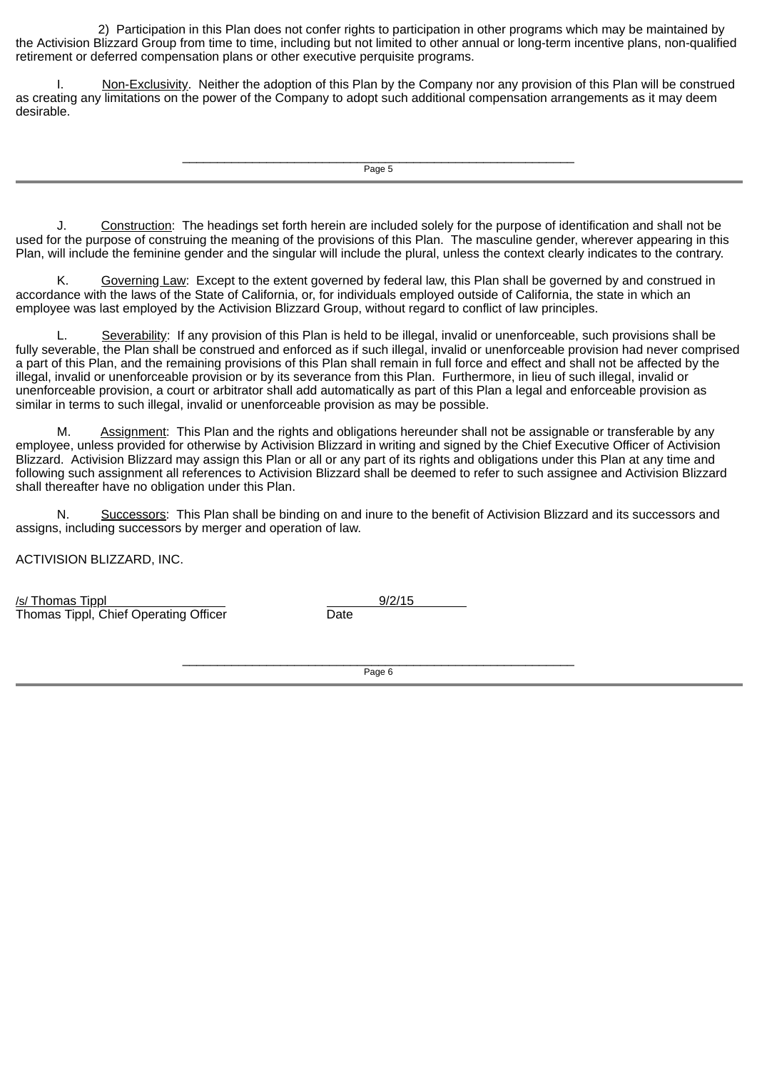2) Participation in this Plan does not confer rights to participation in other programs which may be maintained by the Activision Blizzard Group from time to time, including but not limited to other annual or long-term incentive plans, non-qualified retirement or deferred compensation plans or other executive perquisite programs.

I. Non-Exclusivity. Neither the adoption of this Plan by the Company nor any provision of this Plan will be construed as creating any limitations on the power of the Company to adopt such additional compensation arrangements as it may deem desirable.

J. Construction: The headings set forth herein are included solely for the purpose of identification and shall not be used for the purpose of construing the meaning of the provisions of this Plan. The masculine gender, wherever appearing in this Plan, will include the feminine gender and the singular will include the plural, unless the context clearly indicates to the contrary.

K. Governing Law: Except to the extent governed by federal law, this Plan shall be governed by and construed in accordance with the laws of the State of California, or, for individuals employed outside of California, the state in which an employee was last employed by the Activision Blizzard Group, without regard to conflict of law principles.

L. Severability: If any provision of this Plan is held to be illegal, invalid or unenforceable, such provisions shall be fully severable, the Plan shall be construed and enforced as if such illegal, invalid or unenforceable provision had never comprised a part of this Plan, and the remaining provisions of this Plan shall remain in full force and effect and shall not be affected by the illegal, invalid or unenforceable provision or by its severance from this Plan. Furthermore, in lieu of such illegal, invalid or unenforceable provision, a court or arbitrator shall add automatically as part of this Plan a legal and enforceable provision as similar in terms to such illegal, invalid or unenforceable provision as may be possible.

M. Assignment: This Plan and the rights and obligations hereunder shall not be assignable or transferable by any employee, unless provided for otherwise by Activision Blizzard in writing and signed by the Chief Executive Officer of Activision Blizzard. Activision Blizzard may assign this Plan or all or any part of its rights and obligations under this Plan at any time and following such assignment all references to Activision Blizzard shall be deemed to refer to such assignee and Activision Blizzard shall thereafter have no obligation under this Plan.

N. Successors: This Plan shall be binding on and inure to the benefit of Activision Blizzard and its successors and assigns, including successors by merger and operation of law.

ACTIVISION BLIZZARD, INC.

/s/ Thomas Tippl
Thomas Tippl, Chief Operating Officer

9/2/15
Date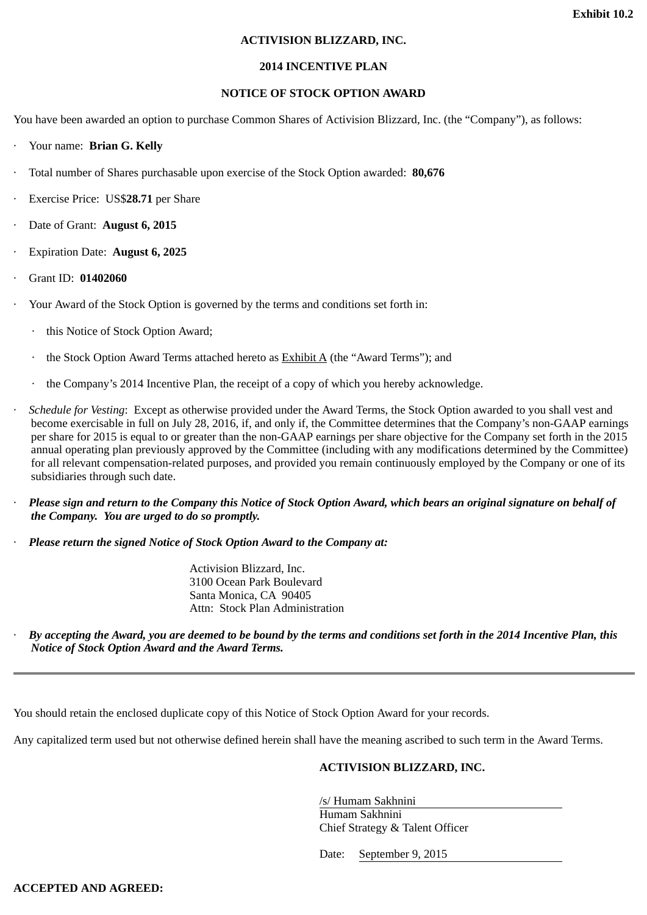**Exhibit 10.2**

**ACTIVISION BLIZZARD, INC.**

**2014 INCENTIVE PLAN**

**NOTICE OF STOCK OPTION AWARD**

You have been awarded an option to purchase Common Shares of Activision Blizzard, Inc. (the "Company"), as follows:

- Your name: **Brian G. Kelly**
- Total number of Shares purchasable upon exercise of the Stock Option awarded: **80,676**
- Exercise Price: US$**28.71** per Share
- Date of Grant: **August 6, 2015**
- Expiration Date: **August 6, 2025**
- Grant ID: **01402060**
- Your Award of the Stock Option is governed by the terms and conditions set forth in:
  - this Notice of Stock Option Award;
  - the Stock Option Award Terms attached hereto as Exhibit A (the "Award Terms"); and
  - the Company's 2014 Incentive Plan, the receipt of a copy of which you hereby acknowledge.
- *Schedule for Vesting*: Except as otherwise provided under the Award Terms, the Stock Option awarded to you shall vest and become exercisable in full on July 28, 2016, if, and only if, the Committee determines that the Company's non-GAAP earnings per share for 2015 is equal to or greater than the non-GAAP earnings per share objective for the Company set forth in the 2015 annual operating plan previously approved by the Committee (including with any modifications determined by the Committee) for all relevant compensation-related purposes, and provided you remain continuously employed by the Company or one of its subsidiaries through such date.
- ***Please sign and return to the Company this Notice of Stock Option Award, which bears an original signature on behalf of the Company. You are urged to do so promptly.***
- ***Please return the signed Notice of Stock Option Award to the Company at:***

  Activision Blizzard, Inc.
  3100 Ocean Park Boulevard
  Santa Monica, CA 90405
  Attn: Stock Plan Administration

- ***By accepting the Award, you are deemed to be bound by the terms and conditions set forth in the 2014 Incentive Plan, this Notice of Stock Option Award and the Award Terms.***

---

You should retain the enclosed duplicate copy of this Notice of Stock Option Award for your records.

Any capitalized term used but not otherwise defined herein shall have the meaning ascribed to such term in the Award Terms.

**ACTIVISION BLIZZARD, INC.**

/s/ Humam Sakhnini
Humam Sakhnini
Chief Strategy & Talent Officer

Date: September 9, 2015

**ACCEPTED AND AGREED:**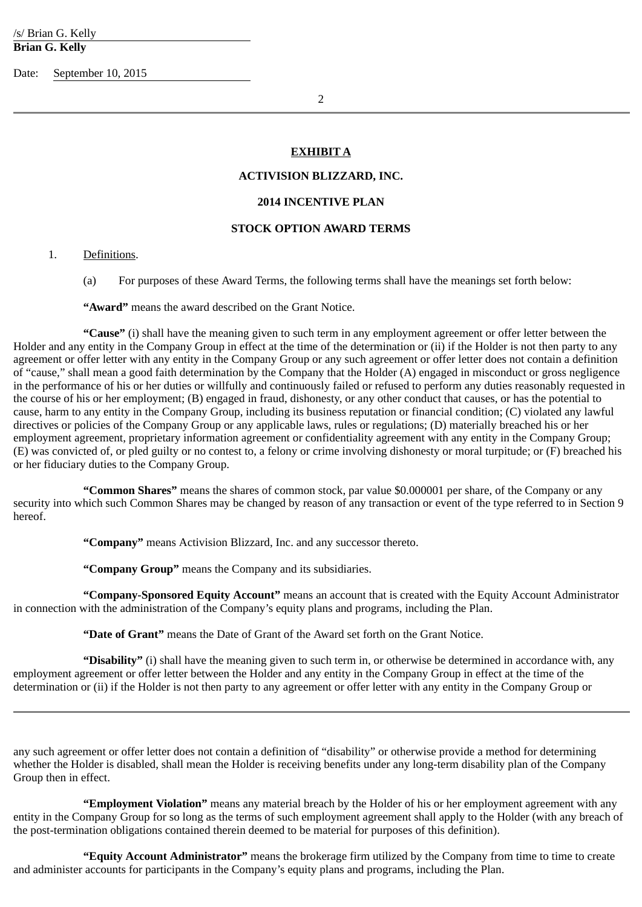/s/ Brian G. Kelly

**Brian G. Kelly**

Date: September 10, 2015

**EXHIBIT A**

**ACTIVISION BLIZZARD, INC.**

**2014 INCENTIVE PLAN**

**STOCK OPTION AWARD TERMS**

1. Definitions.

(a) For purposes of these Award Terms, the following terms shall have the meanings set forth below:

**"Award"** means the award described on the Grant Notice.

**"Cause"** (i) shall have the meaning given to such term in any employment agreement or offer letter between the Holder and any entity in the Company Group in effect at the time of the determination or (ii) if the Holder is not then party to any agreement or offer letter with any entity in the Company Group or any such agreement or offer letter does not contain a definition of "cause," shall mean a good faith determination by the Company that the Holder (A) engaged in misconduct or gross negligence in the performance of his or her duties or willfully and continuously failed or refused to perform any duties reasonably requested in the course of his or her employment; (B) engaged in fraud, dishonesty, or any other conduct that causes, or has the potential to cause, harm to any entity in the Company Group, including its business reputation or financial condition; (C) violated any lawful directives or policies of the Company Group or any applicable laws, rules or regulations; (D) materially breached his or her employment agreement, proprietary information agreement or confidentiality agreement with any entity in the Company Group; (E) was convicted of, or pled guilty or no contest to, a felony or crime involving dishonesty or moral turpitude; or (F) breached his or her fiduciary duties to the Company Group.

**"Common Shares"** means the shares of common stock, par value $0.000001 per share, of the Company or any security into which such Common Shares may be changed by reason of any transaction or event of the type referred to in Section 9 hereof.

**"Company"** means Activision Blizzard, Inc. and any successor thereto.

**"Company Group"** means the Company and its subsidiaries.

**"Company-Sponsored Equity Account"** means an account that is created with the Equity Account Administrator in connection with the administration of the Company's equity plans and programs, including the Plan.

**"Date of Grant"** means the Date of Grant of the Award set forth on the Grant Notice.

**"Disability"** (i) shall have the meaning given to such term in, or otherwise be determined in accordance with, any employment agreement or offer letter between the Holder and any entity in the Company Group in effect at the time of the determination or (ii) if the Holder is not then party to any agreement or offer letter with any entity in the Company Group or any such agreement or offer letter does not contain a definition of "disability" or otherwise provide a method for determining whether the Holder is disabled, shall mean the Holder is receiving benefits under any long-term disability plan of the Company Group then in effect.

**"Employment Violation"** means any material breach by the Holder of his or her employment agreement with any entity in the Company Group for so long as the terms of such employment agreement shall apply to the Holder (with any breach of the post-termination obligations contained therein deemed to be material for purposes of this definition).

**"Equity Account Administrator"** means the brokerage firm utilized by the Company from time to time to create and administer accounts for participants in the Company's equity plans and programs, including the Plan.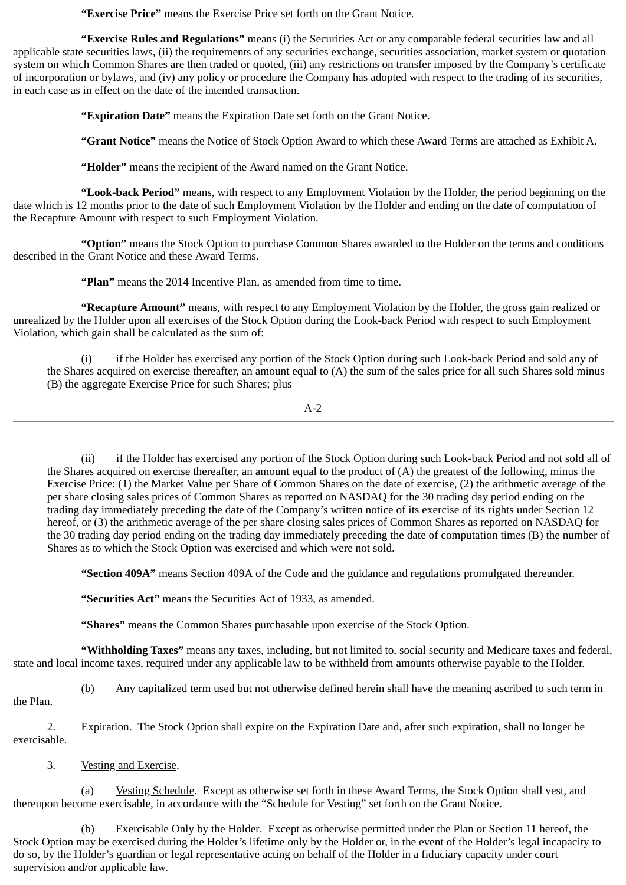**"Exercise Price"** means the Exercise Price set forth on the Grant Notice.

**"Exercise Rules and Regulations"** means (i) the Securities Act or any comparable federal securities law and all applicable state securities laws, (ii) the requirements of any securities exchange, securities association, market system or quotation system on which Common Shares are then traded or quoted, (iii) any restrictions on transfer imposed by the Company's certificate of incorporation or bylaws, and (iv) any policy or procedure the Company has adopted with respect to the trading of its securities, in each case as in effect on the date of the intended transaction.

**"Expiration Date"** means the Expiration Date set forth on the Grant Notice.

**"Grant Notice"** means the Notice of Stock Option Award to which these Award Terms are attached as Exhibit A.

**"Holder"** means the recipient of the Award named on the Grant Notice.

**"Look-back Period"** means, with respect to any Employment Violation by the Holder, the period beginning on the date which is 12 months prior to the date of such Employment Violation by the Holder and ending on the date of computation of the Recapture Amount with respect to such Employment Violation.

**"Option"** means the Stock Option to purchase Common Shares awarded to the Holder on the terms and conditions described in the Grant Notice and these Award Terms.

**"Plan"** means the 2014 Incentive Plan, as amended from time to time.

**"Recapture Amount"** means, with respect to any Employment Violation by the Holder, the gross gain realized or unrealized by the Holder upon all exercises of the Stock Option during the Look-back Period with respect to such Employment Violation, which gain shall be calculated as the sum of:

(i) if the Holder has exercised any portion of the Stock Option during such Look-back Period and sold any of the Shares acquired on exercise thereafter, an amount equal to (A) the sum of the sales price for all such Shares sold minus (B) the aggregate Exercise Price for such Shares; plus

(ii) if the Holder has exercised any portion of the Stock Option during such Look-back Period and not sold all of the Shares acquired on exercise thereafter, an amount equal to the product of (A) the greatest of the following, minus the Exercise Price: (1) the Market Value per Share of Common Shares on the date of exercise, (2) the arithmetic average of the per share closing sales prices of Common Shares as reported on NASDAQ for the 30 trading day period ending on the trading day immediately preceding the date of the Company's written notice of its exercise of its rights under Section 12 hereof, or (3) the arithmetic average of the per share closing sales prices of Common Shares as reported on NASDAQ for the 30 trading day period ending on the trading day immediately preceding the date of computation times (B) the number of Shares as to which the Stock Option was exercised and which were not sold.

**"Section 409A"** means Section 409A of the Code and the guidance and regulations promulgated thereunder.

**"Securities Act"** means the Securities Act of 1933, as amended.

**"Shares"** means the Common Shares purchasable upon exercise of the Stock Option.

**"Withholding Taxes"** means any taxes, including, but not limited to, social security and Medicare taxes and federal, state and local income taxes, required under any applicable law to be withheld from amounts otherwise payable to the Holder.

(b) Any capitalized term used but not otherwise defined herein shall have the meaning ascribed to such term in the Plan.

2. Expiration. The Stock Option shall expire on the Expiration Date and, after such expiration, shall no longer be exercisable.

3. Vesting and Exercise.

(a) Vesting Schedule. Except as otherwise set forth in these Award Terms, the Stock Option shall vest, and thereupon become exercisable, in accordance with the "Schedule for Vesting" set forth on the Grant Notice.

(b) Exercisable Only by the Holder. Except as otherwise permitted under the Plan or Section 11 hereof, the Stock Option may be exercised during the Holder's lifetime only by the Holder or, in the event of the Holder's legal incapacity to do so, by the Holder's guardian or legal representative acting on behalf of the Holder in a fiduciary capacity under court supervision and/or applicable law.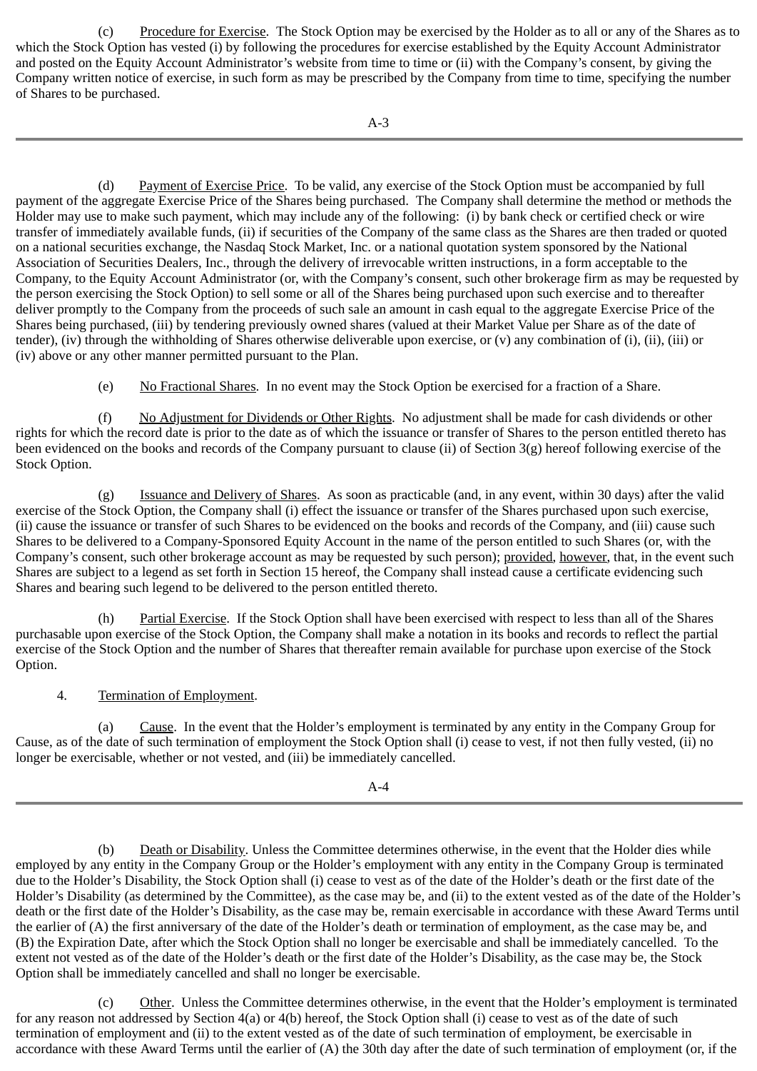(c) Procedure for Exercise. The Stock Option may be exercised by the Holder as to all or any of the Shares as to which the Stock Option has vested (i) by following the procedures for exercise established by the Equity Account Administrator and posted on the Equity Account Administrator's website from time to time or (ii) with the Company's consent, by giving the Company written notice of exercise, in such form as may be prescribed by the Company from time to time, specifying the number of Shares to be purchased.

(d) Payment of Exercise Price. To be valid, any exercise of the Stock Option must be accompanied by full payment of the aggregate Exercise Price of the Shares being purchased. The Company shall determine the method or methods the Holder may use to make such payment, which may include any of the following: (i) by bank check or certified check or wire transfer of immediately available funds, (ii) if securities of the Company of the same class as the Shares are then traded or quoted on a national securities exchange, the Nasdaq Stock Market, Inc. or a national quotation system sponsored by the National Association of Securities Dealers, Inc., through the delivery of irrevocable written instructions, in a form acceptable to the Company, to the Equity Account Administrator (or, with the Company's consent, such other brokerage firm as may be requested by the person exercising the Stock Option) to sell some or all of the Shares being purchased upon such exercise and to thereafter deliver promptly to the Company from the proceeds of such sale an amount in cash equal to the aggregate Exercise Price of the Shares being purchased, (iii) by tendering previously owned shares (valued at their Market Value per Share as of the date of tender), (iv) through the withholding of Shares otherwise deliverable upon exercise, or (v) any combination of (i), (ii), (iii) or (iv) above or any other manner permitted pursuant to the Plan.

(e) No Fractional Shares. In no event may the Stock Option be exercised for a fraction of a Share.

(f) No Adjustment for Dividends or Other Rights. No adjustment shall be made for cash dividends or other rights for which the record date is prior to the date as of which the issuance or transfer of Shares to the person entitled thereto has been evidenced on the books and records of the Company pursuant to clause (ii) of Section 3(g) hereof following exercise of the Stock Option.

(g) Issuance and Delivery of Shares. As soon as practicable (and, in any event, within 30 days) after the valid exercise of the Stock Option, the Company shall (i) effect the issuance or transfer of the Shares purchased upon such exercise, (ii) cause the issuance or transfer of such Shares to be evidenced on the books and records of the Company, and (iii) cause such Shares to be delivered to a Company-Sponsored Equity Account in the name of the person entitled to such Shares (or, with the Company's consent, such other brokerage account as may be requested by such person); provided, however, that, in the event such Shares are subject to a legend as set forth in Section 15 hereof, the Company shall instead cause a certificate evidencing such Shares and bearing such legend to be delivered to the person entitled thereto.

(h) Partial Exercise. If the Stock Option shall have been exercised with respect to less than all of the Shares purchasable upon exercise of the Stock Option, the Company shall make a notation in its books and records to reflect the partial exercise of the Stock Option and the number of Shares that thereafter remain available for purchase upon exercise of the Stock Option.

4. Termination of Employment.

(a) Cause. In the event that the Holder's employment is terminated by any entity in the Company Group for Cause, as of the date of such termination of employment the Stock Option shall (i) cease to vest, if not then fully vested, (ii) no longer be exercisable, whether or not vested, and (iii) be immediately cancelled.

(b) Death or Disability. Unless the Committee determines otherwise, in the event that the Holder dies while employed by any entity in the Company Group or the Holder's employment with any entity in the Company Group is terminated due to the Holder's Disability, the Stock Option shall (i) cease to vest as of the date of the Holder's death or the first date of the Holder's Disability (as determined by the Committee), as the case may be, and (ii) to the extent vested as of the date of the Holder's death or the first date of the Holder's Disability, as the case may be, remain exercisable in accordance with these Award Terms until the earlier of (A) the first anniversary of the date of the Holder's death or termination of employment, as the case may be, and (B) the Expiration Date, after which the Stock Option shall no longer be exercisable and shall be immediately cancelled. To the extent not vested as of the date of the Holder's death or the first date of the Holder's Disability, as the case may be, the Stock Option shall be immediately cancelled and shall no longer be exercisable.

(c) Other. Unless the Committee determines otherwise, in the event that the Holder's employment is terminated for any reason not addressed by Section 4(a) or 4(b) hereof, the Stock Option shall (i) cease to vest as of the date of such termination of employment and (ii) to the extent vested as of the date of such termination of employment, be exercisable in accordance with these Award Terms until the earlier of (A) the 30th day after the date of such termination of employment (or, if the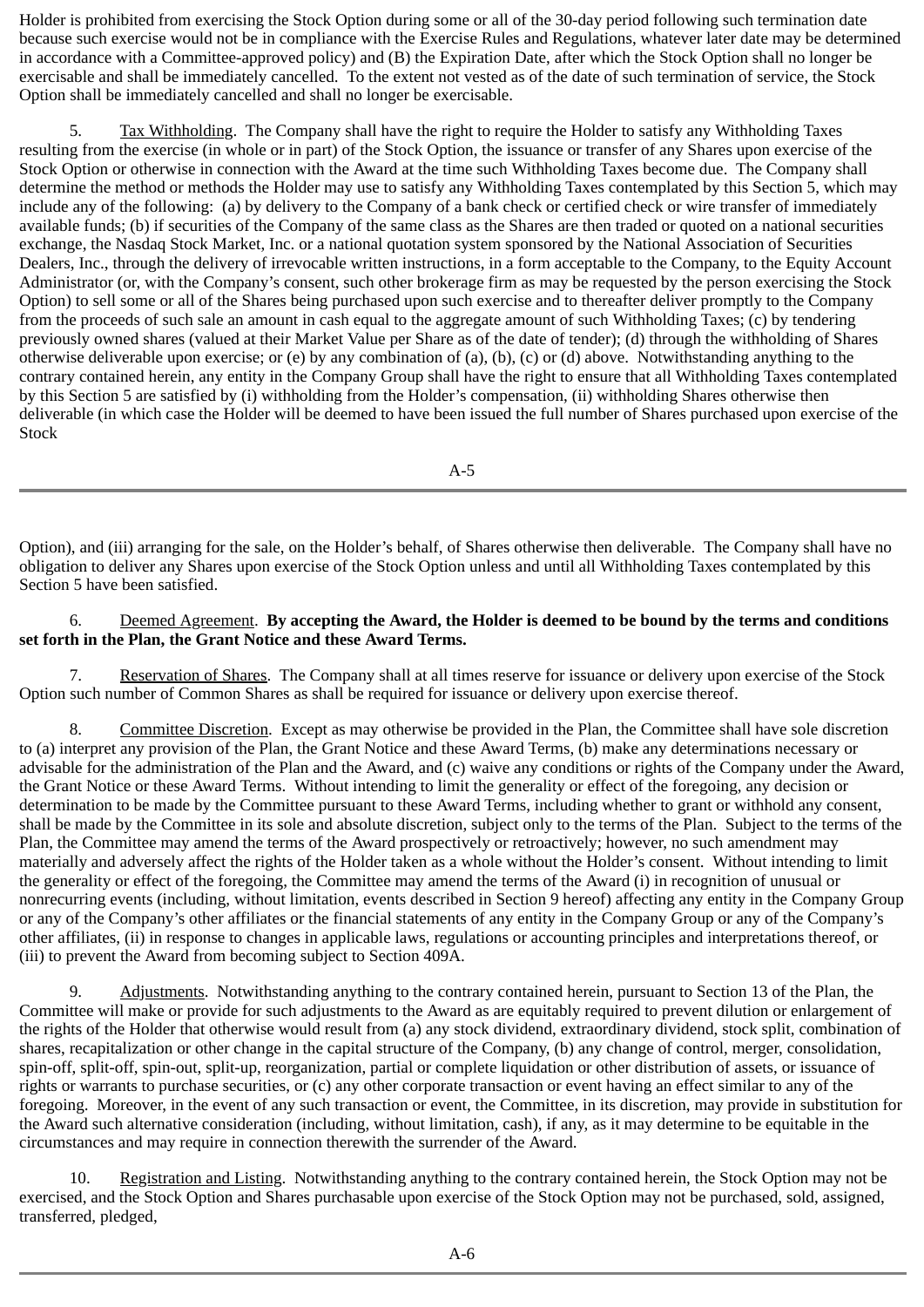Holder is prohibited from exercising the Stock Option during some or all of the 30-day period following such termination date because such exercise would not be in compliance with the Exercise Rules and Regulations, whatever later date may be determined in accordance with a Committee-approved policy) and (B) the Expiration Date, after which the Stock Option shall no longer be exercisable and shall be immediately cancelled. To the extent not vested as of the date of such termination of service, the Stock Option shall be immediately cancelled and shall no longer be exercisable.

5. Tax Withholding. The Company shall have the right to require the Holder to satisfy any Withholding Taxes resulting from the exercise (in whole or in part) of the Stock Option, the issuance or transfer of any Shares upon exercise of the Stock Option or otherwise in connection with the Award at the time such Withholding Taxes become due. The Company shall determine the method or methods the Holder may use to satisfy any Withholding Taxes contemplated by this Section 5, which may include any of the following: (a) by delivery to the Company of a bank check or certified check or wire transfer of immediately available funds; (b) if securities of the Company of the same class as the Shares are then traded or quoted on a national securities exchange, the Nasdaq Stock Market, Inc. or a national quotation system sponsored by the National Association of Securities Dealers, Inc., through the delivery of irrevocable written instructions, in a form acceptable to the Company, to the Equity Account Administrator (or, with the Company's consent, such other brokerage firm as may be requested by the person exercising the Stock Option) to sell some or all of the Shares being purchased upon such exercise and to thereafter deliver promptly to the Company from the proceeds of such sale an amount in cash equal to the aggregate amount of such Withholding Taxes; (c) by tendering previously owned shares (valued at their Market Value per Share as of the date of tender); (d) through the withholding of Shares otherwise deliverable upon exercise; or (e) by any combination of (a), (b), (c) or (d) above. Notwithstanding anything to the contrary contained herein, any entity in the Company Group shall have the right to ensure that all Withholding Taxes contemplated by this Section 5 are satisfied by (i) withholding from the Holder's compensation, (ii) withholding Shares otherwise then deliverable (in which case the Holder will be deemed to have been issued the full number of Shares purchased upon exercise of the Stock Option), and (iii) arranging for the sale, on the Holder's behalf, of Shares otherwise then deliverable. The Company shall have no obligation to deliver any Shares upon exercise of the Stock Option unless and until all Withholding Taxes contemplated by this Section 5 have been satisfied.

6. Deemed Agreement. **By accepting the Award, the Holder is deemed to be bound by the terms and conditions set forth in the Plan, the Grant Notice and these Award Terms.**

7. Reservation of Shares. The Company shall at all times reserve for issuance or delivery upon exercise of the Stock Option such number of Common Shares as shall be required for issuance or delivery upon exercise thereof.

8. Committee Discretion. Except as may otherwise be provided in the Plan, the Committee shall have sole discretion to (a) interpret any provision of the Plan, the Grant Notice and these Award Terms, (b) make any determinations necessary or advisable for the administration of the Plan and the Award, and (c) waive any conditions or rights of the Company under the Award, the Grant Notice or these Award Terms. Without intending to limit the generality or effect of the foregoing, any decision or determination to be made by the Committee pursuant to these Award Terms, including whether to grant or withhold any consent, shall be made by the Committee in its sole and absolute discretion, subject only to the terms of the Plan. Subject to the terms of the Plan, the Committee may amend the terms of the Award prospectively or retroactively; however, no such amendment may materially and adversely affect the rights of the Holder taken as a whole without the Holder's consent. Without intending to limit the generality or effect of the foregoing, the Committee may amend the terms of the Award (i) in recognition of unusual or nonrecurring events (including, without limitation, events described in Section 9 hereof) affecting any entity in the Company Group or any of the Company's other affiliates or the financial statements of any entity in the Company Group or any of the Company's other affiliates, (ii) in response to changes in applicable laws, regulations or accounting principles and interpretations thereof, or (iii) to prevent the Award from becoming subject to Section 409A.

9. Adjustments. Notwithstanding anything to the contrary contained herein, pursuant to Section 13 of the Plan, the Committee will make or provide for such adjustments to the Award as are equitably required to prevent dilution or enlargement of the rights of the Holder that otherwise would result from (a) any stock dividend, extraordinary dividend, stock split, combination of shares, recapitalization or other change in the capital structure of the Company, (b) any change of control, merger, consolidation, spin-off, split-off, spin-out, split-up, reorganization, partial or complete liquidation or other distribution of assets, or issuance of rights or warrants to purchase securities, or (c) any other corporate transaction or event having an effect similar to any of the foregoing. Moreover, in the event of any such transaction or event, the Committee, in its discretion, may provide in substitution for the Award such alternative consideration (including, without limitation, cash), if any, as it may determine to be equitable in the circumstances and may require in connection therewith the surrender of the Award.

10. Registration and Listing. Notwithstanding anything to the contrary contained herein, the Stock Option may not be exercised, and the Stock Option and Shares purchasable upon exercise of the Stock Option may not be purchased, sold, assigned, transferred, pledged,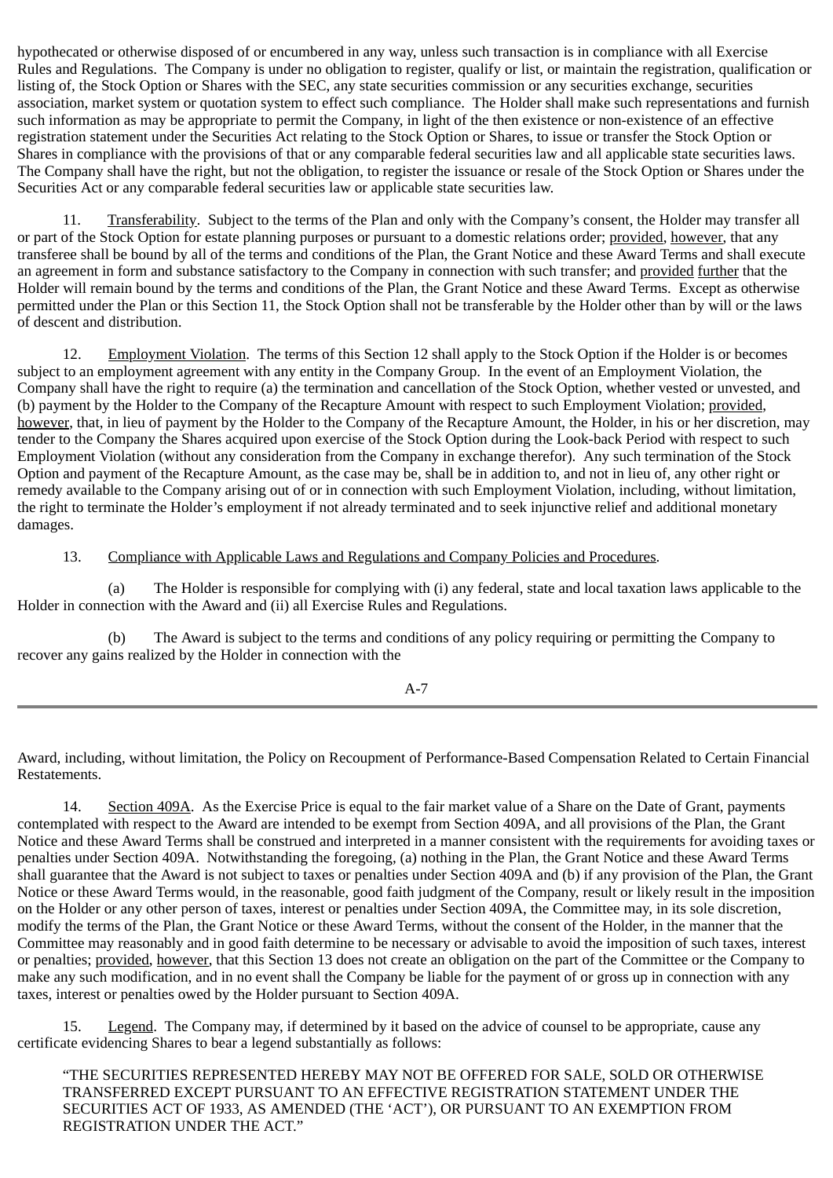hypothecated or otherwise disposed of or encumbered in any way, unless such transaction is in compliance with all Exercise Rules and Regulations. The Company is under no obligation to register, qualify or list, or maintain the registration, qualification or listing of, the Stock Option or Shares with the SEC, any state securities commission or any securities exchange, securities association, market system or quotation system to effect such compliance. The Holder shall make such representations and furnish such information as may be appropriate to permit the Company, in light of the then existence or non-existence of an effective registration statement under the Securities Act relating to the Stock Option or Shares, to issue or transfer the Stock Option or Shares in compliance with the provisions of that or any comparable federal securities law and all applicable state securities laws. The Company shall have the right, but not the obligation, to register the issuance or resale of the Stock Option or Shares under the Securities Act or any comparable federal securities law or applicable state securities law.

11. Transferability. Subject to the terms of the Plan and only with the Company's consent, the Holder may transfer all or part of the Stock Option for estate planning purposes or pursuant to a domestic relations order; provided, however, that any transferee shall be bound by all of the terms and conditions of the Plan, the Grant Notice and these Award Terms and shall execute an agreement in form and substance satisfactory to the Company in connection with such transfer; and provided further that the Holder will remain bound by the terms and conditions of the Plan, the Grant Notice and these Award Terms. Except as otherwise permitted under the Plan or this Section 11, the Stock Option shall not be transferable by the Holder other than by will or the laws of descent and distribution.

12. Employment Violation. The terms of this Section 12 shall apply to the Stock Option if the Holder is or becomes subject to an employment agreement with any entity in the Company Group. In the event of an Employment Violation, the Company shall have the right to require (a) the termination and cancellation of the Stock Option, whether vested or unvested, and (b) payment by the Holder to the Company of the Recapture Amount with respect to such Employment Violation; provided, however, that, in lieu of payment by the Holder to the Company of the Recapture Amount, the Holder, in his or her discretion, may tender to the Company the Shares acquired upon exercise of the Stock Option during the Look-back Period with respect to such Employment Violation (without any consideration from the Company in exchange therefor). Any such termination of the Stock Option and payment of the Recapture Amount, as the case may be, shall be in addition to, and not in lieu of, any other right or remedy available to the Company arising out of or in connection with such Employment Violation, including, without limitation, the right to terminate the Holder's employment if not already terminated and to seek injunctive relief and additional monetary damages.

13. Compliance with Applicable Laws and Regulations and Company Policies and Procedures.

(a) The Holder is responsible for complying with (i) any federal, state and local taxation laws applicable to the Holder in connection with the Award and (ii) all Exercise Rules and Regulations.

(b) The Award is subject to the terms and conditions of any policy requiring or permitting the Company to recover any gains realized by the Holder in connection with the Award, including, without limitation, the Policy on Recoupment of Performance-Based Compensation Related to Certain Financial Restatements.

14. Section 409A. As the Exercise Price is equal to the fair market value of a Share on the Date of Grant, payments contemplated with respect to the Award are intended to be exempt from Section 409A, and all provisions of the Plan, the Grant Notice and these Award Terms shall be construed and interpreted in a manner consistent with the requirements for avoiding taxes or penalties under Section 409A. Notwithstanding the foregoing, (a) nothing in the Plan, the Grant Notice and these Award Terms shall guarantee that the Award is not subject to taxes or penalties under Section 409A and (b) if any provision of the Plan, the Grant Notice or these Award Terms would, in the reasonable, good faith judgment of the Company, result or likely result in the imposition on the Holder or any other person of taxes, interest or penalties under Section 409A, the Committee may, in its sole discretion, modify the terms of the Plan, the Grant Notice or these Award Terms, without the consent of the Holder, in the manner that the Committee may reasonably and in good faith determine to be necessary or advisable to avoid the imposition of such taxes, interest or penalties; provided, however, that this Section 13 does not create an obligation on the part of the Committee or the Company to make any such modification, and in no event shall the Company be liable for the payment of or gross up in connection with any taxes, interest or penalties owed by the Holder pursuant to Section 409A.

15. Legend. The Company may, if determined by it based on the advice of counsel to be appropriate, cause any certificate evidencing Shares to bear a legend substantially as follows:

> "THE SECURITIES REPRESENTED HEREBY MAY NOT BE OFFERED FOR SALE, SOLD OR OTHERWISE TRANSFERRED EXCEPT PURSUANT TO AN EFFECTIVE REGISTRATION STATEMENT UNDER THE SECURITIES ACT OF 1933, AS AMENDED (THE 'ACT'), OR PURSUANT TO AN EXEMPTION FROM REGISTRATION UNDER THE ACT."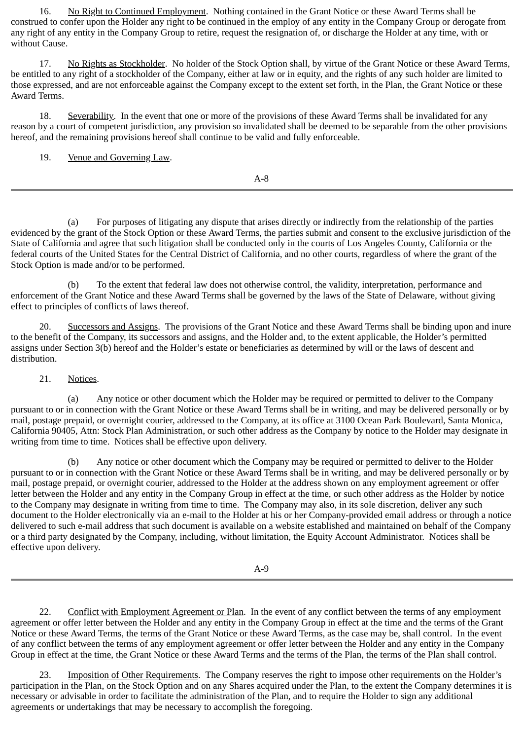16. No Right to Continued Employment. Nothing contained in the Grant Notice or these Award Terms shall be construed to confer upon the Holder any right to be continued in the employ of any entity in the Company Group or derogate from any right of any entity in the Company Group to retire, request the resignation of, or discharge the Holder at any time, with or without Cause.

17. No Rights as Stockholder. No holder of the Stock Option shall, by virtue of the Grant Notice or these Award Terms, be entitled to any right of a stockholder of the Company, either at law or in equity, and the rights of any such holder are limited to those expressed, and are not enforceable against the Company except to the extent set forth, in the Plan, the Grant Notice or these Award Terms.

18. Severability. In the event that one or more of the provisions of these Award Terms shall be invalidated for any reason by a court of competent jurisdiction, any provision so invalidated shall be deemed to be separable from the other provisions hereof, and the remaining provisions hereof shall continue to be valid and fully enforceable.

19. Venue and Governing Law.

(a) For purposes of litigating any dispute that arises directly or indirectly from the relationship of the parties evidenced by the grant of the Stock Option or these Award Terms, the parties submit and consent to the exclusive jurisdiction of the State of California and agree that such litigation shall be conducted only in the courts of Los Angeles County, California or the federal courts of the United States for the Central District of California, and no other courts, regardless of where the grant of the Stock Option is made and/or to be performed.

(b) To the extent that federal law does not otherwise control, the validity, interpretation, performance and enforcement of the Grant Notice and these Award Terms shall be governed by the laws of the State of Delaware, without giving effect to principles of conflicts of laws thereof.

20. Successors and Assigns. The provisions of the Grant Notice and these Award Terms shall be binding upon and inure to the benefit of the Company, its successors and assigns, and the Holder and, to the extent applicable, the Holder's permitted assigns under Section 3(b) hereof and the Holder's estate or beneficiaries as determined by will or the laws of descent and distribution.

21. Notices.

(a) Any notice or other document which the Holder may be required or permitted to deliver to the Company pursuant to or in connection with the Grant Notice or these Award Terms shall be in writing, and may be delivered personally or by mail, postage prepaid, or overnight courier, addressed to the Company, at its office at 3100 Ocean Park Boulevard, Santa Monica, California 90405, Attn: Stock Plan Administration, or such other address as the Company by notice to the Holder may designate in writing from time to time. Notices shall be effective upon delivery.

(b) Any notice or other document which the Company may be required or permitted to deliver to the Holder pursuant to or in connection with the Grant Notice or these Award Terms shall be in writing, and may be delivered personally or by mail, postage prepaid, or overnight courier, addressed to the Holder at the address shown on any employment agreement or offer letter between the Holder and any entity in the Company Group in effect at the time, or such other address as the Holder by notice to the Company may designate in writing from time to time. The Company may also, in its sole discretion, deliver any such document to the Holder electronically via an e-mail to the Holder at his or her Company-provided email address or through a notice delivered to such e-mail address that such document is available on a website established and maintained on behalf of the Company or a third party designated by the Company, including, without limitation, the Equity Account Administrator. Notices shall be effective upon delivery.

22. Conflict with Employment Agreement or Plan. In the event of any conflict between the terms of any employment agreement or offer letter between the Holder and any entity in the Company Group in effect at the time and the terms of the Grant Notice or these Award Terms, the terms of the Grant Notice or these Award Terms, as the case may be, shall control. In the event of any conflict between the terms of any employment agreement or offer letter between the Holder and any entity in the Company Group in effect at the time, the Grant Notice or these Award Terms and the terms of the Plan, the terms of the Plan shall control.

23. Imposition of Other Requirements. The Company reserves the right to impose other requirements on the Holder's participation in the Plan, on the Stock Option and on any Shares acquired under the Plan, to the extent the Company determines it is necessary or advisable in order to facilitate the administration of the Plan, and to require the Holder to sign any additional agreements or undertakings that may be necessary to accomplish the foregoing.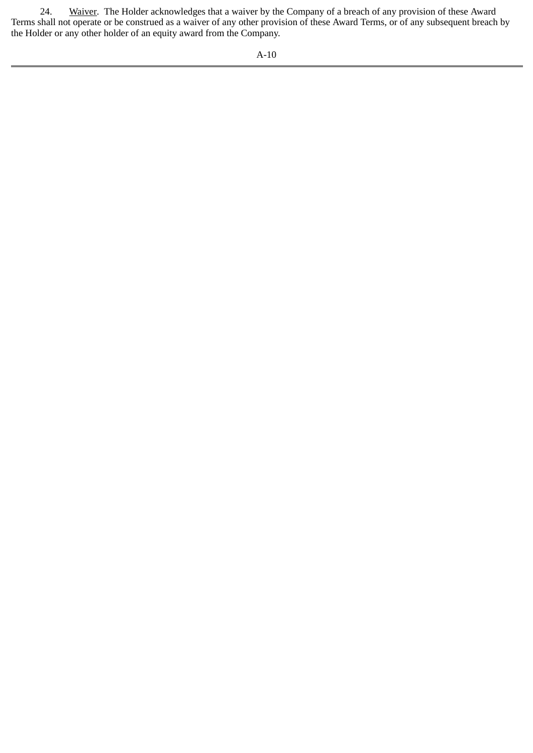24. Waiver. The Holder acknowledges that a waiver by the Company of a breach of any provision of these Award Terms shall not operate or be construed as a waiver of any other provision of these Award Terms, or of any subsequent breach by the Holder or any other holder of an equity award from the Company.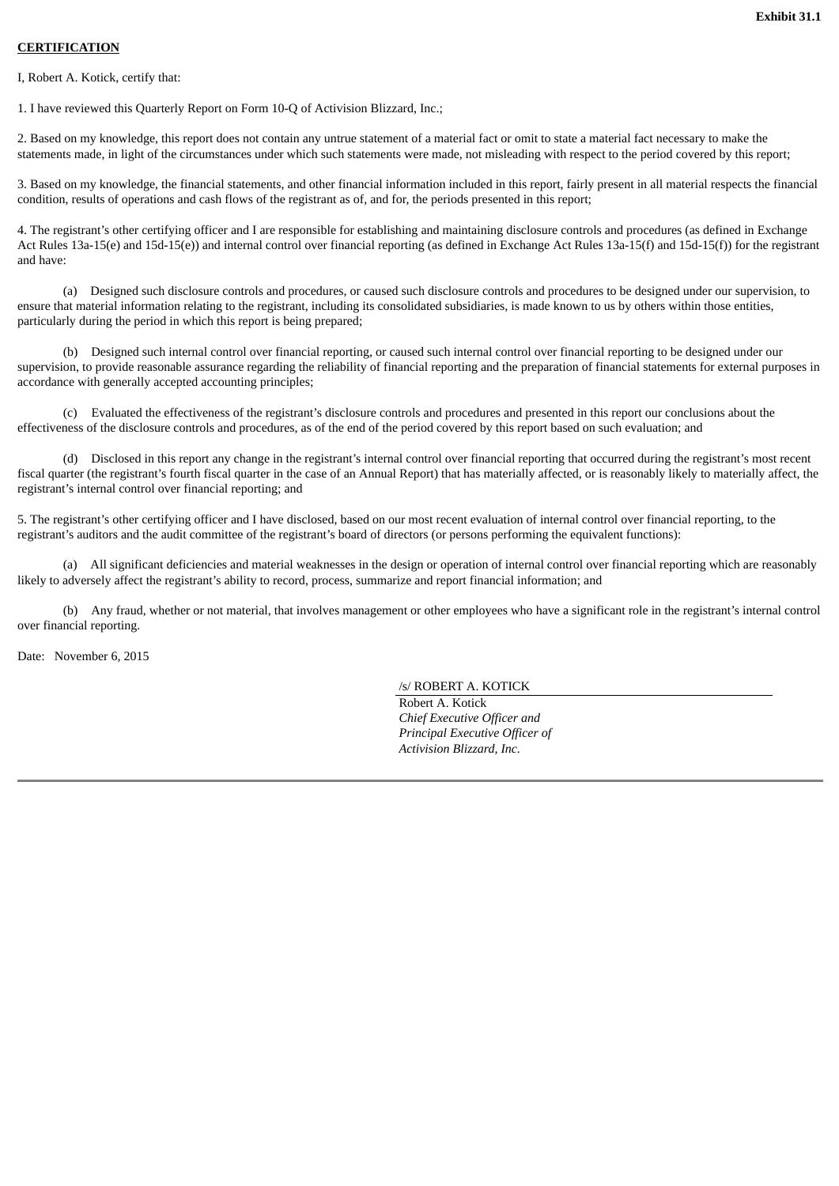**Exhibit 31.1**

**CERTIFICATION**

I, Robert A. Kotick, certify that:

1. I have reviewed this Quarterly Report on Form 10-Q of Activision Blizzard, Inc.;

2. Based on my knowledge, this report does not contain any untrue statement of a material fact or omit to state a material fact necessary to make the statements made, in light of the circumstances under which such statements were made, not misleading with respect to the period covered by this report;

3. Based on my knowledge, the financial statements, and other financial information included in this report, fairly present in all material respects the financial condition, results of operations and cash flows of the registrant as of, and for, the periods presented in this report;

4. The registrant's other certifying officer and I are responsible for establishing and maintaining disclosure controls and procedures (as defined in Exchange Act Rules 13a-15(e) and 15d-15(e)) and internal control over financial reporting (as defined in Exchange Act Rules 13a-15(f) and 15d-15(f)) for the registrant and have:

(a) Designed such disclosure controls and procedures, or caused such disclosure controls and procedures to be designed under our supervision, to ensure that material information relating to the registrant, including its consolidated subsidiaries, is made known to us by others within those entities, particularly during the period in which this report is being prepared;

(b) Designed such internal control over financial reporting, or caused such internal control over financial reporting to be designed under our supervision, to provide reasonable assurance regarding the reliability of financial reporting and the preparation of financial statements for external purposes in accordance with generally accepted accounting principles;

(c) Evaluated the effectiveness of the registrant's disclosure controls and procedures and presented in this report our conclusions about the effectiveness of the disclosure controls and procedures, as of the end of the period covered by this report based on such evaluation; and

(d) Disclosed in this report any change in the registrant's internal control over financial reporting that occurred during the registrant's most recent fiscal quarter (the registrant's fourth fiscal quarter in the case of an Annual Report) that has materially affected, or is reasonably likely to materially affect, the registrant's internal control over financial reporting; and

5. The registrant's other certifying officer and I have disclosed, based on our most recent evaluation of internal control over financial reporting, to the registrant's auditors and the audit committee of the registrant's board of directors (or persons performing the equivalent functions):

(a) All significant deficiencies and material weaknesses in the design or operation of internal control over financial reporting which are reasonably likely to adversely affect the registrant's ability to record, process, summarize and report financial information; and

(b) Any fraud, whether or not material, that involves management or other employees who have a significant role in the registrant's internal control over financial reporting.

Date: November 6, 2015

/s/ ROBERT A. KOTICK

Robert A. Kotick
*Chief Executive Officer and*
*Principal Executive Officer of*
*Activision Blizzard, Inc.*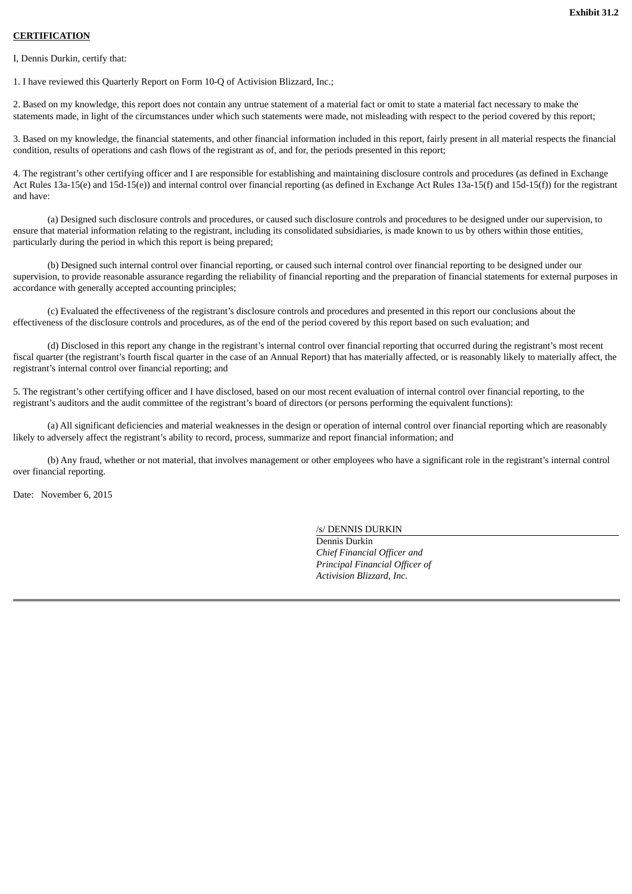**Exhibit 31.2**

**CERTIFICATION**

I, Dennis Durkin, certify that:

1. I have reviewed this Quarterly Report on Form 10-Q of Activision Blizzard, Inc.;

2. Based on my knowledge, this report does not contain any untrue statement of a material fact or omit to state a material fact necessary to make the statements made, in light of the circumstances under which such statements were made, not misleading with respect to the period covered by this report;

3. Based on my knowledge, the financial statements, and other financial information included in this report, fairly present in all material respects the financial condition, results of operations and cash flows of the registrant as of, and for, the periods presented in this report;

4. The registrant's other certifying officer and I are responsible for establishing and maintaining disclosure controls and procedures (as defined in Exchange Act Rules 13a-15(e) and 15d-15(e)) and internal control over financial reporting (as defined in Exchange Act Rules 13a-15(f) and 15d-15(f)) for the registrant and have:

(a) Designed such disclosure controls and procedures, or caused such disclosure controls and procedures to be designed under our supervision, to ensure that material information relating to the registrant, including its consolidated subsidiaries, is made known to us by others within those entities, particularly during the period in which this report is being prepared;

(b) Designed such internal control over financial reporting, or caused such internal control over financial reporting to be designed under our supervision, to provide reasonable assurance regarding the reliability of financial reporting and the preparation of financial statements for external purposes in accordance with generally accepted accounting principles;

(c) Evaluated the effectiveness of the registrant's disclosure controls and procedures and presented in this report our conclusions about the effectiveness of the disclosure controls and procedures, as of the end of the period covered by this report based on such evaluation; and

(d) Disclosed in this report any change in the registrant's internal control over financial reporting that occurred during the registrant's most recent fiscal quarter (the registrant's fourth fiscal quarter in the case of an Annual Report) that has materially affected, or is reasonably likely to materially affect, the registrant's internal control over financial reporting; and

5. The registrant's other certifying officer and I have disclosed, based on our most recent evaluation of internal control over financial reporting, to the registrant's auditors and the audit committee of the registrant's board of directors (or persons performing the equivalent functions):

(a) All significant deficiencies and material weaknesses in the design or operation of internal control over financial reporting which are reasonably likely to adversely affect the registrant's ability to record, process, summarize and report financial information; and

(b) Any fraud, whether or not material, that involves management or other employees who have a significant role in the registrant's internal control over financial reporting.

Date: November 6, 2015

/s/ DENNIS DURKIN
Dennis Durkin
*Chief Financial Officer and*
*Principal Financial Officer of*
*Activision Blizzard, Inc.*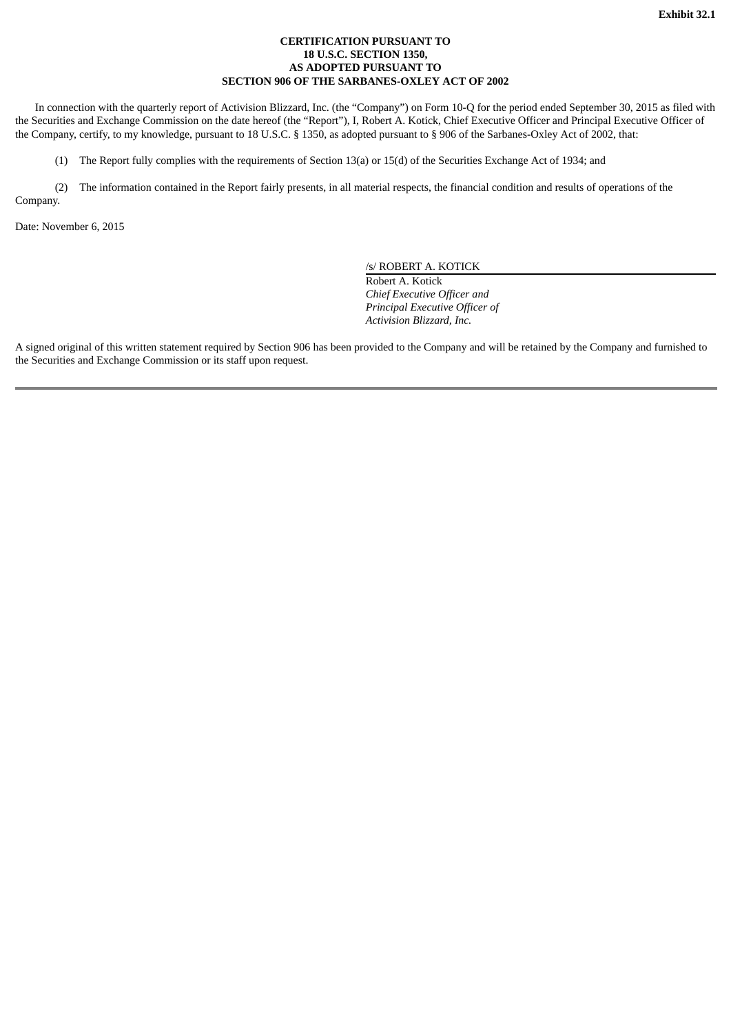**Exhibit 32.1**

**CERTIFICATION PURSUANT TO**
**18 U.S.C. SECTION 1350,**
**AS ADOPTED PURSUANT TO**
**SECTION 906 OF THE SARBANES-OXLEY ACT OF 2002**

In connection with the quarterly report of Activision Blizzard, Inc. (the "Company") on Form 10-Q for the period ended September 30, 2015 as filed with the Securities and Exchange Commission on the date hereof (the "Report"), I, Robert A. Kotick, Chief Executive Officer and Principal Executive Officer of the Company, certify, to my knowledge, pursuant to 18 U.S.C. § 1350, as adopted pursuant to § 906 of the Sarbanes-Oxley Act of 2002, that:

(1) The Report fully complies with the requirements of Section 13(a) or 15(d) of the Securities Exchange Act of 1934; and

(2) The information contained in the Report fairly presents, in all material respects, the financial condition and results of operations of the Company.

Date: November 6, 2015

/s/ ROBERT A. KOTICK

Robert A. Kotick
*Chief Executive Officer and*
*Principal Executive Officer of*
*Activision Blizzard, Inc.*

A signed original of this written statement required by Section 906 has been provided to the Company and will be retained by the Company and furnished to the Securities and Exchange Commission or its staff upon request.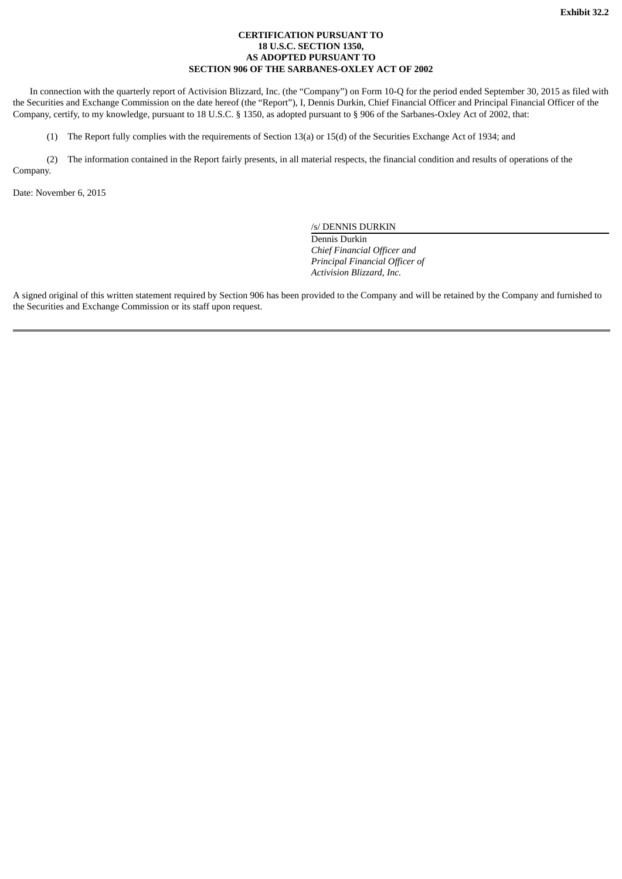**Exhibit 32.2**

**CERTIFICATION PURSUANT TO**
**18 U.S.C. SECTION 1350,**
**AS ADOPTED PURSUANT TO**
**SECTION 906 OF THE SARBANES-OXLEY ACT OF 2002**

In connection with the quarterly report of Activision Blizzard, Inc. (the “Company”) on Form 10-Q for the period ended September 30, 2015 as filed with the Securities and Exchange Commission on the date hereof (the “Report”), I, Dennis Durkin, Chief Financial Officer and Principal Financial Officer of the Company, certify, to my knowledge, pursuant to 18 U.S.C. § 1350, as adopted pursuant to § 906 of the Sarbanes-Oxley Act of 2002, that:

(1) The Report fully complies with the requirements of Section 13(a) or 15(d) of the Securities Exchange Act of 1934; and

(2) The information contained in the Report fairly presents, in all material respects, the financial condition and results of operations of the Company.

Date: November 6, 2015

/s/ DENNIS DURKIN

Dennis Durkin
*Chief Financial Officer and*
*Principal Financial Officer of*
*Activision Blizzard, Inc.*

A signed original of this written statement required by Section 906 has been provided to the Company and will be retained by the Company and furnished to the Securities and Exchange Commission or its staff upon request.